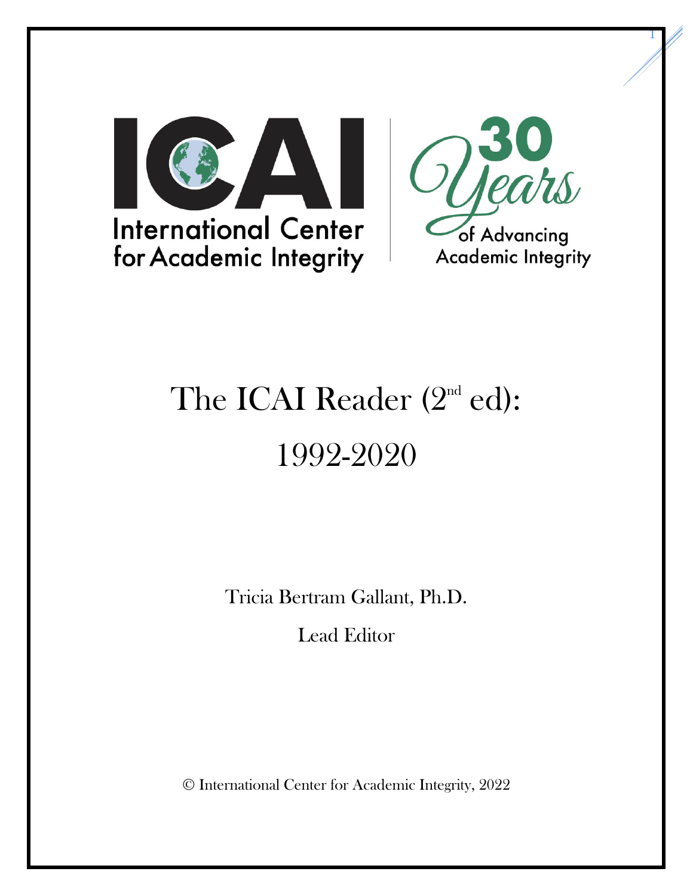International Center for Academic Integrity

30 Years of Advancing Academic Integrity

# The ICAI Reader (2nd ed): 1992-2020

Tricia Bertram Gallant, Ph.D.

Lead Editor

© International Center for Academic Integrity, 2022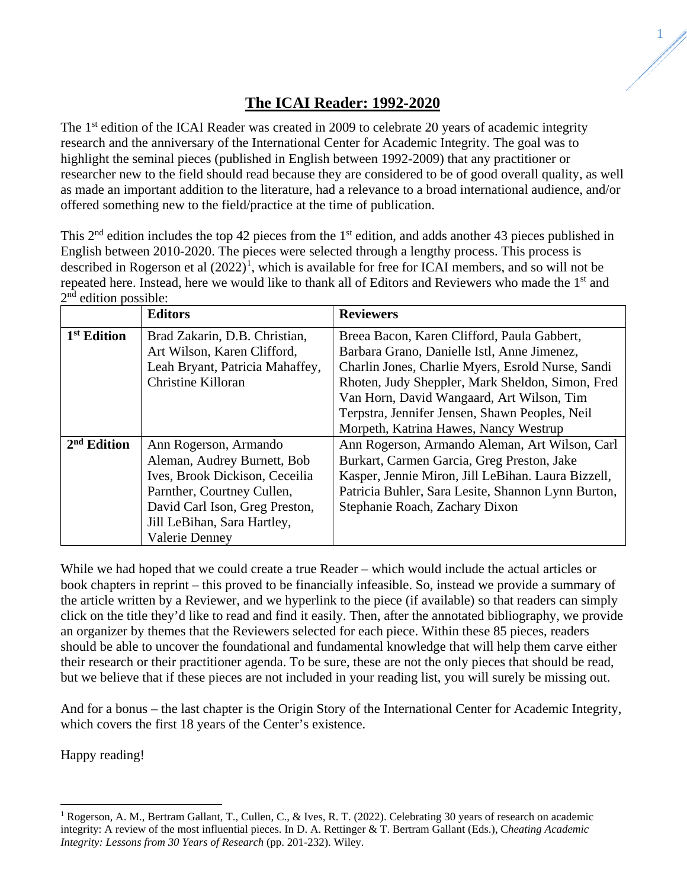# The ICAI Reader: 1992-2020

The 1st edition of the ICAI Reader was created in 2009 to celebrate 20 years of academic integrity research and the anniversary of the International Center for Academic Integrity. The goal was to highlight the seminal pieces (published in English between 1992-2009) that any practitioner or researcher new to the field should read because they are considered to be of good overall quality, as well as made an important addition to the literature, had a relevance to a broad international audience, and/or offered something new to the field/practice at the time of publication.

This 2nd edition includes the top 42 pieces from the 1st edition, and adds another 43 pieces published in English between 2010-2020. The pieces were selected through a lengthy process. This process is described in Rogerson et al (2022)[1], which is available for free for ICAI members, and so will not be repeated here. Instead, here we would like to thank all of Editors and Reviewers who made the 1st and 2nd edition possible:

| | **Editors** | **Reviewers** |
|---|---|---|
| **1st Edition** | Brad Zakarin, D.B. Christian, Art Wilson, Karen Clifford, Leah Bryant, Patricia Mahaffey, Christine Killoran | Breea Bacon, Karen Clifford, Paula Gabbert, Barbara Grano, Danielle Istl, Anne Jimenez, Charlin Jones, Charlie Myers, Esrold Nurse, Sandi Rhoten, Judy Sheppler, Mark Sheldon, Simon, Fred Van Horn, David Wangaard, Art Wilson, Tim Terpstra, Jennifer Jensen, Shawn Peoples, Neil Morpeth, Katrina Hawes, Nancy Westrup |
| **2nd Edition** | Ann Rogerson, Armando Aleman, Audrey Burnett, Bob Ives, Brook Dickison, Ceceilia Parnther, Courtney Cullen, David Carl Ison, Greg Preston, Jill LeBihan, Sara Hartley, Valerie Denney | Ann Rogerson, Armando Aleman, Art Wilson, Carl Burkart, Carmen Garcia, Greg Preston, Jake Kasper, Jennie Miron, Jill LeBihan. Laura Bizzell, Patricia Buhler, Sara Lesite, Shannon Lynn Burton, Stephanie Roach, Zachary Dixon |

While we had hoped that we could create a true Reader – which would include the actual articles or book chapters in reprint – this proved to be financially infeasible. So, instead we provide a summary of the article written by a Reviewer, and we hyperlink to the piece (if available) so that readers can simply click on the title they'd like to read and find it easily. Then, after the annotated bibliography, we provide an organizer by themes that the Reviewers selected for each piece. Within these 85 pieces, readers should be able to uncover the foundational and fundamental knowledge that will help them carve either their research or their practitioner agenda. To be sure, these are not the only pieces that should be read, but we believe that if these pieces are not included in your reading list, you will surely be missing out.

And for a bonus – the last chapter is the Origin Story of the International Center for Academic Integrity, which covers the first 18 years of the Center's existence.

Happy reading!

[1] Rogerson, A. M., Bertram Gallant, T., Cullen, C., & Ives, R. T. (2022). Celebrating 30 years of research on academic integrity: A review of the most influential pieces. In D. A. Rettinger & T. Bertram Gallant (Eds.), C*heating Academic Integrity: Lessons from 30 Years of Research* (pp. 201-232). Wiley.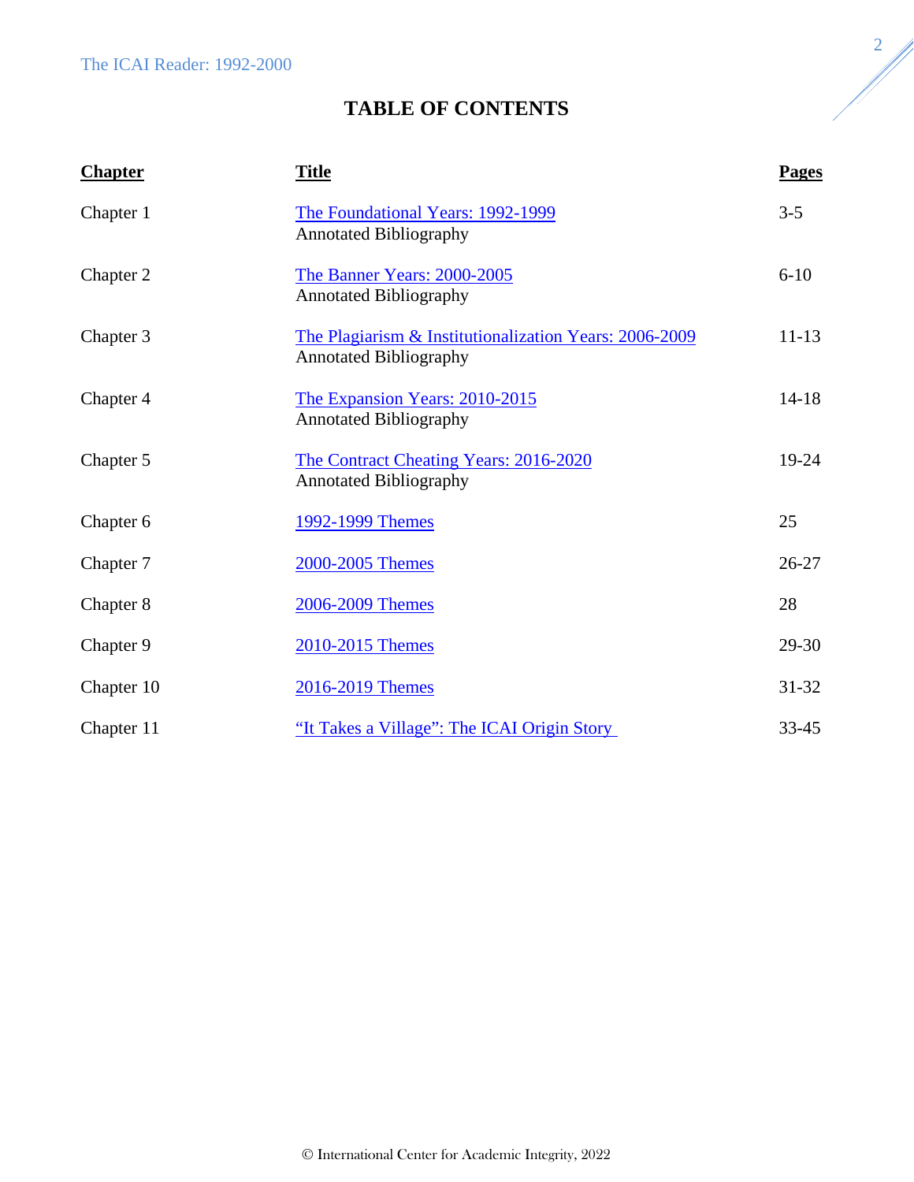# TABLE OF CONTENTS

| Chapter | Title | Pages |
| --- | --- | --- |
| Chapter 1 | The Foundational Years: 1992-1999<br>Annotated Bibliography | 3-5 |
| Chapter 2 | The Banner Years: 2000-2005<br>Annotated Bibliography | 6-10 |
| Chapter 3 | The Plagiarism & Institutionalization Years: 2006-2009<br>Annotated Bibliography | 11-13 |
| Chapter 4 | The Expansion Years: 2010-2015<br>Annotated Bibliography | 14-18 |
| Chapter 5 | The Contract Cheating Years: 2016-2020<br>Annotated Bibliography | 19-24 |
| Chapter 6 | 1992-1999 Themes | 25 |
| Chapter 7 | 2000-2005 Themes | 26-27 |
| Chapter 8 | 2006-2009 Themes | 28 |
| Chapter 9 | 2010-2015 Themes | 29-30 |
| Chapter 10 | 2016-2019 Themes | 31-32 |
| Chapter 11 | "It Takes a Village": The ICAI Origin Story | 33-45 |

© International Center for Academic Integrity, 2022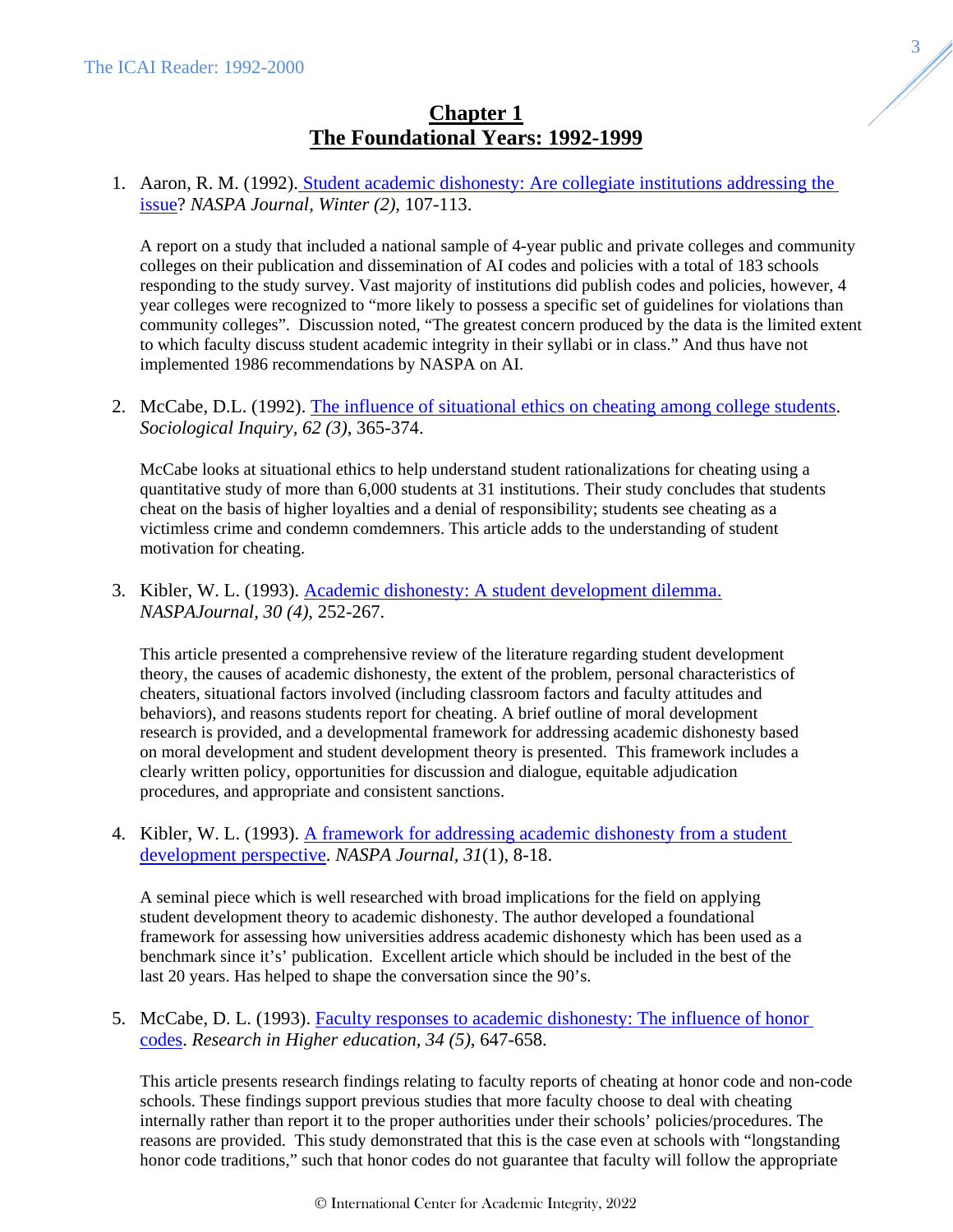# Chapter 1
# The Foundational Years: 1992-1999

1. Aaron, R. M. (1992). Student academic dishonesty: Are collegiate institutions addressing the issue? *NASPA Journal, Winter (2)*, 107-113.

   A report on a study that included a national sample of 4-year public and private colleges and community colleges on their publication and dissemination of AI codes and policies with a total of 183 schools responding to the study survey. Vast majority of institutions did publish codes and policies, however, 4 year colleges were recognized to "more likely to possess a specific set of guidelines for violations than community colleges". Discussion noted, "The greatest concern produced by the data is the limited extent to which faculty discuss student academic integrity in their syllabi or in class." And thus have not implemented 1986 recommendations by NASPA on AI.

2. McCabe, D.L. (1992). The influence of situational ethics on cheating among college students. *Sociological Inquiry, 62 (3)*, 365-374.

   McCabe looks at situational ethics to help understand student rationalizations for cheating using a quantitative study of more than 6,000 students at 31 institutions. Their study concludes that students cheat on the basis of higher loyalties and a denial of responsibility; students see cheating as a victimless crime and condemn comdemners. This adds to the understanding of student motivation for cheating.

3. Kibler, W. L. (1993). Academic dishonesty: A student development dilemma. *NASPAJournal, 30 (4)*, 252-267.

   This article presented a comprehensive review of the literature regarding student development theory, the causes of academic dishonesty, the extent of the problem, personal characteristics of cheaters, situational factors involved (including classroom factors and faculty attitudes and behaviors), and reasons students report for cheating. A brief outline of moral development research is provided, and a developmental framework for addressing academic dishonesty based on moral development and student development theory is presented. This framework includes a clearly written policy, opportunities for discussion and dialogue, equitable adjudication procedures, and appropriate and consistent sanctions.

4. Kibler, W. L. (1993). A framework for addressing academic dishonesty from a student development perspective. *NASPA Journal, 31*(1), 8-18.

   A seminal piece which is well researched with broad implications for the field on applying student development theory to academic dishonesty. The author developed a foundational framework for assessing how universities address academic dishonesty which has been used as a benchmark since it's' publication. Excellent article which should be included in the best of the last 20 years. Has helped to shape the conversation since the 90's.

5. McCabe, D. L. (1993). Faculty responses to academic dishonesty: The influence of honor codes. *Research in Higher education, 34 (5)*, 647-658.

   This article presents research findings relating to faculty reports of cheating at honor code and non-code schools. These findings support previous studies that more faculty choose to deal with cheating internally rather than report it to the proper authorities under their schools' policies/procedures. The reasons are provided. This study demonstrated that this is the case even at schools with "longstanding honor code traditions," such that honor codes do not guarantee that faculty will follow the appropriate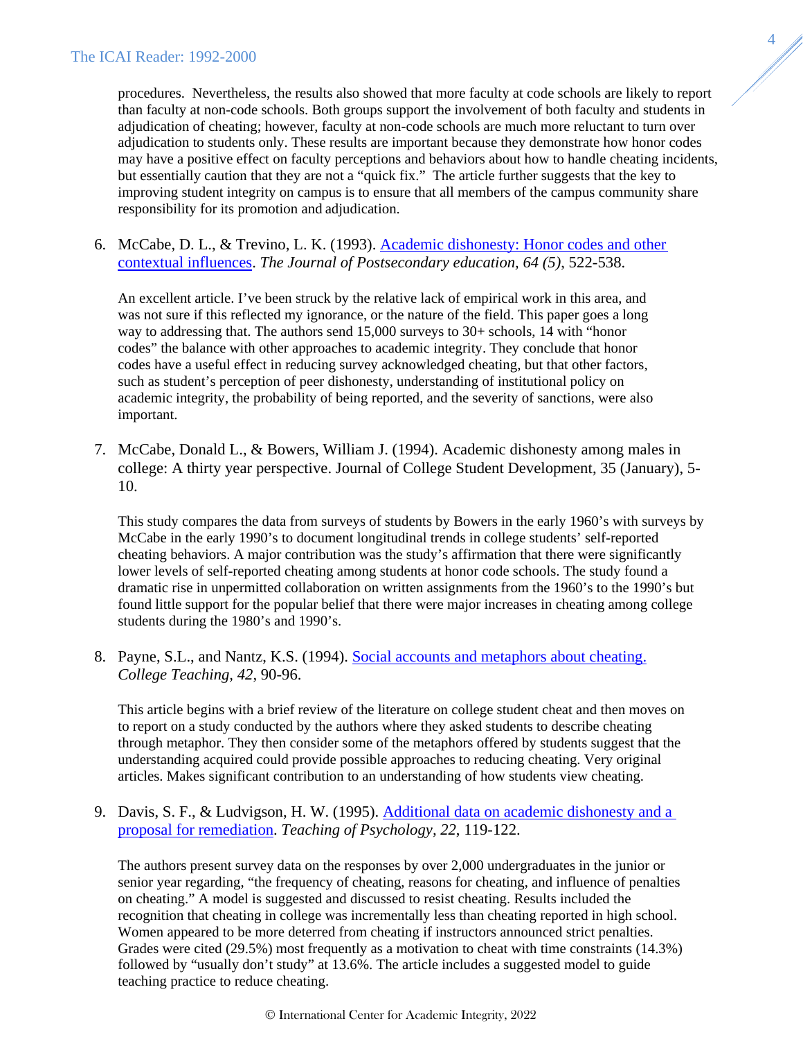procedures. Nevertheless, the results also showed that more faculty at code schools are likely to report than faculty at non-code schools. Both groups support the involvement of both faculty and students in adjudication of cheating; however, faculty at non-code schools are much more reluctant to turn over adjudication to students only. These results are important because they demonstrate how honor codes may have a positive effect on faculty perceptions and behaviors about how to handle cheating incidents, but essentially caution that they are not a "quick fix." The article further suggests that the key to improving student integrity on campus is to ensure that all members of the campus community share responsibility for its promotion and adjudication.

6. McCabe, D. L., & Trevino, L. K. (1993). [Academic dishonesty: Honor codes and other contextual influences](). *The Journal of Postsecondary education, 64 (5)*, 522-538.

   An excellent article. I've been struck by the relative lack of empirical work in this area, and was not sure if this reflected my ignorance, or the nature of the field. This paper goes a long way to addressing that. The authors send 15,000 surveys to 30+ schools, 14 with "honor codes" the balance with other approaches to academic integrity. They conclude that honor codes have a useful effect in reducing survey acknowledged cheating, but that other factors, such as student's perception of peer dishonesty, understanding of institutional policy on academic integrity, the probability of being reported, and the severity of sanctions, were also important.

7. McCabe, Donald L., & Bowers, William J. (1994). Academic dishonesty among males in college: A thirty year perspective. Journal of College Student Development, 35 (January), 5-10.

   This study compares the data from surveys of students by Bowers in the early 1960's with surveys by McCabe in the early 1990's to document longitudinal trends in college students' self-reported cheating behaviors. A major contribution was the study's affirmation that there were significantly lower levels of self-reported cheating among students at honor code schools. The study found a dramatic rise in unpermitted collaboration on written assignments from the 1960's to the 1990's but found little support for the popular belief that there were major increases in cheating among college students during the 1980's and 1990's.

8. Payne, S.L., and Nantz, K.S. (1994). [Social accounts and metaphors about cheating.]() *College Teaching*, *42*, 90-96.

   This article begins with a brief review of the literature on college student cheat and then moves on to report on a study conducted by the authors where they asked students to describe cheating through metaphor. They then consider some of the metaphors offered by students suggest that the understanding acquired could provide possible approaches to reducing cheating. Very original articles. Makes significant contribution to an understanding of how students view cheating.

9. Davis, S. F., & Ludvigson, H. W. (1995). [Additional data on academic dishonesty and a proposal for remediation](). *Teaching of Psychology*, *22*, 119-122.

   The authors present survey data on the responses by over 2,000 undergraduates in the junior or senior year regarding, "the frequency of cheating, reasons for cheating, and influence of penalties on cheating." A model is suggested and discussed to resist cheating. Results included the recognition that cheating in college was incrementally less than cheating reported in high school. Women appeared to be more deterred from cheating if instructors announced strict penalties. Grades were cited (29.5%) most frequently as a motivation to cheat with time constraints (14.3%) followed by "usually don't study" at 13.6%. The article includes a suggested model to guide teaching practice to reduce cheating.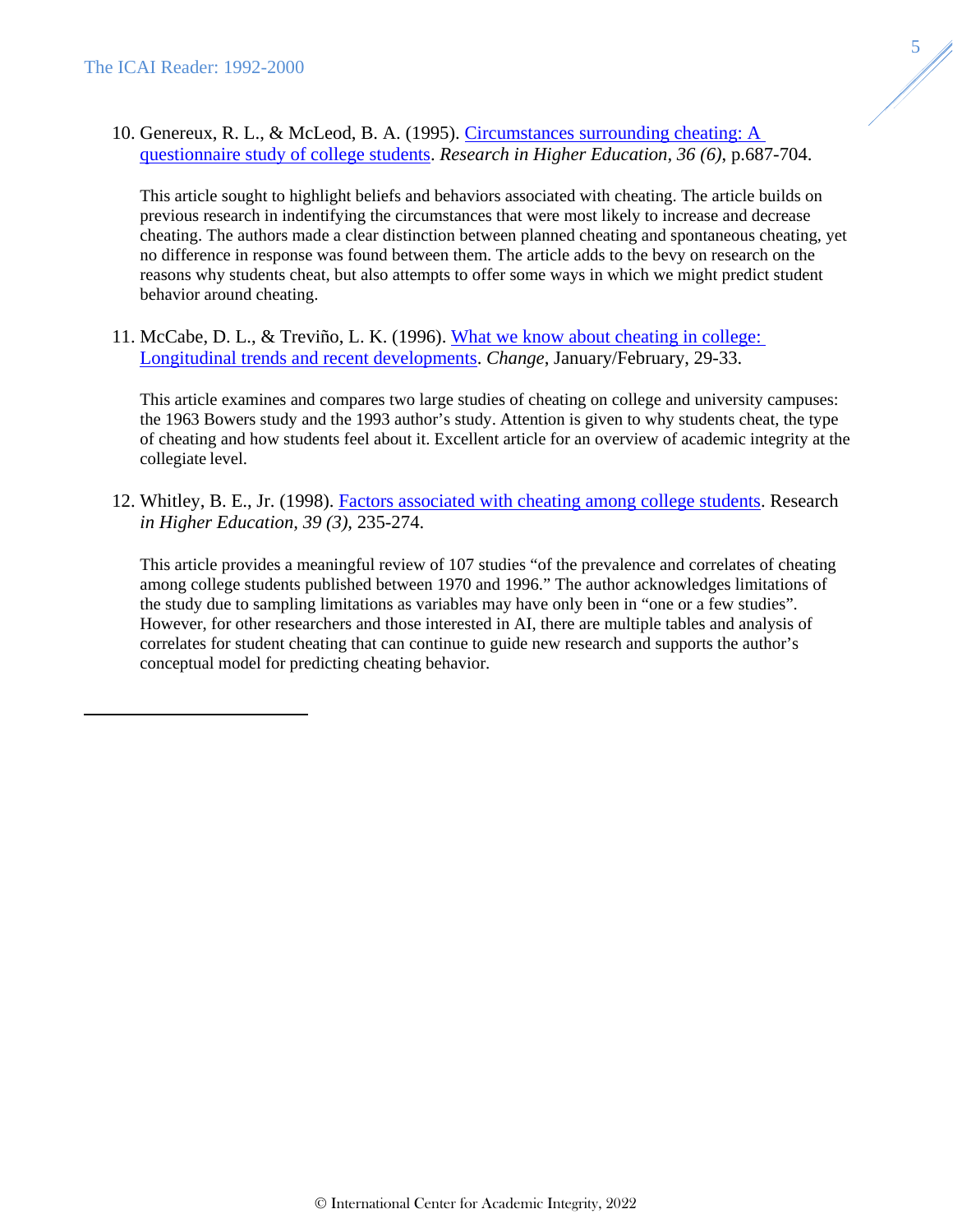10. Genereux, R. L., & McLeod, B. A. (1995). [Circumstances surrounding cheating: A questionnaire study of college students](). *Research in Higher Education, 36 (6)*, p.687-704.

    This article sought to highlight beliefs and behaviors associated with cheating. The article builds on previous research in indentifying the circumstances that were most likely to increase and decrease cheating. The authors made a clear distinction between planned cheating and spontaneous cheating, yet no difference in response was found between them. The article adds to the bevy on research on the reasons why students cheat, but also attempts to offer some ways in which we might predict student behavior around cheating.

11. McCabe, D. L., & Treviño, L. K. (1996). [What we know about cheating in college: Longitudinal trends and recent developments](). *Change*, January/February, 29-33.

    This article examines and compares two large studies of cheating on college and university campuses: the 1963 Bowers study and the 1993 author's study. Attention is given to why students cheat, the type of cheating and how students feel about it. Excellent article for an overview of academic integrity at the collegiate level.

12. Whitley, B. E., Jr. (1998). [Factors associated with cheating among college students](). Research *in Higher Education, 39 (3)*, 235-274.

    This article provides a meaningful review of 107 studies "of the prevalence and correlates of cheating among college students published between 1970 and 1996." The author acknowledges limitations of the study due to sampling limitations as variables may have only been in "one or a few studies". However, for other researchers and those interested in AI, there are multiple tables and analysis of correlates for student cheating that can continue to guide new research and supports the author's conceptual model for predicting cheating behavior.

---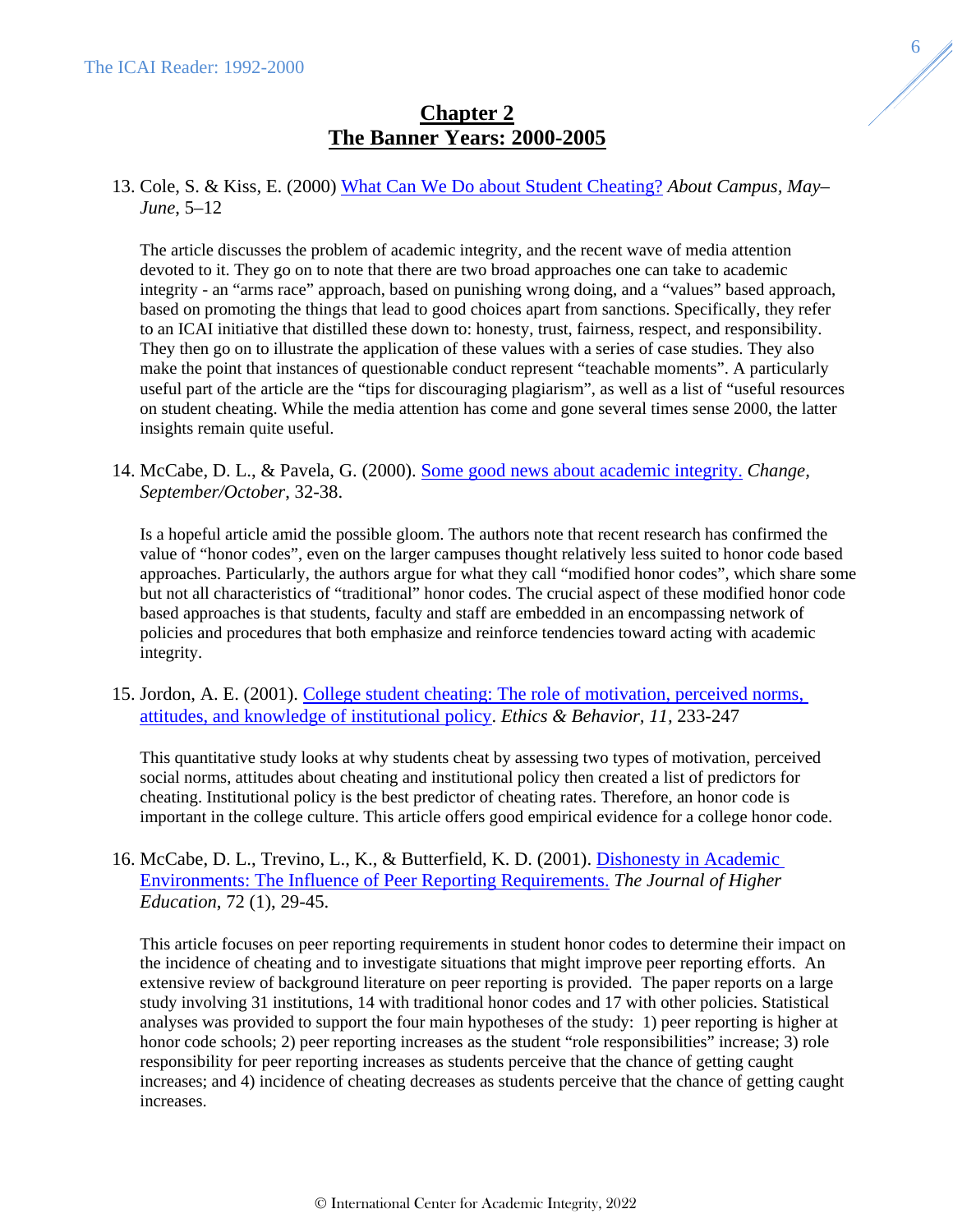# Chapter 2
# The Banner Years: 2000-2005

13. Cole, S. & Kiss, E. (2000) What Can We Do about Student Cheating? *About Campus*, *May–June*, 5–12

    The article discusses the problem of academic integrity, and the recent wave of media attention devoted to it. They go on to note that there are two broad approaches one can take to academic integrity - an "arms race" approach, based on punishing wrong doing, and a "values" based approach, based on promoting the things that lead to good choices apart from sanctions. Specifically, they refer to an ICAI initiative that distilled these down to: honesty, trust, fairness, respect, and responsibility. They then go on to illustrate the application of these values with a series of case studies. They also make the point that instances of questionable conduct represent "teachable moments". A particularly useful part of the article are the "tips for discouraging plagiarism", as well as a list of "useful resources on student cheating. While the media attention has come and gone several times sense 2000, the latter insights remain quite useful.

14. McCabe, D. L., & Pavela, G. (2000). Some good news about academic integrity. *Change*, *September/October*, 32-38.

    Is a hopeful article amid the possible gloom. The authors note that recent research has confirmed the value of "honor codes", even on the larger campuses thought relatively less suited to honor code based approaches. Particularly, the authors argue for what they call "modified honor codes", which share some but not all characteristics of "traditional" honor codes. The crucial aspect of these modified honor code based approaches is that students, faculty and staff are embedded in an encompassing network of policies and procedures that both emphasize and reinforce tendencies toward acting with academic integrity.

15. Jordon, A. E. (2001). College student cheating: The role of motivation, perceived norms, attitudes, and knowledge of institutional policy. *Ethics & Behavior*, *11*, 233-247

    This quantitative study looks at why students cheat by assessing two types of motivation, perceived social norms, attitudes about cheating and institutional policy then created a list of predictors for cheating. Institutional policy is the best predictor of cheating rates. Therefore, an honor code is important in the college culture. This article offers good empirical evidence for a college honor code.

16. McCabe, D. L., Trevino, L., K., & Butterfield, K. D. (2001). Dishonesty in Academic Environments: The Influence of Peer Reporting Requirements. *The Journal of Higher Education*, 72 (1), 29-45.

    This article focuses on peer reporting requirements in student honor codes to determine their impact on the incidence of cheating and to investigate situations that might improve peer reporting efforts. An extensive review of background literature on peer reporting is provided. The paper reports on a large study involving 31 institutions, 14 with traditional honor codes and 17 with other policies. Statistical analyses was provided to support the four main hypotheses of the study: 1) peer reporting is higher at honor code schools; 2) peer reporting increases as the student "role responsibilities" increase; 3) role responsibility for peer reporting increases as students perceive that the chance of getting caught increases; and 4) incidence of cheating decreases as students perceive that the chance of getting caught increases.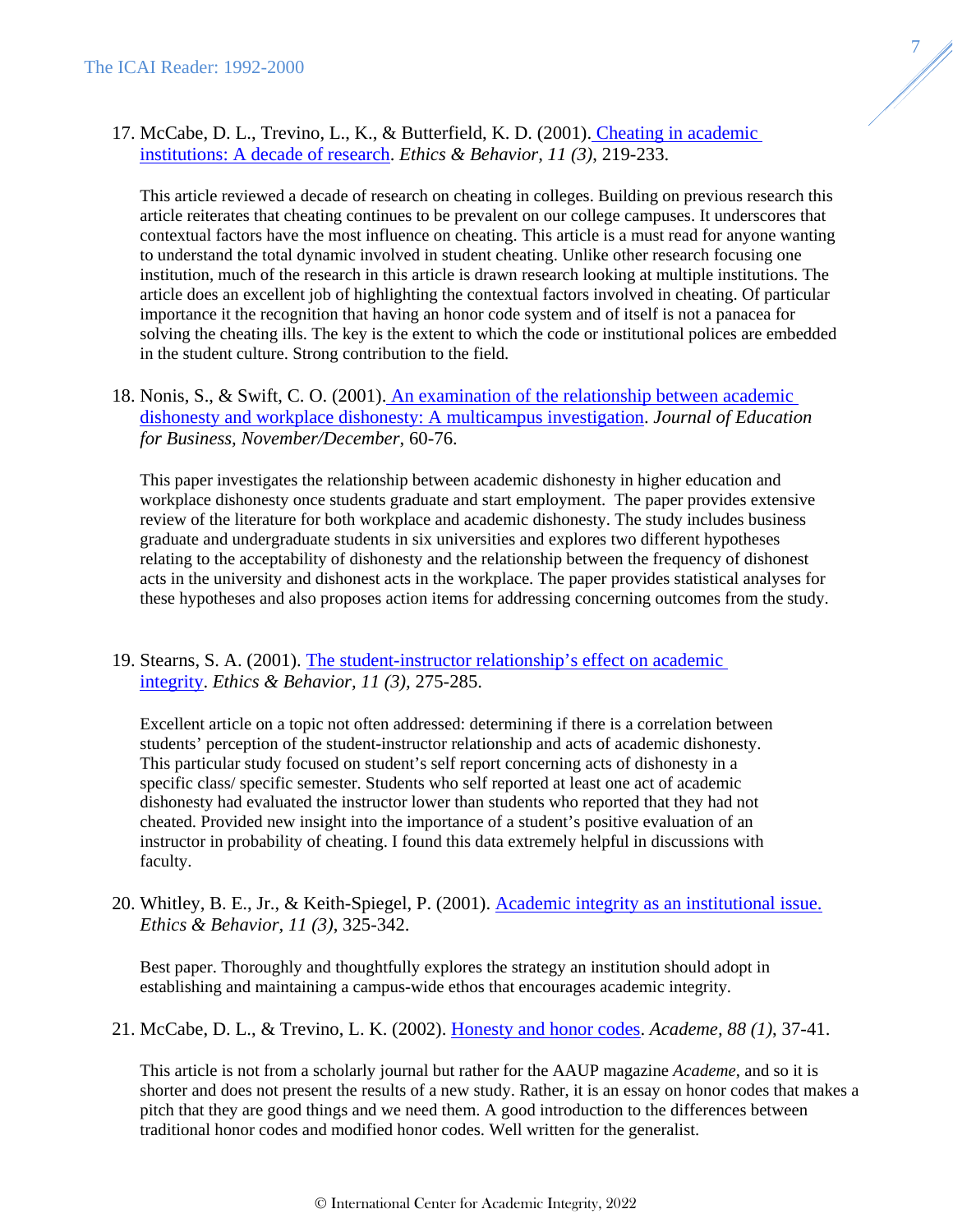17. McCabe, D. L., Trevino, L., K., & Butterfield, K. D. (2001). [Cheating in academic institutions: A decade of research](). *Ethics & Behavior*, *11 (3)*, 219-233.

    This article reviewed a decade of research on cheating in colleges. Building on previous research this article reiterates that cheating continues to be prevalent on our college campuses. It underscores that contextual factors have the most influence on cheating. This article is a must read for anyone wanting to understand the total dynamic involved in student cheating. Unlike other research focusing one institution, much of the research in this article is drawn research looking at multiple institutions. The article does an excellent job of highlighting the contextual factors involved in cheating. Of particular importance it the recognition that having an honor code system and of itself is not a panacea for solving the cheating ills. The key is the extent to which the code or institutional polices are embedded in the student culture. Strong contribution to the field.

18. Nonis, S., & Swift, C. O. (2001). [An examination of the relationship between academic dishonesty and workplace dishonesty: A multicampus investigation](). *Journal of Education for Business, November/December*, 60-76.

    This paper investigates the relationship between academic dishonesty in higher education and workplace dishonesty once students graduate and start employment. The paper provides extensive review of the literature for both workplace and academic dishonesty. The study includes business graduate and undergraduate students in six universities and explores two different hypotheses relating to the acceptability of dishonesty and the relationship between the frequency of dishonest acts in the university and dishonest acts in the workplace. The paper provides statistical analyses for these hypotheses and also proposes action items for addressing concerning outcomes from the study.

19. Stearns, S. A. (2001). [The student-instructor relationship's effect on academic integrity](). *Ethics & Behavior, 11 (3),* 275-285.

    Excellent article on a topic not often addressed: determining if there is a correlation between students' perception of the student-instructor relationship and acts of academic dishonesty. This particular study focused on student's self report concerning acts of dishonesty in a specific class/ specific semester. Students who self reported at least one act of academic dishonesty had evaluated the instructor lower than students who reported that they had not cheated. Provided new insight into the importance of a student's positive evaluation of an instructor in probability of cheating. I found this data extremely helpful in discussions with faculty.

20. Whitley, B. E., Jr., & Keith-Spiegel, P. (2001). [Academic integrity as an institutional issue.]() *Ethics & Behavior, 11 (3)*, 325-342.

    Best paper. Thoroughly and thoughtfully explores the strategy an institution should adopt in establishing and maintaining a campus-wide ethos that encourages academic integrity.

21. McCabe, D. L., & Trevino, L. K. (2002). [Honesty and honor codes](). *Academe, 88 (1),* 37-41.

    This article is not from a scholarly journal but rather for the AAUP magazine *Academe*, and so it is shorter and does not present the results of a new study. Rather, it is an essay on honor codes that makes a pitch that they are good things and we need them. A good introduction to the differences between traditional honor codes and modified honor codes. Well written for the generalist.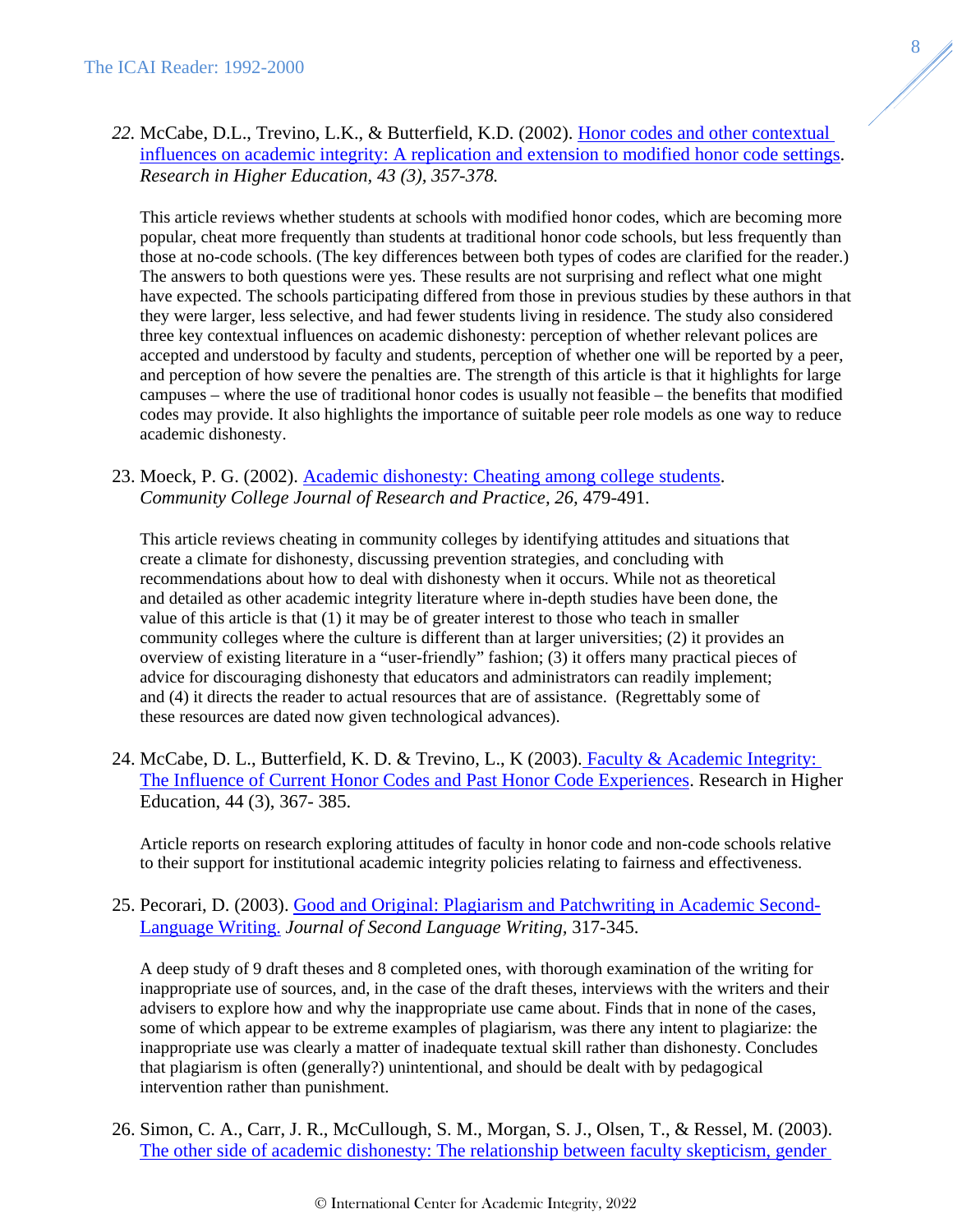*22.* McCabe, D.L., Trevino, L.K., & Butterfield, K.D. (2002). Honor codes and other contextual influences on academic integrity: A replication and extension to modified honor code settings. *Research in Higher Education, 43 (3), 357-378.*

This article reviews whether students at schools with modified honor codes, which are becoming more popular, cheat more frequently than students at traditional honor code schools, but less frequently than those at no-code schools. (The key differences between both types of codes are clarified for the reader.) The answers to both questions were yes. These results are not surprising and reflect what one might have expected. The schools participating differed from those in previous studies by these authors in that they were larger, less selective, and had fewer students living in residence. The study also considered three key contextual influences on academic dishonesty: perception of whether relevant polices are accepted and understood by faculty and students, perception of whether one will be reported by a peer, and perception of how severe the penalties are. The strength of this article is that it highlights for large campuses – where the use of traditional honor codes is usually not feasible – the benefits that modified codes may provide. It also highlights the importance of suitable peer role models as one way to reduce academic dishonesty.

23. Moeck, P. G. (2002). Academic dishonesty: Cheating among college students. *Community College Journal of Research and Practice, 26,* 479-491.

This article reviews cheating in community colleges by identifying attitudes and situations that create a climate for dishonesty, discussing prevention strategies, and concluding with recommendations about how to deal with dishonesty when it occurs. While not as theoretical and detailed as other academic integrity literature where in-depth studies have been done, the value of this article is that (1) it may be of greater interest to those who teach in smaller community colleges where the culture is different than at larger universities; (2) it provides an overview of existing literature in a "user-friendly" fashion; (3) it offers many practical pieces of advice for discouraging dishonesty that educators and administrators can readily implement; and (4) it directs the reader to actual resources that are of assistance. (Regrettably some of these resources are dated now given technological advances).

24. McCabe, D. L., Butterfield, K. D. & Trevino, L., K (2003). Faculty & Academic Integrity: The Influence of Current Honor Codes and Past Honor Code Experiences. Research in Higher Education, 44 (3), 367- 385.

Article reports on research exploring attitudes of faculty in honor code and non-code schools relative to their support for institutional academic integrity policies relating to fairness and effectiveness.

25. Pecorari, D. (2003). Good and Original: Plagiarism and Patchwriting in Academic Second-Language Writing. *Journal of Second Language Writing,* 317-345.

A deep study of 9 draft theses and 8 completed ones, with thorough examination of the writing for inappropriate use of sources, and, in the case of the draft theses, interviews with the writers and their advisers to explore how and why the inappropriate use came about. Finds that in none of the cases, some of which appear to be extreme examples of plagiarism, was there any intent to plagiarize: the inappropriate use was clearly a matter of inadequate textual skill rather than dishonesty. Concludes that plagiarism is often (generally?) unintentional, and should be dealt with by pedagogical intervention rather than punishment.

26. Simon, C. A., Carr, J. R., McCullough, S. M., Morgan, S. J., Olsen, T., & Ressel, M. (2003). The other side of academic dishonesty: The relationship between faculty skepticism, gender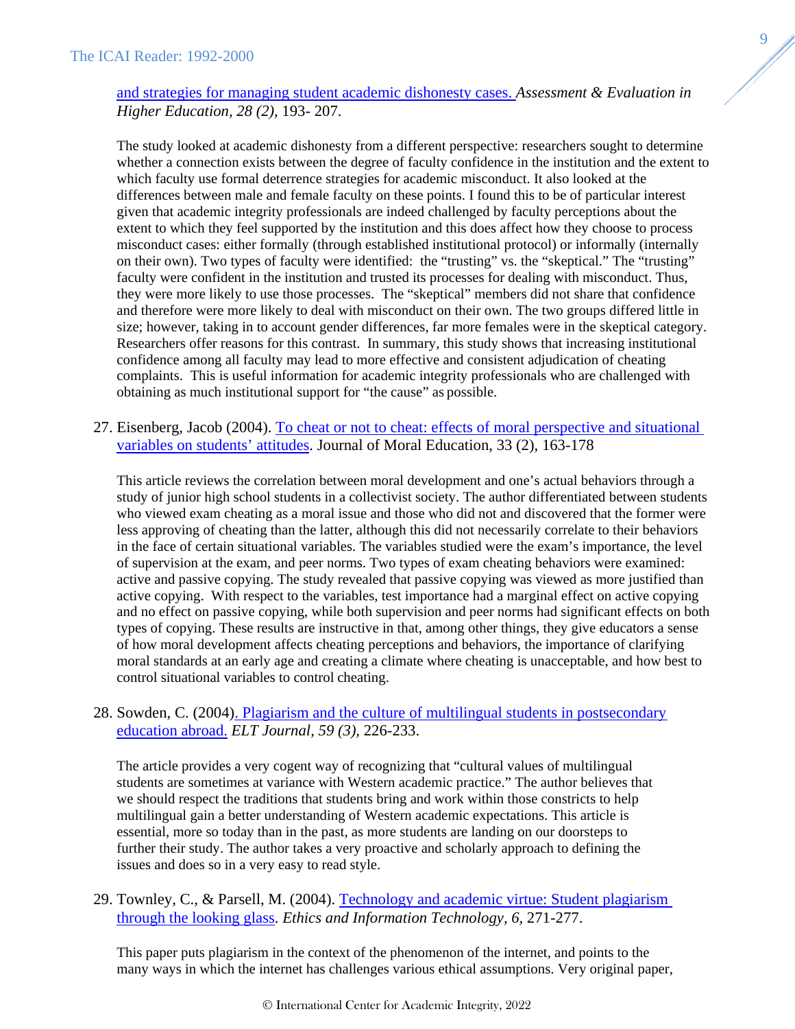and strategies for managing student academic dishonesty cases. *Assessment & Evaluation in Higher Education, 28 (2),* 193- 207.

The study looked at academic dishonesty from a different perspective: researchers sought to determine whether a connection exists between the degree of faculty confidence in the institution and the extent to which faculty use formal deterrence strategies for academic misconduct. It also looked at the differences between male and female faculty on these points. I found this to be of particular interest given that academic integrity professionals are indeed challenged by faculty perceptions about the extent to which they feel supported by the institution and this does affect how they choose to process misconduct cases: either formally (through established institutional protocol) or informally (internally on their own). Two types of faculty were identified: the "trusting" vs. the "skeptical." The "trusting" faculty were confident in the institution and trusted its processes for dealing with misconduct. Thus, they were more likely to use those processes. The "skeptical" members did not share that confidence and therefore were more likely to deal with misconduct on their own. The two groups differed little in size; however, taking in to account gender differences, far more females were in the skeptical category. Researchers offer reasons for this contrast. In summary, this study shows that increasing institutional confidence among all faculty may lead to more effective and consistent adjudication of cheating complaints. This is useful information for academic integrity professionals who are challenged with obtaining as much institutional support for "the cause" as possible.

27. Eisenberg, Jacob (2004). To cheat or not to cheat: effects of moral perspective and situational variables on students' attitudes. Journal of Moral Education, 33 (2), 163-178

    This article reviews the correlation between moral development and one's actual behaviors through a study of junior high school students in a collectivist society. The author differentiated between students who viewed exam cheating as a moral issue and those who did not and discovered that the former were less approving of cheating than the latter, although this did not necessarily correlate to their behaviors in the face of certain situational variables. The variables studied were the exam's importance, the level of supervision at the exam, and peer norms. Two types of exam cheating behaviors were examined: active and passive copying. The study revealed that passive copying was viewed as more justified than active copying. With respect to the variables, test importance had a marginal effect on active copying and no effect on passive copying, while both supervision and peer norms had significant effects on both types of copying. These results are instructive in that, among other things, they give educators a sense of how moral development affects cheating perceptions and behaviors, the importance of clarifying moral standards at an early age and creating a climate where cheating is unacceptable, and how best to control situational variables to control cheating.

28. Sowden, C. (2004). Plagiarism and the culture of multilingual students in postsecondary education abroad. *ELT Journal, 59 (3),* 226-233.

    The article provides a very cogent way of recognizing that "cultural values of multilingual students are sometimes at variance with Western academic practice." The author believes that we should respect the traditions that students bring and work within those constricts to help multilingual gain a better understanding of Western academic expectations. This article is essential, more so today than in the past, as more students are landing on our doorsteps to further their study. The author takes a very proactive and scholarly approach to defining the issues and does so in a very easy to read style.

29. Townley, C., & Parsell, M. (2004). Technology and academic virtue: Student plagiarism through the looking glass. *Ethics and Information Technology, 6,* 271-277.

    This paper puts plagiarism in the context of the phenomenon of the internet, and points to the many ways in which the internet has challenges various ethical assumptions. Very original paper,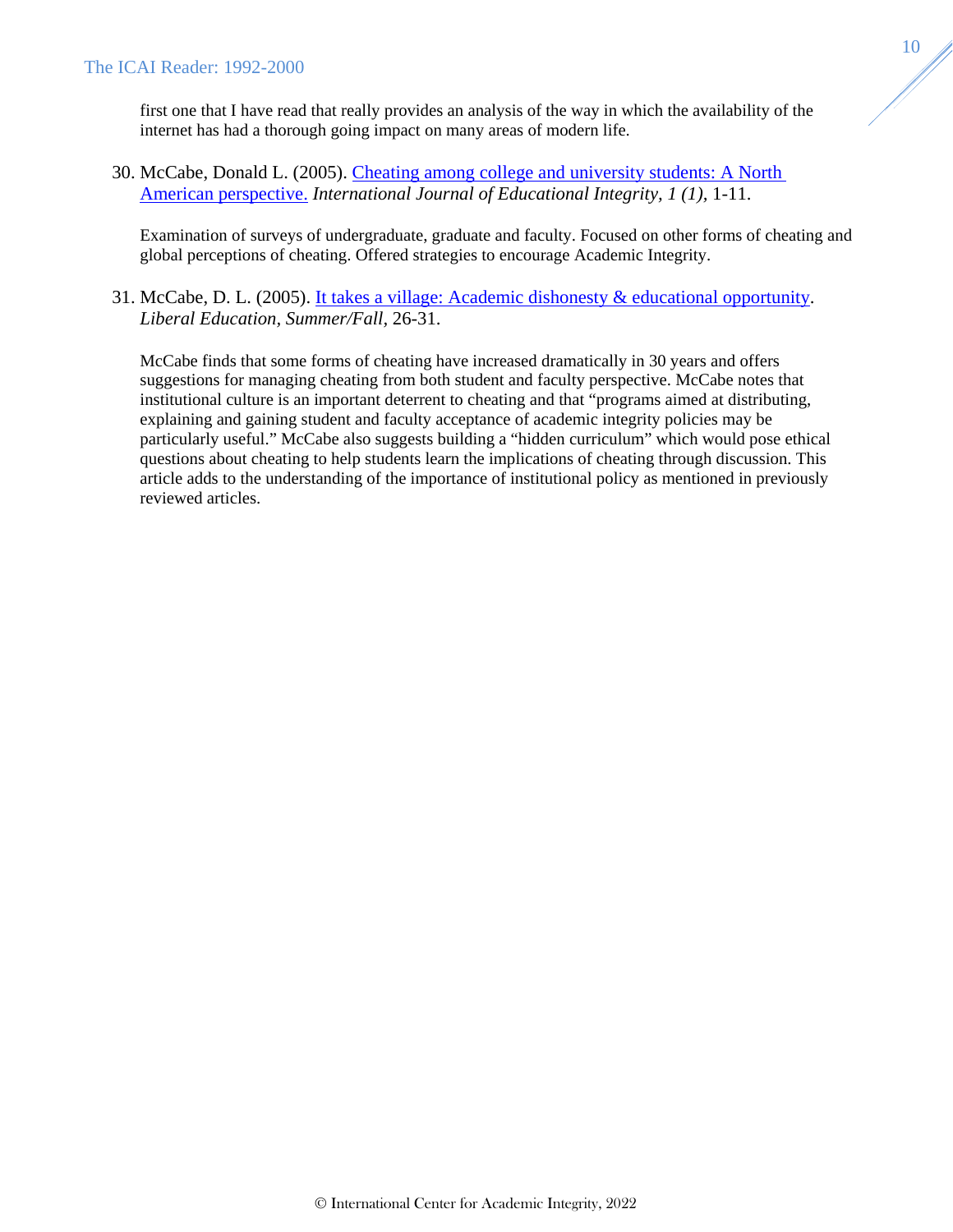first one that I have read that really provides an analysis of the way in which the availability of the internet has had a thorough going impact on many areas of modern life.

30. McCabe, Donald L. (2005). Cheating among college and university students: A North American perspective. *International Journal of Educational Integrity, 1 (1),* 1-11.

    Examination of surveys of undergraduate, graduate and faculty. Focused on other forms of cheating and global perceptions of cheating. Offered strategies to encourage Academic Integrity.

31. McCabe, D. L. (2005). It takes a village: Academic dishonesty & educational opportunity. *Liberal Education, Summer/Fall,* 26-31.

    McCabe finds that some forms of cheating have increased dramatically in 30 years and offers suggestions for managing cheating from both student and faculty perspective. McCabe notes that institutional culture is an important deterrent to cheating and that "programs aimed at distributing, explaining and gaining student and faculty acceptance of academic integrity policies may be particularly useful." McCabe also suggests building a "hidden curriculum" which would pose ethical questions about cheating to help students learn the implications of cheating through discussion. This article adds to the understanding of the importance of institutional policy as mentioned in previously reviewed articles.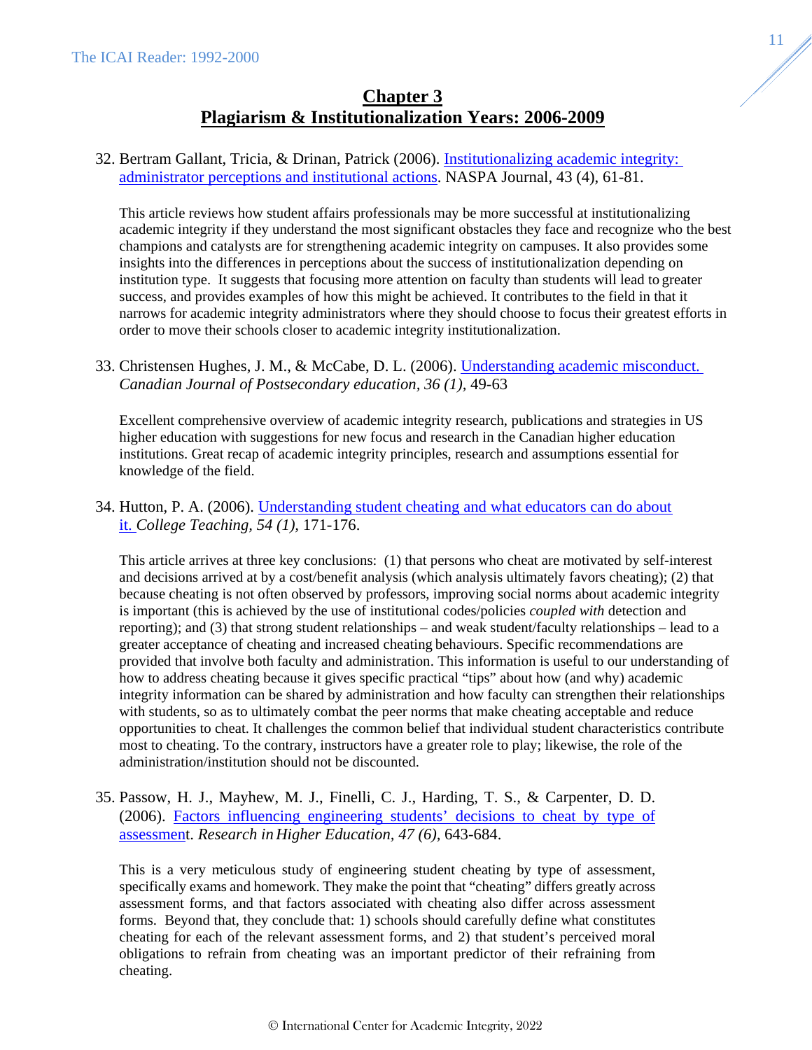## Chapter 3
## Plagiarism & Institutionalization Years: 2006-2009

32. Bertram Gallant, Tricia, & Drinan, Patrick (2006). [Institutionalizing academic integrity: administrator perceptions and institutional actions](). NASPA Journal, 43 (4), 61-81.

    This article reviews how student affairs professionals may be more successful at institutionalizing academic integrity if they understand the most significant obstacles they face and recognize who the best champions and catalysts are for strengthening academic integrity on campuses. It also provides some insights into the differences in perceptions about the success of institutionalization depending on institution type. It suggests that focusing more attention on faculty than students will lead to greater success, and provides examples of how this might be achieved. It contributes to the field in that it narrows for academic integrity administrators where they should choose to focus their greatest efforts in order to move their schools closer to academic integrity institutionalization.

33. Christensen Hughes, J. M., & McCabe, D. L. (2006). [Understanding academic misconduct.]() *Canadian Journal of Postsecondary education, 36 (1),* 49-63

    Excellent comprehensive overview of academic integrity research, publications and strategies in US higher education with suggestions for new focus and research in the Canadian higher education institutions. Great recap of academic integrity principles, research and assumptions essential for knowledge of the field.

34. Hutton, P. A. (2006). [Understanding student cheating and what educators can do about it.]() *College Teaching, 54 (1),* 171-176.

    This article arrives at three key conclusions: (1) that persons who cheat are motivated by self-interest and decisions arrived at by a cost/benefit analysis (which analysis ultimately favors cheating); (2) that because cheating is not often observed by professors, improving social norms about academic integrity is important (this is achieved by the use of institutional codes/policies *coupled with* detection and reporting); and (3) that strong student relationships – and weak student/faculty relationships – lead to a greater acceptance of cheating and increased cheating behaviours. Specific recommendations are provided that involve both faculty and administration. This information is useful to our understanding of how to address cheating because it gives specific practical "tips" about how (and why) academic integrity information can be shared by administration and how faculty can strengthen their relationships with students, so as to ultimately combat the peer norms that make cheating acceptable and reduce opportunities to cheat. It challenges the common belief that individual student characteristics contribute most to cheating. To the contrary, instructors have a greater role to play; likewise, the role of the administration/institution should not be discounted.

35. Passow, H. J., Mayhew, M. J., Finelli, C. J., Harding, T. S., & Carpenter, D. D. (2006). [Factors influencing engineering students' decisions to cheat by type of assessment](). *Research in Higher Education, 47 (6),* 643-684.

    This is a very meticulous study of engineering student cheating by type of assessment, specifically exams and homework. They make the point that "cheating" differs greatly across assessment forms, and that factors associated with cheating also differ across assessment forms. Beyond that, they conclude that: 1) schools should carefully define what constitutes cheating for each of the relevant assessment forms, and 2) that student's perceived moral obligations to refrain from cheating was an important predictor of their refraining from cheating.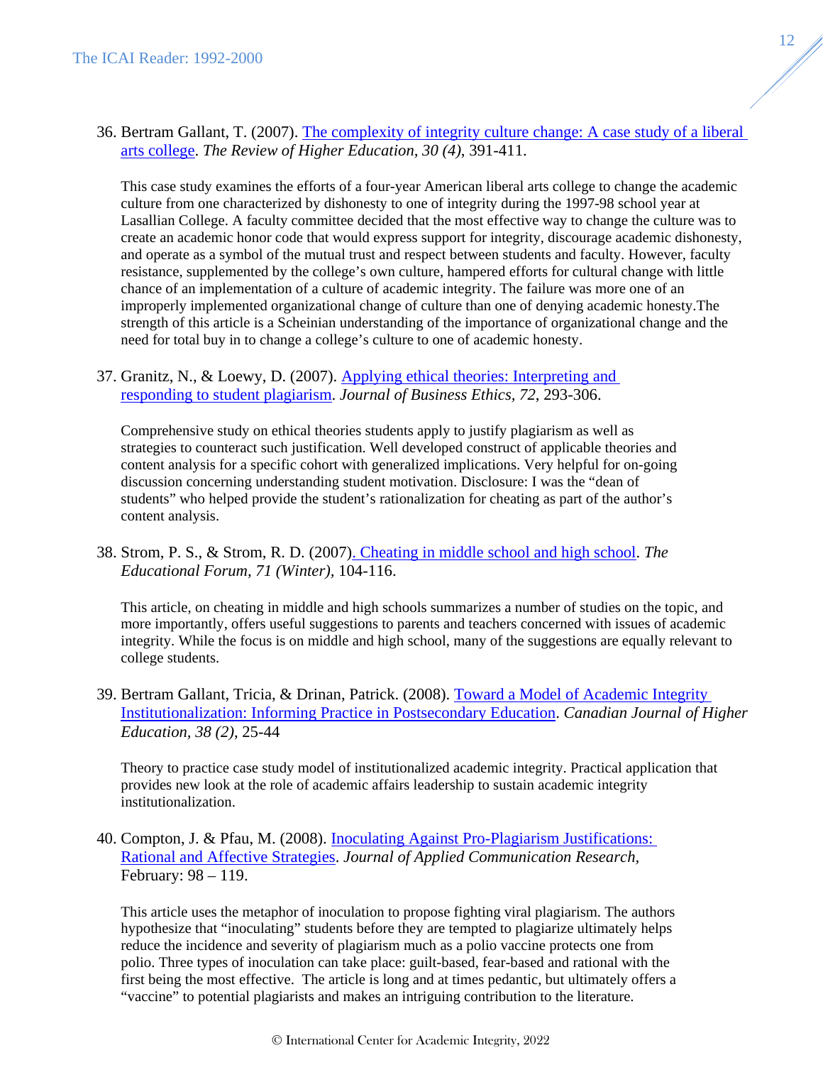36. Bertram Gallant, T. (2007). The complexity of integrity culture change: A case study of a liberal arts college. *The Review of Higher Education, 30 (4)*, 391-411.

    This case study examines the efforts of a four-year American liberal arts college to change the academic culture from one characterized by dishonesty to one of integrity during the 1997-98 school year at Lasallian College. A faculty committee decided that the most effective way to change the culture was to create an academic honor code that would express support for integrity, discourage academic dishonesty, and operate as a symbol of the mutual trust and respect between students and faculty. However, faculty resistance, supplemented by the college's own culture, hampered efforts for cultural change with little chance of an implementation of a culture of academic integrity. The failure was more one of an improperly implemented organizational change of culture than one of denying academic honesty.The strength of this article is a Scheinian understanding of the importance of organizational change and the need for total buy in to change a college's culture to one of academic honesty.

37. Granitz, N., & Loewy, D. (2007). Applying ethical theories: Interpreting and responding to student plagiarism. *Journal of Business Ethics, 72*, 293-306.

    Comprehensive study on ethical theories students apply to justify plagiarism as well as strategies to counteract such justification. Well developed construct of applicable theories and content analysis for a specific cohort with generalized implications. Very helpful for on-going discussion concerning understanding student motivation. Disclosure: I was the "dean of students" who helped provide the student's rationalization for cheating as part of the author's content analysis.

38. Strom, P. S., & Strom, R. D. (2007). Cheating in middle school and high school. *The Educational Forum, 71 (Winter)*, 104-116.

    This article, on cheating in middle and high schools summarizes a number of studies on the topic, and more importantly, offers useful suggestions to parents and teachers concerned with issues of academic integrity. While the focus is on middle and high school, many of the suggestions are equally relevant to college students.

39. Bertram Gallant, Tricia, & Drinan, Patrick. (2008). Toward a Model of Academic Integrity Institutionalization: Informing Practice in Postsecondary Education. *Canadian Journal of Higher Education, 38 (2)*, 25-44

    Theory to practice case study model of institutionalized academic integrity. Practical application that provides new look at the role of academic affairs leadership to sustain academic integrity institutionalization.

40. Compton, J. & Pfau, M. (2008). Inoculating Against Pro-Plagiarism Justifications: Rational and Affective Strategies. *Journal of Applied Communication Research,* February: 98 – 119.

    This article uses the metaphor of inoculation to propose fighting viral plagiarism. The authors hypothesize that "inoculating" students before they are tempted to plagiarize ultimately helps reduce the incidence and severity of plagiarism much as a polio vaccine protects one from polio. Three types of inoculation can take place: guilt-based, fear-based and rational with the first being the most effective. The article is long and at times pedantic, but ultimately offers a "vaccine" to potential plagiarists and makes an intriguing contribution to the literature.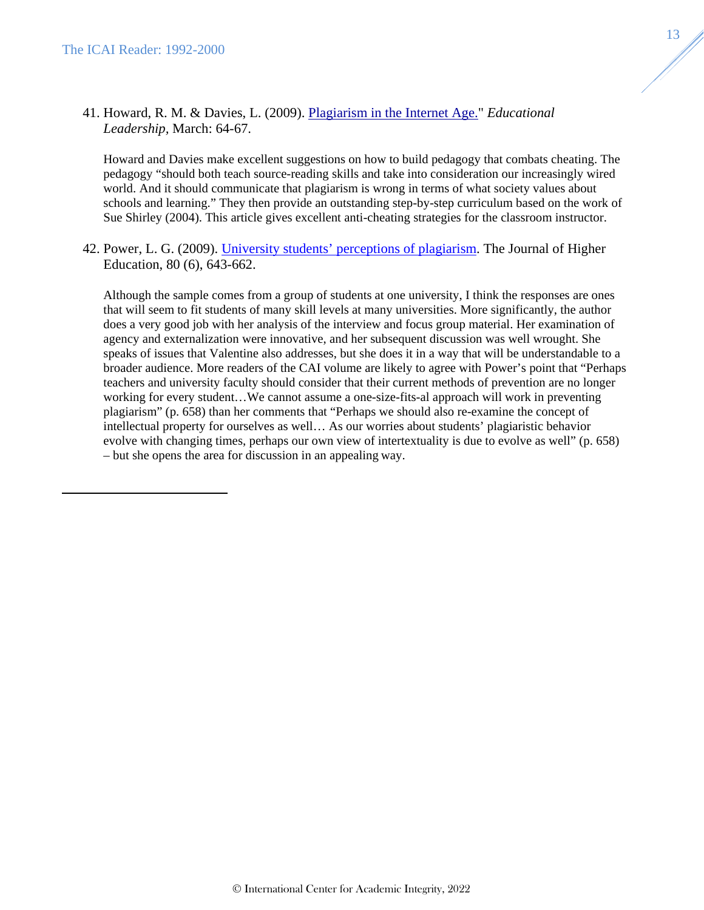41. Howard, R. M. & Davies, L. (2009). Plagiarism in the Internet Age." *Educational Leadership*, March: 64-67.

    Howard and Davies make excellent suggestions on how to build pedagogy that combats cheating. The pedagogy “should both teach source-reading skills and take into consideration our increasingly wired world. And it should communicate that plagiarism is wrong in terms of what society values about schools and learning.” They then provide an outstanding step-by-step curriculum based on the work of Sue Shirley (2004). This article gives excellent anti-cheating strategies for the classroom instructor.

42. Power, L. G. (2009). University students’ perceptions of plagiarism. The Journal of Higher Education, 80 (6), 643-662.

    Although the sample comes from a group of students at one university, I think the responses are ones that will seem to fit students of many skill levels at many universities. More significantly, the author does a very good job with her analysis of the interview and focus group material. Her examination of agency and externalization were innovative, and her subsequent discussion was well wrought. She speaks of issues that Valentine also addresses, but she does it in a way that will be understandable to a broader audience. More readers of the CAI volume are likely to agree with Power’s point that “Perhaps teachers and university faculty should consider that their current methods of prevention are no longer working for every student…We cannot assume a one-size-fits-al approach will work in preventing plagiarism” (p. 658) than her comments that “Perhaps we should also re-examine the concept of intellectual property for ourselves as well… As our worries about students’ plagiaristic behavior evolve with changing times, perhaps our own view of intertextuality is due to evolve as well” (p. 658) – but she opens the area for discussion in an appealing way.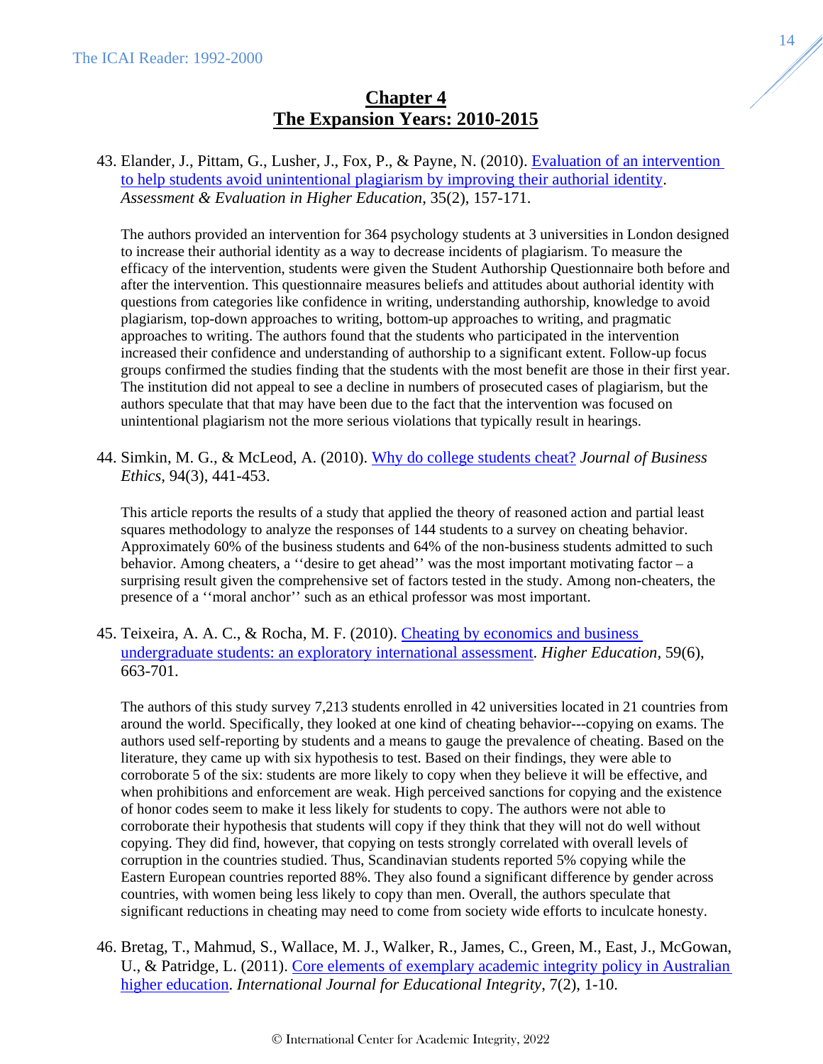# Chapter 4
# The Expansion Years: 2010-2015

43. Elander, J., Pittam, G., Lusher, J., Fox, P., & Payne, N. (2010). Evaluation of an intervention to help students avoid unintentional plagiarism by improving their authorial identity. *Assessment & Evaluation in Higher Education*, 35(2), 157-171.

    The authors provided an intervention for 364 psychology students at 3 universities in London designed to increase their authorial identity as a way to decrease incidents of plagiarism. To measure the efficacy of the intervention, students were given the Student Authorship Questionnaire both before and after the intervention. This questionnaire measures beliefs and attitudes about authorial identity with questions from categories like confidence in writing, understanding authorship, knowledge to avoid plagiarism, top-down approaches to writing, bottom-up approaches to writing, and pragmatic approaches to writing. The authors found that the students who participated in the intervention increased their confidence and understanding of authorship to a significant extent. Follow-up focus groups confirmed the studies finding that the students with the most benefit are those in their first year. The institution did not appeal to see a decline in numbers of prosecuted cases of plagiarism, but the authors speculate that that may have been due to the fact that the intervention was focused on unintentional plagiarism not the more serious violations that typically result in hearings.

44. Simkin, M. G., & McLeod, A. (2010). Why do college students cheat? *Journal of Business Ethics*, 94(3), 441-453.

    This article reports the results of a study that applied the theory of reasoned action and partial least squares methodology to analyze the responses of 144 students to a survey on cheating behavior. Approximately 60% of the business students and 64% of the non-business students admitted to such behavior. Among cheaters, a ''desire to get ahead'' was the most important motivating factor – a surprising result given the comprehensive set of factors tested in the study. Among non-cheaters, the presence of a ''moral anchor'' such as an ethical professor was most important.

45. Teixeira, A. A. C., & Rocha, M. F. (2010). Cheating by economics and business undergraduate students: an exploratory international assessment. *Higher Education*, 59(6), 663-701.

    The authors of this study survey 7,213 students enrolled in 42 universities located in 21 countries from around the world. Specifically, they looked at one kind of cheating behavior---copying on exams. The authors used self-reporting by students and a means to gauge the prevalence of cheating. Based on the literature, they came up with six hypothesis to test. Based on their findings, they were able to corroborate 5 of the six: students are more likely to copy when they believe it will be effective, and when prohibitions and enforcement are weak. High perceived sanctions for copying and the existence of honor codes seem to make it less likely for students to copy. The authors were not able to corroborate their hypothesis that students will copy if they think that they will not do well without copying. They did find, however, that copying on tests strongly correlated with overall levels of corruption in the countries studied. Thus, Scandinavian students reported 5% copying while the Eastern European countries reported 88%. They also found a significant difference by gender across countries, with women being less likely to copy than men. Overall, the authors speculate that significant reductions in cheating may need to come from society wide efforts to inculcate honesty.

46. Bretag, T., Mahmud, S., Wallace, M. J., Walker, R., James, C., Green, M., East, J., McGowan, U., & Patridge, L. (2011). Core elements of exemplary academic integrity policy in Australian higher education. *International Journal for Educational Integrity*, 7(2), 1-10.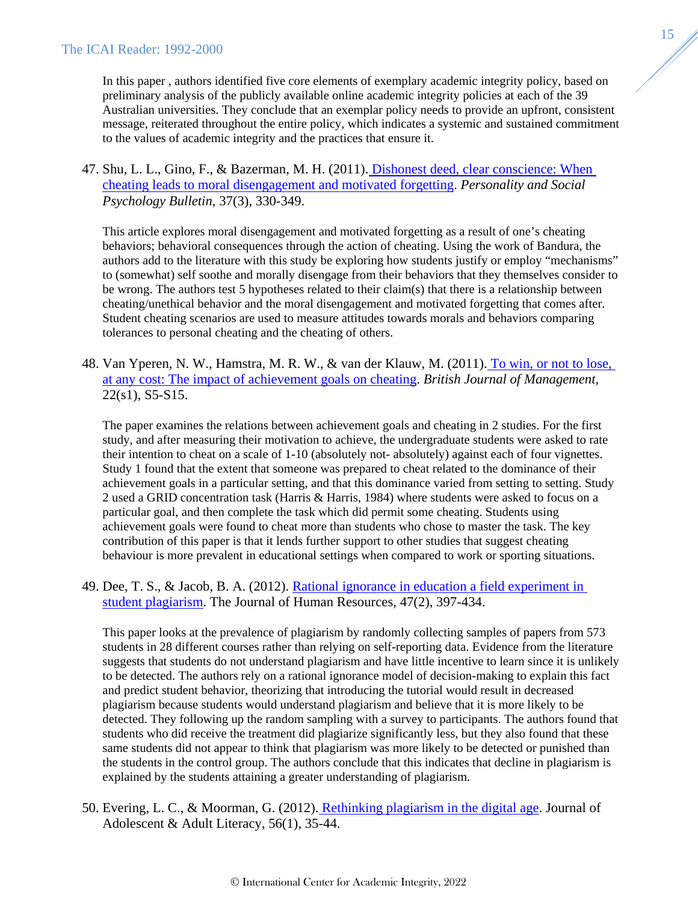In this paper , authors identified five core elements of exemplary academic integrity policy, based on preliminary analysis of the publicly available online academic integrity policies at each of the 39 Australian universities. They conclude that an exemplar policy needs to provide an upfront, consistent message, reiterated throughout the entire policy, which indicates a systemic and sustained commitment to the values of academic integrity and the practices that ensure it.

47. Shu, L. L., Gino, F., & Bazerman, M. H. (2011). Dishonest deed, clear conscience: When cheating leads to moral disengagement and motivated forgetting. *Personality and Social Psychology Bulletin*, 37(3), 330-349.

    This article explores moral disengagement and motivated forgetting as a result of one's cheating behaviors; behavioral consequences through the action of cheating. Using the work of Bandura, the authors add to the literature with this study be exploring how students justify or employ "mechanisms" to (somewhat) self soothe and morally disengage from their behaviors that they themselves consider to be wrong. The authors test 5 hypotheses related to their claim(s) that there is a relationship between cheating/unethical behavior and the moral disengagement and motivated forgetting that comes after. Student cheating scenarios are used to measure attitudes towards morals and behaviors comparing tolerances to personal cheating and the cheating of others.

48. Van Yperen, N. W., Hamstra, M. R. W., & van der Klauw, M. (2011). To win, or not to lose, at any cost: The impact of achievement goals on cheating. *British Journal of Management*, 22(s1), S5-S15.

    The paper examines the relations between achievement goals and cheating in 2 studies. For the first study, and after measuring their motivation to achieve, the undergraduate students were asked to rate their intention to cheat on a scale of 1-10 (absolutely not- absolutely) against each of four vignettes. Study 1 found that the extent that someone was prepared to cheat related to the dominance of their achievement goals in a particular setting, and that this dominance varied from setting to setting. Study 2 used a GRID concentration task (Harris & Harris, 1984) where students were asked to focus on a particular goal, and then complete the task which did permit some cheating. Students using achievement goals were found to cheat more than students who chose to master the task. The key contribution of this paper is that it lends further support to other studies that suggest cheating behaviour is more prevalent in educational settings when compared to work or sporting situations.

49. Dee, T. S., & Jacob, B. A. (2012). Rational ignorance in education a field experiment in student plagiarism. The Journal of Human Resources, 47(2), 397-434.

    This paper looks at the prevalence of plagiarism by randomly collecting samples of papers from 573 students in 28 different courses rather than relying on self-reporting data. Evidence from the literature suggests that students do not understand plagiarism and have little incentive to learn since it is unlikely to be detected. The authors rely on a rational ignorance model of decision-making to explain this fact and predict student behavior, theorizing that introducing the tutorial would result in decreased plagiarism because students would understand plagiarism and believe that it is more likely to be detected. They following up the random sampling with a survey to participants. The authors found that students who did receive the treatment did plagiarize significantly less, but they also found that these same students did not appear to think that plagiarism was more likely to be detected or punished than the students in the control group. The authors conclude that this indicates that decline in plagiarism is explained by the students attaining a greater understanding of plagiarism.

50. Evering, L. C., & Moorman, G. (2012). Rethinking plagiarism in the digital age. Journal of Adolescent & Adult Literacy, 56(1), 35-44.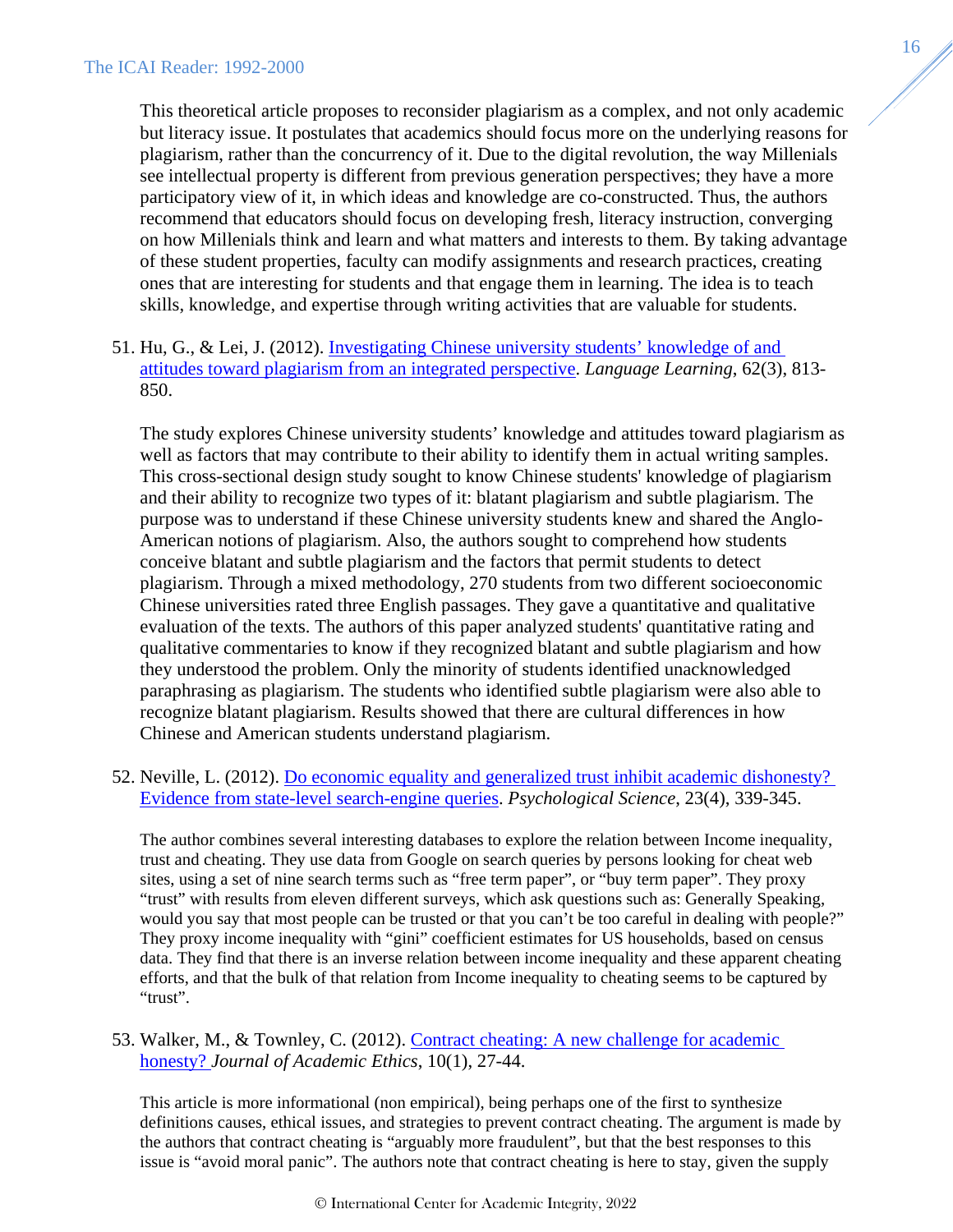This theoretical article proposes to reconsider plagiarism as a complex, and not only academic but literacy issue. It postulates that academics should focus more on the underlying reasons for plagiarism, rather than the concurrency of it. Due to the digital revolution, the way Millenials see intellectual property is different from previous generation perspectives; they have a more participatory view of it, in which ideas and knowledge are co-constructed. Thus, the authors recommend that educators should focus on developing fresh, literacy instruction, converging on how Millenials think and learn and what matters and interests to them. By taking advantage of these student properties, faculty can modify assignments and research practices, creating ones that are interesting for students and that engage them in learning. The idea is to teach skills, knowledge, and expertise through writing activities that are valuable for students.

51. Hu, G., & Lei, J. (2012). Investigating Chinese university students' knowledge of and attitudes toward plagiarism from an integrated perspective. *Language Learning*, 62(3), 813-850.

    The study explores Chinese university students' knowledge and attitudes toward plagiarism as well as factors that may contribute to their ability to identify them in actual writing samples. This cross-sectional design study sought to know Chinese students' knowledge of plagiarism and their ability to recognize two types of it: blatant plagiarism and subtle plagiarism. The purpose was to understand if these Chinese university students knew and shared the Anglo-American notions of plagiarism. Also, the authors sought to comprehend how students conceive blatant and subtle plagiarism and the factors that permit students to detect plagiarism. Through a mixed methodology, 270 students from two different socioeconomic Chinese universities rated three English passages. They gave a quantitative and qualitative evaluation of the texts. The authors of this paper analyzed students' quantitative rating and qualitative commentaries to know if they recognized blatant and subtle plagiarism and how they understood the problem. Only the minority of students identified unacknowledged paraphrasing as plagiarism. The students who identified subtle plagiarism were also able to recognize blatant plagiarism. Results showed that there are cultural differences in how Chinese and American students understand plagiarism.

52. Neville, L. (2012). Do economic equality and generalized trust inhibit academic dishonesty? Evidence from state-level search-engine queries. *Psychological Science*, 23(4), 339-345.

    The author combines several interesting databases to explore the relation between Income inequality, trust and cheating. They use data from Google on search queries by persons looking for cheat web sites, using a set of nine search terms such as "free term paper", or "buy term paper". They proxy "trust" with results from eleven different surveys, which ask questions such as: Generally Speaking, would you say that most people can be trusted or that you can't be too careful in dealing with people?" They proxy income inequality with "gini" coefficient estimates for US households, based on census data. They find that there is an inverse relation between income inequality and these apparent cheating efforts, and that the bulk of that relation from Income inequality to cheating seems to be captured by "trust".

53. Walker, M., & Townley, C. (2012). Contract cheating: A new challenge for academic honesty? *Journal of Academic Ethics*, 10(1), 27-44.

    This article is more informational (non empirical), being perhaps one of the first to synthesize definitions causes, ethical issues, and strategies to prevent contract cheating. The argument is made by the authors that contract cheating is "arguably more fraudulent", but that the best responses to this issue is "avoid moral panic". The authors note that contract cheating is here to stay, given the supply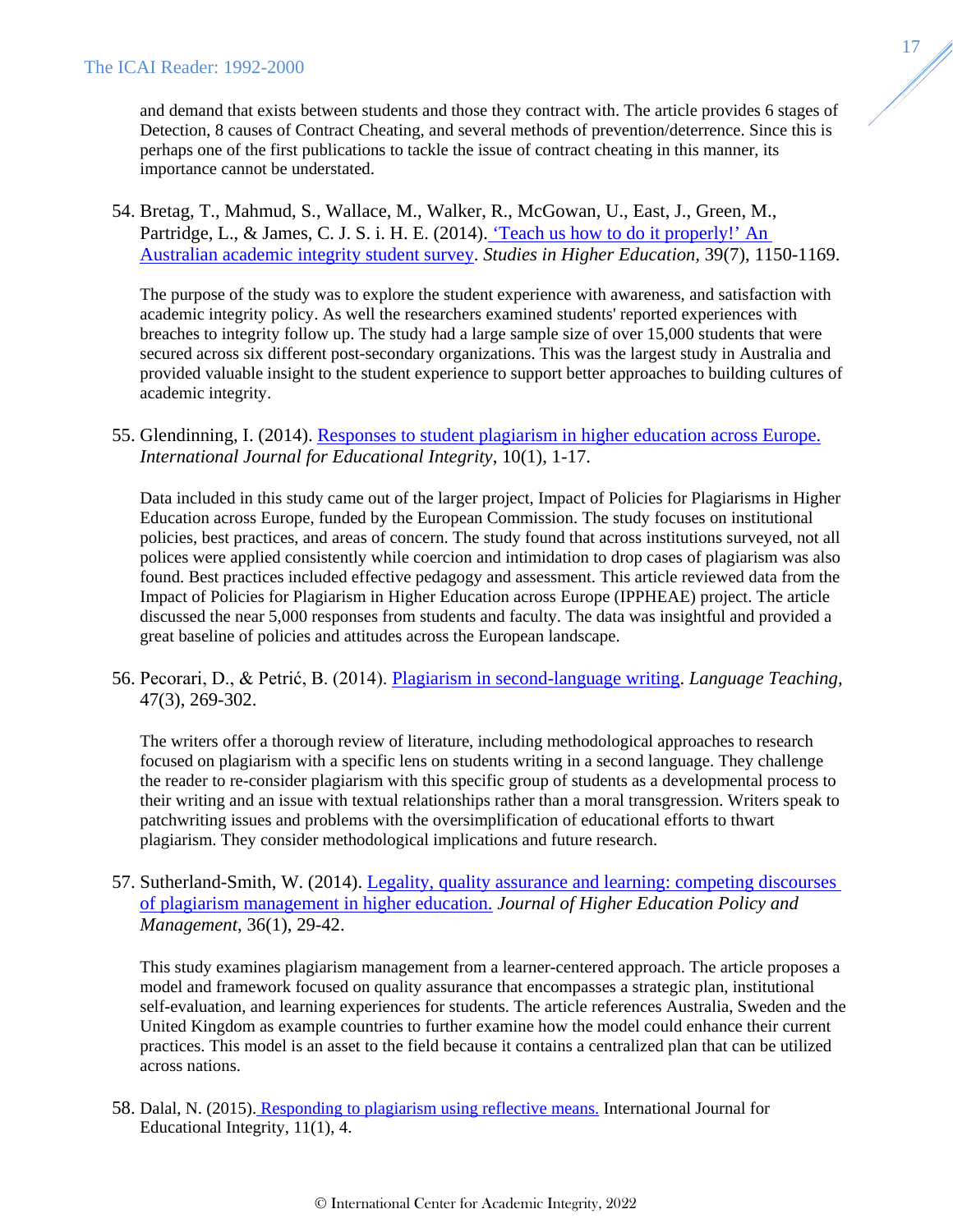and demand that exists between students and those they contract with. The article provides 6 stages of Detection, 8 causes of Contract Cheating, and several methods of prevention/deterrence. Since this is perhaps one of the first publications to tackle the issue of contract cheating in this manner, its importance cannot be understated.

54. Bretag, T., Mahmud, S., Wallace, M., Walker, R., McGowan, U., East, J., Green, M., Partridge, L., & James, C. J. S. i. H. E. (2014). 'Teach us how to do it properly!' An Australian academic integrity student survey. *Studies in Higher Education*, 39(7), 1150-1169.

    The purpose of the study was to explore the student experience with awareness, and satisfaction with academic integrity policy. As well the researchers examined students' reported experiences with breaches to integrity follow up. The study had a large sample size of over 15,000 students that were secured across six different post-secondary organizations. This was the largest study in Australia and provided valuable insight to the student experience to support better approaches to building cultures of academic integrity.

55. Glendinning, I. (2014). Responses to student plagiarism in higher education across Europe. *International Journal for Educational Integrity*, 10(1), 1-17.

    Data included in this study came out of the larger project, Impact of Policies for Plagiarisms in Higher Education across Europe, funded by the European Commission. The study focuses on institutional policies, best practices, and areas of concern. The study found that across institutions surveyed, not all polices were applied consistently while coercion and intimidation to drop cases of plagiarism was also found. Best practices included effective pedagogy and assessment. This article reviewed data from the Impact of Policies for Plagiarism in Higher Education across Europe (IPPHEAE) project. The article discussed the near 5,000 responses from students and faculty. The data was insightful and provided a great baseline of policies and attitudes across the European landscape.

56. Pecorari, D., & Petrić, B. (2014). Plagiarism in second-language writing. *Language Teaching*, 47(3), 269-302.

    The writers offer a thorough review of literature, including methodological approaches to research focused on plagiarism with a specific lens on students writing in a second language. They challenge the reader to re-consider plagiarism with this specific group of students as a developmental process to their writing and an issue with textual relationships rather than a moral transgression. Writers speak to patchwriting issues and problems with the oversimplification of educational efforts to thwart plagiarism. They consider methodological implications and future research.

57. Sutherland-Smith, W. (2014). Legality, quality assurance and learning: competing discourses of plagiarism management in higher education. *Journal of Higher Education Policy and Management*, 36(1), 29-42.

    This study examines plagiarism management from a learner-centered approach. The article proposes a model and framework focused on quality assurance that encompasses a strategic plan, institutional self-evaluation, and learning experiences for students. The article references Australia, Sweden and the United Kingdom as example countries to further examine how the model could enhance their current practices. This model is an asset to the field because it contains a centralized plan that can be utilized across nations.

58. Dalal, N. (2015). Responding to plagiarism using reflective means. International Journal for Educational Integrity, 11(1), 4.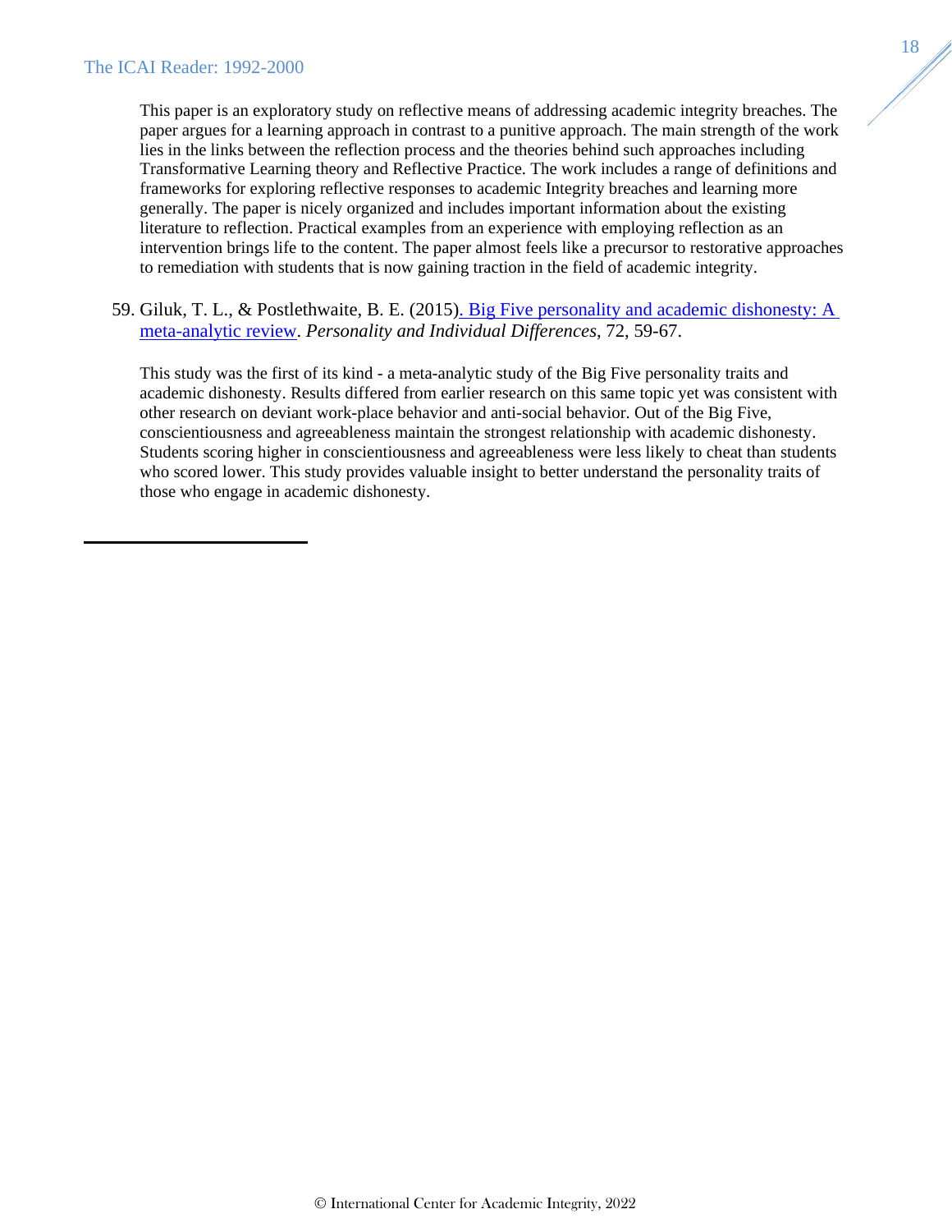This paper is an exploratory study on reflective means of addressing academic integrity breaches. The paper argues for a learning approach in contrast to a punitive approach. The main strength of the work lies in the links between the reflection process and the theories behind such approaches including Transformative Learning theory and Reflective Practice. The work includes a range of definitions and frameworks for exploring reflective responses to academic Integrity breaches and learning more generally. The paper is nicely organized and includes important information about the existing literature to reflection. Practical examples from an experience with employing reflection as an intervention brings life to the content. The paper almost feels like a precursor to restorative approaches to remediation with students that is now gaining traction in the field of academic integrity.

59. Giluk, T. L., & Postlethwaite, B. E. (2015). Big Five personality and academic dishonesty: A meta-analytic review. *Personality and Individual Differences*, 72, 59-67.

    This study was the first of its kind - a meta-analytic study of the Big Five personality traits and academic dishonesty. Results differed from earlier research on this same topic yet was consistent with other research on deviant work-place behavior and anti-social behavior. Out of the Big Five, conscientiousness and agreeableness maintain the strongest relationship with academic dishonesty. Students scoring higher in conscientiousness and agreeableness were less likely to cheat than students who scored lower. This study provides valuable insight to better understand the personality traits of those who engage in academic dishonesty.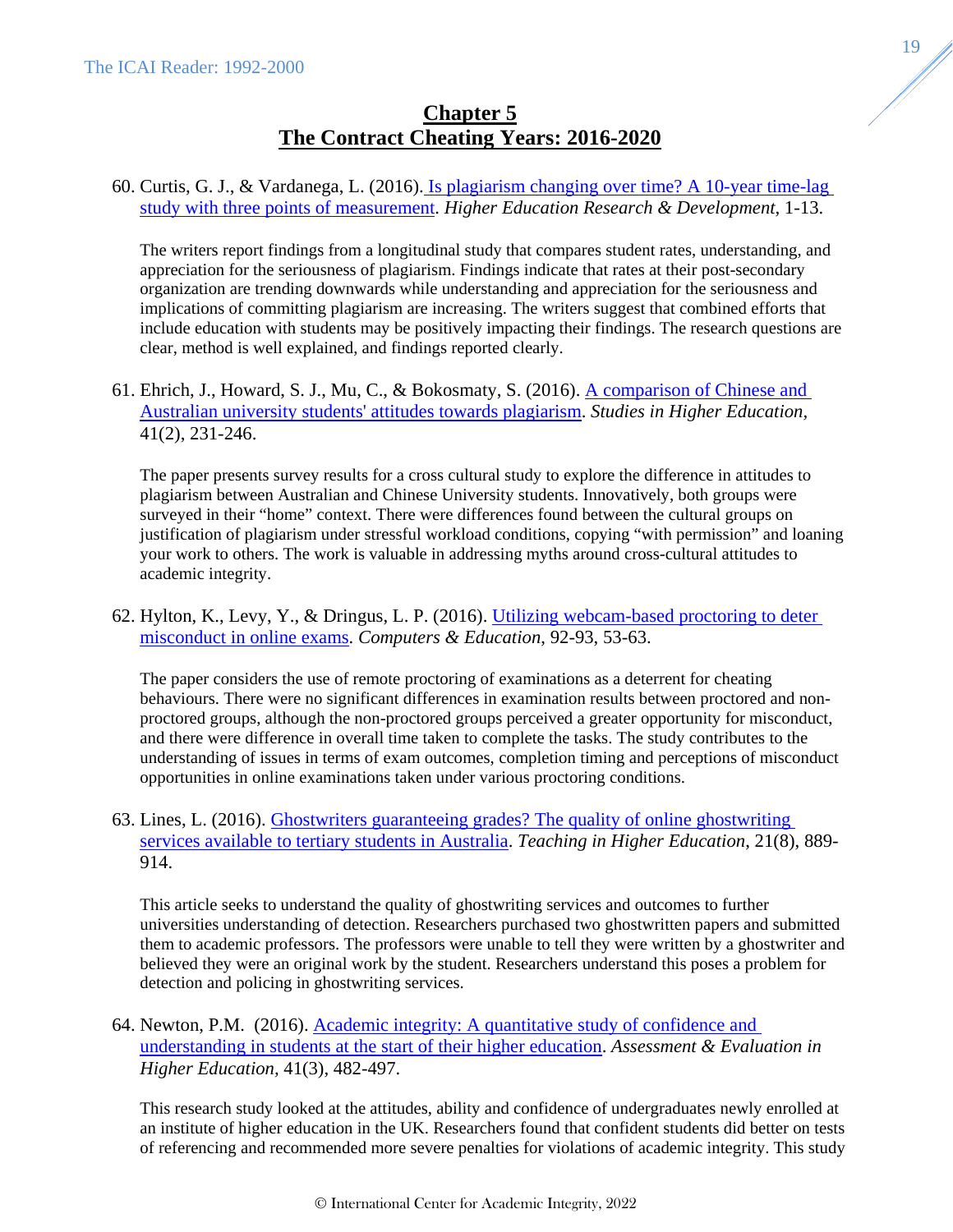# Chapter 5
# The Contract Cheating Years: 2016-2020

60. Curtis, G. J., & Vardanega, L. (2016). Is plagiarism changing over time? A 10-year time-lag study with three points of measurement. *Higher Education Research & Development*, 1-13.

    The writers report findings from a longitudinal study that compares student rates, understanding, and appreciation for the seriousness of plagiarism. Findings indicate that rates at their post-secondary organization are trending downwards while understanding and appreciation for the seriousness and implications of committing plagiarism are increasing. The writers suggest that combined efforts that include education with students may be positively impacting their findings. The research questions are clear, method is well explained, and findings reported clearly.

61. Ehrich, J., Howard, S. J., Mu, C., & Bokosmaty, S. (2016). A comparison of Chinese and Australian university students' attitudes towards plagiarism. *Studies in Higher Education*, 41(2), 231-246.

    The paper presents survey results for a cross cultural study to explore the difference in attitudes to plagiarism between Australian and Chinese University students. Innovatively, both groups were surveyed in their "home" context. There were differences found between the cultural groups on justification of plagiarism under stressful workload conditions, copying "with permission" and loaning your work to others. The work is valuable in addressing myths around cross-cultural attitudes to academic integrity.

62. Hylton, K., Levy, Y., & Dringus, L. P. (2016). Utilizing webcam-based proctoring to deter misconduct in online exams. *Computers & Education*, 92-93, 53-63.

    The paper considers the use of remote proctoring of examinations as a deterrent for cheating behaviours. There were no significant differences in examination results between proctored and non-proctored groups, although the non-proctored groups perceived a greater opportunity for misconduct, and there were difference in overall time taken to complete the tasks. The study contributes to the understanding of issues in terms of exam outcomes, completion timing and perceptions of misconduct opportunities in online examinations taken under various proctoring conditions.

63. Lines, L. (2016). Ghostwriters guaranteeing grades? The quality of online ghostwriting services available to tertiary students in Australia. *Teaching in Higher Education*, 21(8), 889-914.

    This article seeks to understand the quality of ghostwriting services and outcomes to further universities understanding of detection. Researchers purchased two ghostwritten papers and submitted them to academic professors. The professors were unable to tell they were written by a ghostwriter and believed they were an original work by the student. Researchers understand this poses a problem for detection and policing in ghostwriting services.

64. Newton, P.M. (2016). Academic integrity: A quantitative study of confidence and understanding in students at the start of their higher education. *Assessment & Evaluation in Higher Education*, 41(3), 482-497.

    This research study looked at the attitudes, ability and confidence of undergraduates newly enrolled at an institute of higher education in the UK. Researchers found that confident students did better on tests of referencing and recommended more severe penalties for violations of academic integrity. This study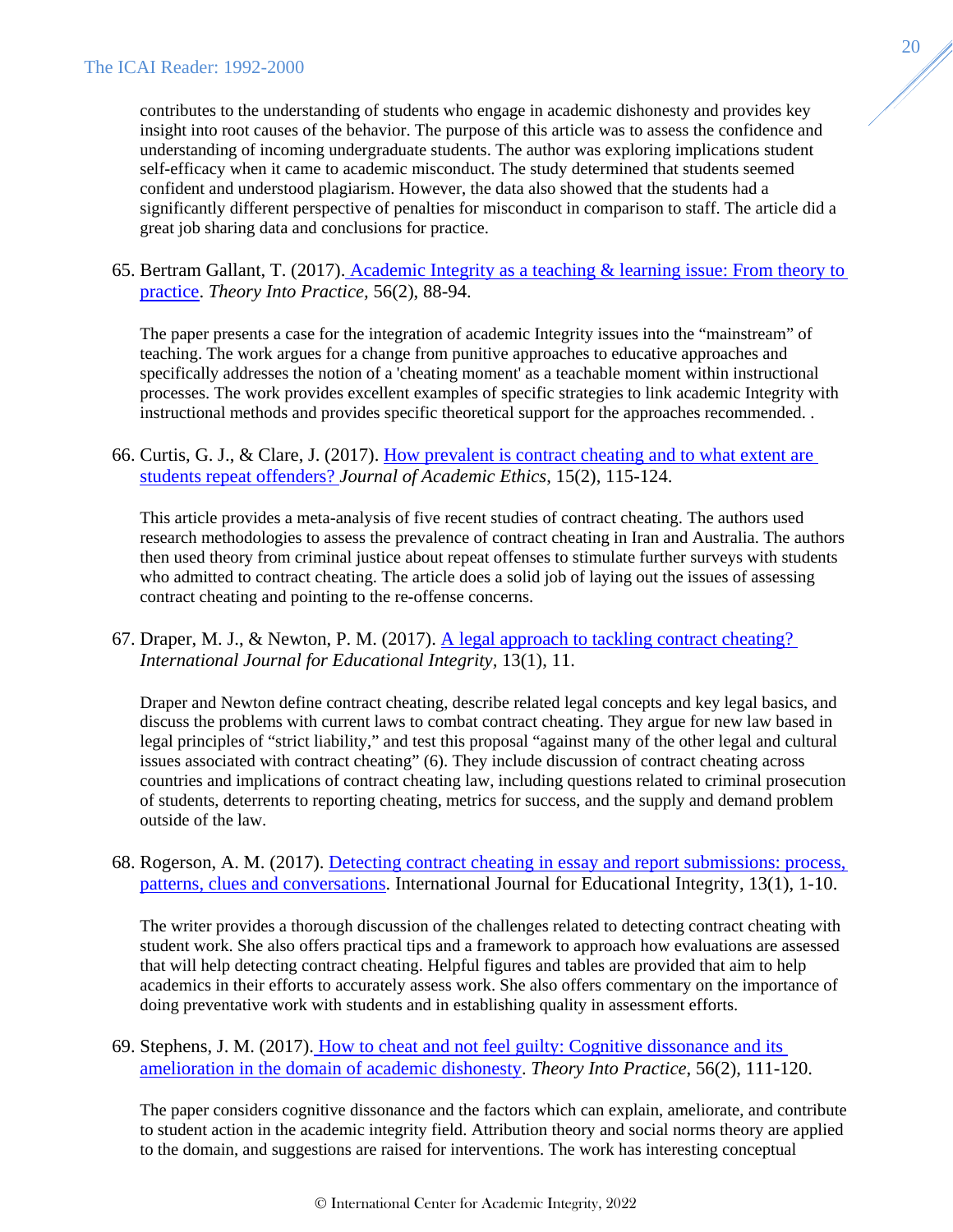contributes to the understanding of students who engage in academic dishonesty and provides key insight into root causes of the behavior. The purpose of this article was to assess the confidence and understanding of incoming undergraduate students. The author was exploring implications student self-efficacy when it came to academic misconduct. The study determined that students seemed confident and understood plagiarism. However, the data also showed that the students had a significantly different perspective of penalties for misconduct in comparison to staff. The article did a great job sharing data and conclusions for practice.

65. Bertram Gallant, T. (2017). Academic Integrity as a teaching & learning issue: From theory to practice. *Theory Into Practice*, 56(2), 88-94.

    The paper presents a case for the integration of academic Integrity issues into the "mainstream" of teaching. The work argues for a change from punitive approaches to educative approaches and specifically addresses the notion of a 'cheating moment' as a teachable moment within instructional processes. The work provides excellent examples of specific strategies to link academic Integrity with instructional methods and provides specific theoretical support for the approaches recommended. .

66. Curtis, G. J., & Clare, J. (2017). How prevalent is contract cheating and to what extent are students repeat offenders? *Journal of Academic Ethics*, 15(2), 115-124.

    This article provides a meta-analysis of five recent studies of contract cheating. The authors used research methodologies to assess the prevalence of contract cheating in Iran and Australia. The authors then used theory from criminal justice about repeat offenses to stimulate further surveys with students who admitted to contract cheating. The article does a solid job of laying out the issues of assessing contract cheating and pointing to the re-offense concerns.

67. Draper, M. J., & Newton, P. M. (2017). A legal approach to tackling contract cheating? *International Journal for Educational Integrity*, 13(1), 11.

    Draper and Newton define contract cheating, describe related legal concepts and key legal basics, and discuss the problems with current laws to combat contract cheating. They argue for new law based in legal principles of "strict liability," and test this proposal "against many of the other legal and cultural issues associated with contract cheating" (6). They include discussion of contract cheating across countries and implications of contract cheating law, including questions related to criminal prosecution of students, deterrents to reporting cheating, metrics for success, and the supply and demand problem outside of the law.

68. Rogerson, A. M. (2017). Detecting contract cheating in essay and report submissions: process, patterns, clues and conversations. International Journal for Educational Integrity, 13(1), 1-10.

    The writer provides a thorough discussion of the challenges related to detecting contract cheating with student work. She also offers practical tips and a framework to approach how evaluations are assessed that will help detecting contract cheating. Helpful figures and tables are provided that aim to help academics in their efforts to accurately assess work. She also offers commentary on the importance of doing preventative work with students and in establishing quality in assessment efforts.

69. Stephens, J. M. (2017). How to cheat and not feel guilty: Cognitive dissonance and its amelioration in the domain of academic dishonesty. *Theory Into Practice*, 56(2), 111-120.

    The paper considers cognitive dissonance and the factors which can explain, ameliorate, and contribute to student action in the academic integrity field. Attribution theory and social norms theory are applied to the domain, and suggestions are raised for interventions. The work has interesting conceptual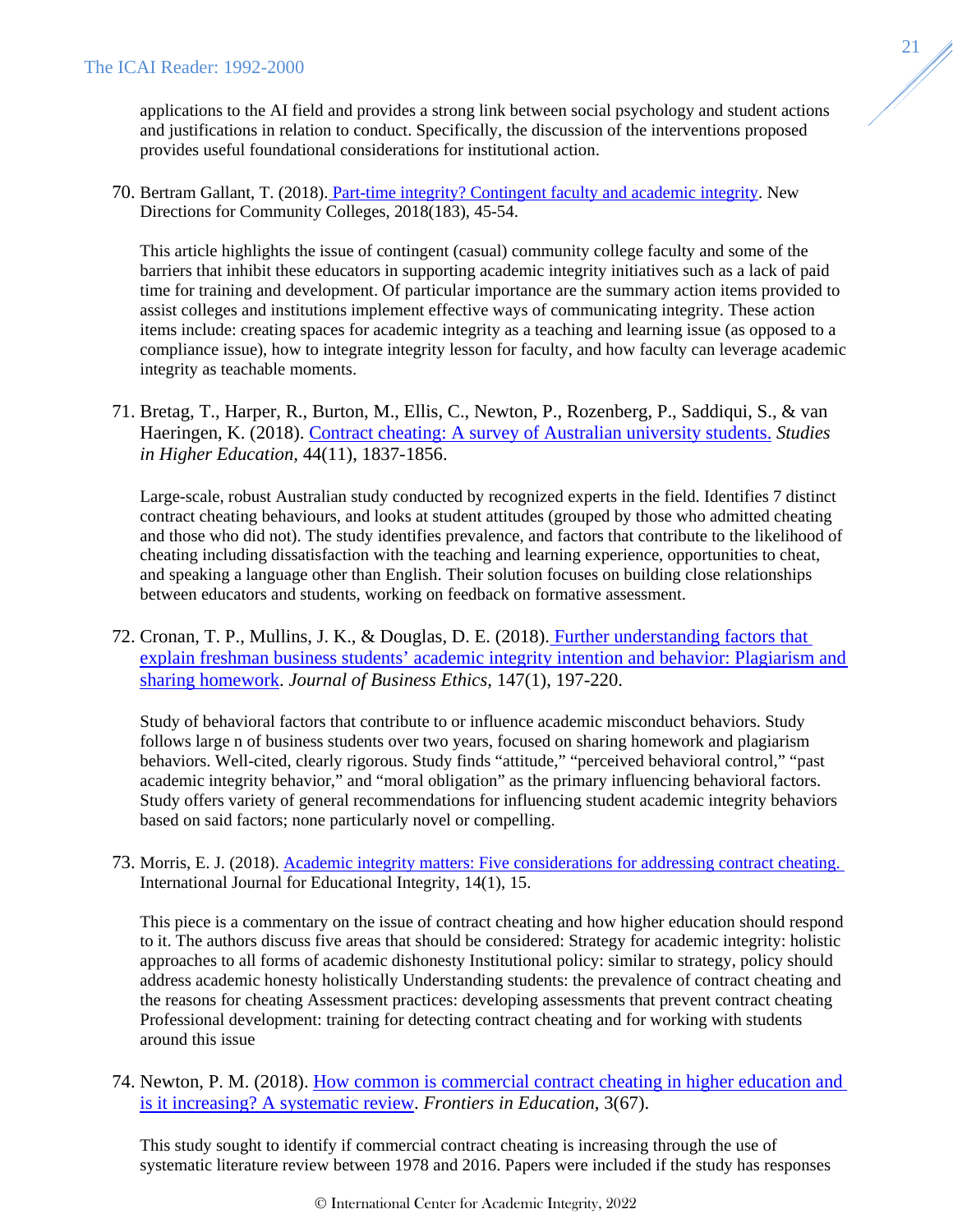applications to the AI field and provides a strong link between social psychology and student actions and justifications in relation to conduct. Specifically, the discussion of the interventions proposed provides useful foundational considerations for institutional action.

70. Bertram Gallant, T. (2018). Part-time integrity? Contingent faculty and academic integrity. New Directions for Community Colleges, 2018(183), 45-54.

    This article highlights the issue of contingent (casual) community college faculty and some of the barriers that inhibit these educators in supporting academic integrity initiatives such as a lack of paid time for training and development. Of particular importance are the summary action items provided to assist colleges and institutions implement effective ways of communicating integrity. These action items include: creating spaces for academic integrity as a teaching and learning issue (as opposed to a compliance issue), how to integrate integrity lesson for faculty, and how faculty can leverage academic integrity as teachable moments.

71. Bretag, T., Harper, R., Burton, M., Ellis, C., Newton, P., Rozenberg, P., Saddiqui, S., & van Haeringen, K. (2018). Contract cheating: A survey of Australian university students. *Studies in Higher Education,* 44(11), 1837-1856.

    Large-scale, robust Australian study conducted by recognized experts in the field. Identifies 7 distinct contract cheating behaviours, and looks at student attitudes (grouped by those who admitted cheating and those who did not). The study identifies prevalence, and factors that contribute to the likelihood of cheating including dissatisfaction with the teaching and learning experience, opportunities to cheat, and speaking a language other than English. Their solution focuses on building close relationships between educators and students, working on feedback on formative assessment.

72. Cronan, T. P., Mullins, J. K., & Douglas, D. E. (2018). Further understanding factors that explain freshman business students' academic integrity intention and behavior: Plagiarism and sharing homework. *Journal of Business Ethics,* 147(1), 197-220.

    Study of behavioral factors that contribute to or influence academic misconduct behaviors. Study follows large n of business students over two years, focused on sharing homework and plagiarism behaviors. Well-cited, clearly rigorous. Study finds "attitude," "perceived behavioral control," "past academic integrity behavior," and "moral obligation" as the primary influencing behavioral factors. Study offers variety of general recommendations for influencing student academic integrity behaviors based on said factors; none particularly novel or compelling.

73. Morris, E. J. (2018). Academic integrity matters: Five considerations for addressing contract cheating. International Journal for Educational Integrity, 14(1), 15.

    This piece is a commentary on the issue of contract cheating and how higher education should respond to it. The authors discuss five areas that should be considered: Strategy for academic integrity: holistic approaches to all forms of academic dishonesty Institutional policy: similar to strategy, policy should address academic honesty holistically Understanding students: the prevalence of contract cheating and the reasons for cheating Assessment practices: developing assessments that prevent contract cheating Professional development: training for detecting contract cheating and for working with students around this issue

74. Newton, P. M. (2018). How common is commercial contract cheating in higher education and is it increasing? A systematic review. *Frontiers in Education*, 3(67).

    This study sought to identify if commercial contract cheating is increasing through the use of systematic literature review between 1978 and 2016. Papers were included if the study has responses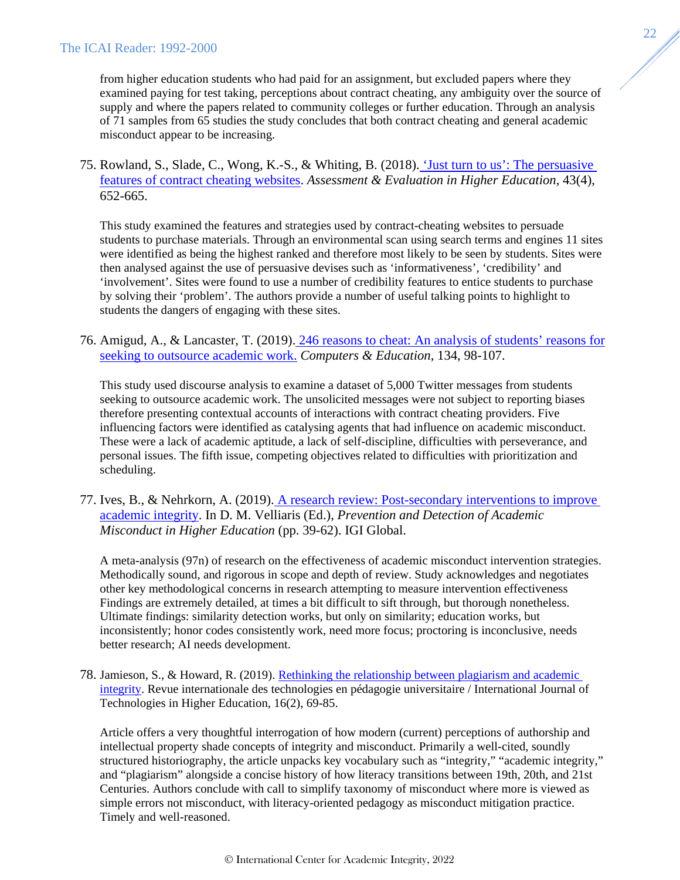from higher education students who had paid for an assignment, but excluded papers where they examined paying for test taking, perceptions about contract cheating, any ambiguity over the source of supply and where the papers related to community colleges or further education. Through an analysis of 71 samples from 65 studies the study concludes that both contract cheating and general academic misconduct appear to be increasing.

75. Rowland, S., Slade, C., Wong, K.-S., & Whiting, B. (2018). 'Just turn to us': The persuasive features of contract cheating websites. *Assessment & Evaluation in Higher Education*, 43(4), 652-665.

    This study examined the features and strategies used by contract-cheating websites to persuade students to purchase materials. Through an environmental scan using search terms and engines 11 sites were identified as being the highest ranked and therefore most likely to be seen by students. Sites were then analysed against the use of persuasive devises such as 'informativeness', 'credibility' and 'involvement'. Sites were found to use a number of credibility features to entice students to purchase by solving their 'problem'. The authors provide a number of useful talking points to highlight to students the dangers of engaging with these sites.

76. Amigud, A., & Lancaster, T. (2019). 246 reasons to cheat: An analysis of students' reasons for seeking to outsource academic work. *Computers & Education*, 134, 98-107.

    This study used discourse analysis to examine a dataset of 5,000 Twitter messages from students seeking to outsource academic work. The unsolicited messages were not subject to reporting biases therefore presenting contextual accounts of interactions with contract cheating providers. Five influencing factors were identified as catalysing agents that had influence on academic misconduct. These were a lack of academic aptitude, a lack of self-discipline, difficulties with perseverance, and personal issues. The fifth issue, competing objectives related to difficulties with prioritization and scheduling.

77. Ives, B., & Nehrkorn, A. (2019). A research review: Post-secondary interventions to improve academic integrity. In D. M. Velliaris (Ed.), *Prevention and Detection of Academic Misconduct in Higher Education* (pp. 39-62). IGI Global.

    A meta-analysis (97n) of research on the effectiveness of academic misconduct intervention strategies. Methodically sound, and rigorous in scope and depth of review. Study acknowledges and negotiates other key methodological concerns in research attempting to measure intervention effectiveness Findings are extremely detailed, at times a bit difficult to sift through, but thorough nonetheless. Ultimate findings: similarity detection works, but only on similarity; education works, but inconsistently; honor codes consistently work, need more focus; proctoring is inconclusive, needs better research; AI needs development.

78. Jamieson, S., & Howard, R. (2019). Rethinking the relationship between plagiarism and academic integrity. Revue internationale des technologies en pédagogie universitaire / International Journal of Technologies in Higher Education, 16(2), 69-85.

    Article offers a very thoughtful interrogation of how modern (current) perceptions of authorship and intellectual property shade concepts of integrity and misconduct. Primarily a well-cited, soundly structured historiography, the article unpacks key vocabulary such as "integrity," "academic integrity," and "plagiarism" alongside a concise history of how literacy transitions between 19th, 20th, and 21st Centuries. Authors conclude with call to simplify taxonomy of misconduct where more is viewed as simple errors not misconduct, with literacy-oriented pedagogy as misconduct mitigation practice. Timely and well-reasoned.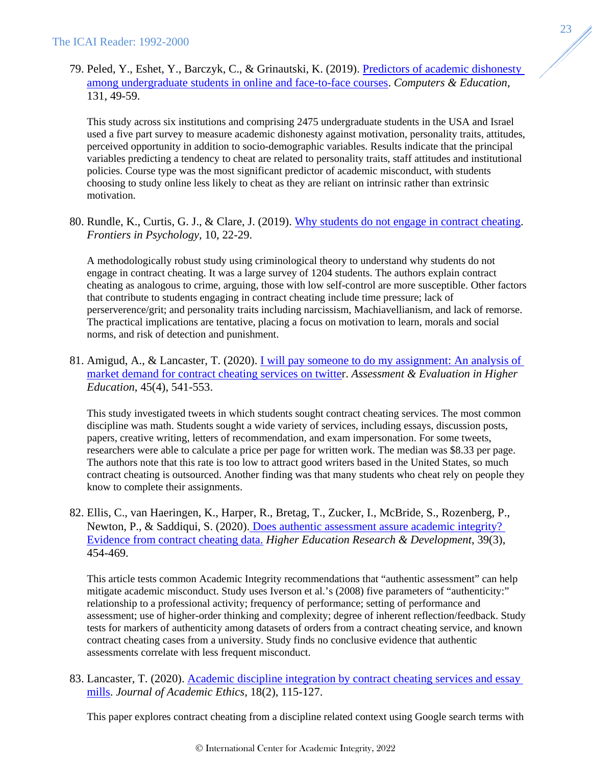79. Peled, Y., Eshet, Y., Barczyk, C., & Grinautski, K. (2019). [Predictors of academic dishonesty among undergraduate students in online and face-to-face courses](). *Computers & Education*, 131, 49-59.

    This study across six institutions and comprising 2475 undergraduate students in the USA and Israel used a five part survey to measure academic dishonesty against motivation, personality traits, attitudes, perceived opportunity in addition to socio-demographic variables. Results indicate that the principal variables predicting a tendency to cheat are related to personality traits, staff attitudes and institutional policies. Course type was the most significant predictor of academic misconduct, with students choosing to study online less likely to cheat as they are reliant on intrinsic rather than extrinsic motivation.

80. Rundle, K., Curtis, G. J., & Clare, J. (2019). [Why students do not engage in contract cheating](). *Frontiers in Psychology*, 10, 22-29.

    A methodologically robust study using criminological theory to understand why students do not engage in contract cheating. It was a large survey of 1204 students. The authors explain contract cheating as analogous to crime, arguing, those with low self-control are more susceptible. Other factors that contribute to students engaging in contract cheating include time pressure; lack of perserverence/grit; and personality traits including narcissism, Machiavellianism, and lack of remorse. The practical implications are tentative, placing a focus on motivation to learn, morals and social norms, and risk of detection and punishment.

81. Amigud, A., & Lancaster, T. (2020). [I will pay someone to do my assignment: An analysis of market demand for contract cheating services on twitter](). *Assessment & Evaluation in Higher Education*, 45(4), 541-553.

    This study investigated tweets in which students sought contract cheating services. The most common discipline was math. Students sought a wide variety of services, including essays, discussion posts, papers, creative writing, letters of recommendation, and exam impersonation. For some tweets, researchers were able to calculate a price per page for written work. The median was $8.33 per page. The authors note that this rate is too low to attract good writers based in the United States, so much contract cheating is outsourced. Another finding was that many students who cheat rely on people they know to complete their assignments.

82. Ellis, C., van Haeringen, K., Harper, R., Bretag, T., Zucker, I., McBride, S., Rozenberg, P., Newton, P., & Saddiqui, S. (2020). [Does authentic assessment assure academic integrity? Evidence from contract cheating data.]() *Higher Education Research & Development*, 39(3), 454-469.

    This article tests common Academic Integrity recommendations that "authentic assessment" can help mitigate academic misconduct. Study uses Iverson et al.'s (2008) five parameters of "authenticity:" relationship to a professional activity; frequency of performance; setting of performance and assessment; use of higher-order thinking and complexity; degree of inherent reflection/feedback. Study tests for markers of authenticity among datasets of orders from a contract cheating service, and known contract cheating cases from a university. Study finds no conclusive evidence that authentic assessments correlate with less frequent misconduct.

83. Lancaster, T. (2020). [Academic discipline integration by contract cheating services and essay mills](). *Journal of Academic Ethics*, 18(2), 115-127.

    This paper explores contract cheating from a discipline related context using Google search terms with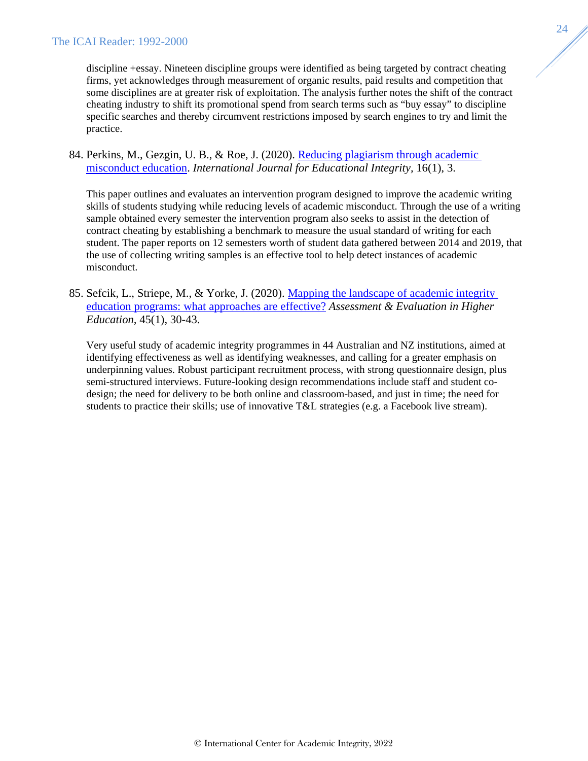discipline +essay. Nineteen discipline groups were identified as being targeted by contract cheating firms, yet acknowledges through measurement of organic results, paid results and competition that some disciplines are at greater risk of exploitation. The analysis further notes the shift of the contract cheating industry to shift its promotional spend from search terms such as "buy essay" to discipline specific searches and thereby circumvent restrictions imposed by search engines to try and limit the practice.

84. Perkins, M., Gezgin, U. B., & Roe, J. (2020). [Reducing plagiarism through academic misconduct education](). *International Journal for Educational Integrity,* 16(1), 3.

    This paper outlines and evaluates an intervention program designed to improve the academic writing skills of students studying while reducing levels of academic misconduct. Through the use of a writing sample obtained every semester the intervention program also seeks to assist in the detection of contract cheating by establishing a benchmark to measure the usual standard of writing for each student. The paper reports on 12 semesters worth of student data gathered between 2014 and 2019, that the use of collecting writing samples is an effective tool to help detect instances of academic misconduct.

85. Sefcik, L., Striepe, M., & Yorke, J. (2020). [Mapping the landscape of academic integrity education programs: what approaches are effective?]() *Assessment & Evaluation in Higher Education,* 45(1), 30-43.

    Very useful study of academic integrity programmes in 44 Australian and NZ institutions, aimed at identifying effectiveness as well as identifying weaknesses, and calling for a greater emphasis on underpinning values. Robust participant recruitment process, with strong questionnaire design, plus semi-structured interviews. Future-looking design recommendations include staff and student co-design; the need for delivery to be both online and classroom-based, and just in time; the need for students to practice their skills; use of innovative T&L strategies (e.g. a Facebook live stream).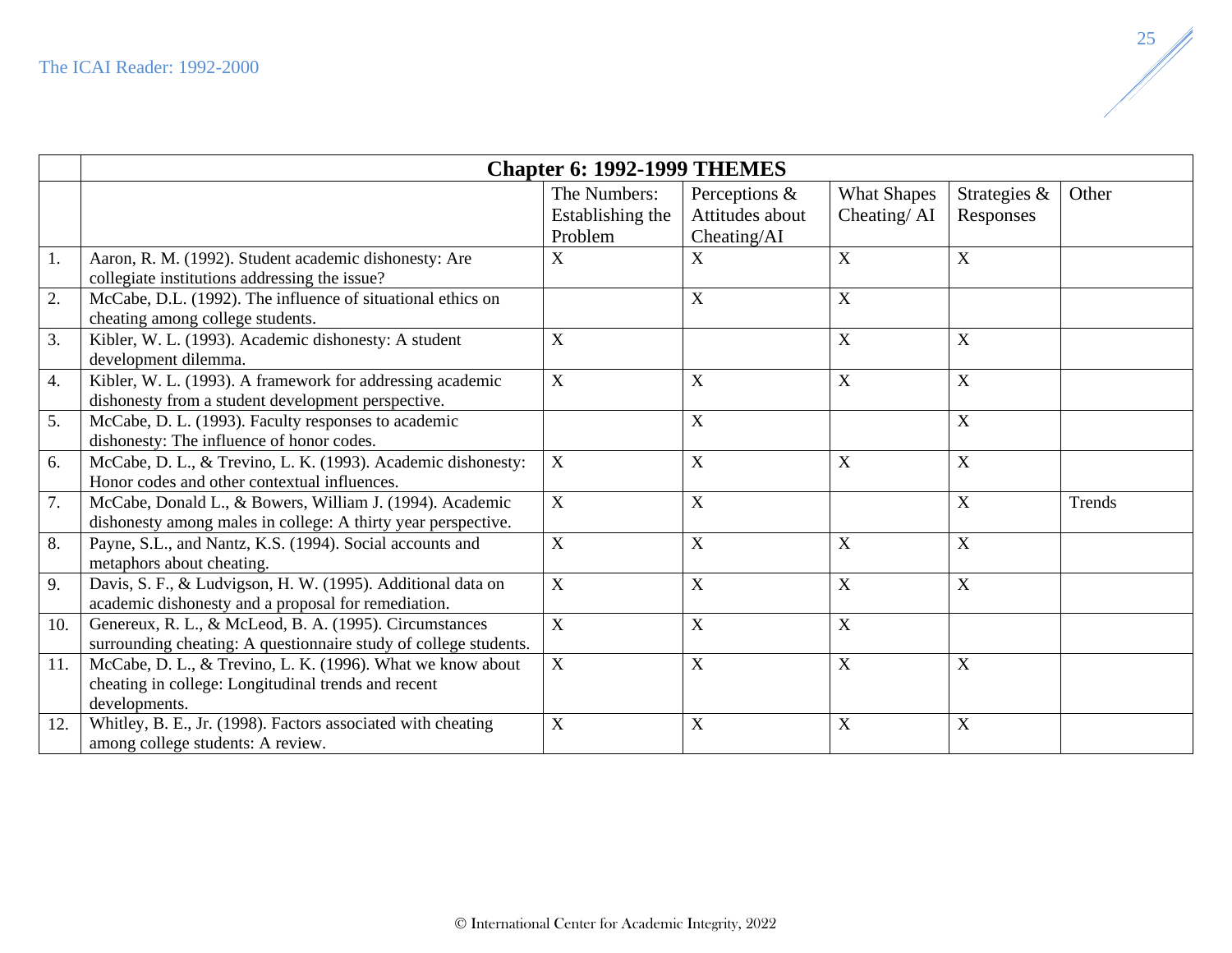| | Chapter 6: 1992-1999 THEMES | | | | | |
|---|---|---|---|---|---|---|
| | | The Numbers: Establishing the Problem | Perceptions & Attitudes about Cheating/AI | What Shapes Cheating/ AI | Strategies & Responses | Other |
| 1. | Aaron, R. M. (1992). Student academic dishonesty: Are collegiate institutions addressing the issue? | X | X | X | X | |
| 2. | McCabe, D.L. (1992). The influence of situational ethics on cheating among college students. | | X | X | | |
| 3. | Kibler, W. L. (1993). Academic dishonesty: A student development dilemma. | X | | X | X | |
| 4. | Kibler, W. L. (1993). A framework for addressing academic dishonesty from a student development perspective. | X | X | X | X | |
| 5. | McCabe, D. L. (1993). Faculty responses to academic dishonesty: The influence of honor codes. | | X | | X | |
| 6. | McCabe, D. L., & Trevino, L. K. (1993). Academic dishonesty: Honor codes and other contextual influences. | X | X | X | X | |
| 7. | McCabe, Donald L., & Bowers, William J. (1994). Academic dishonesty among males in college: A thirty year perspective. | X | X | | X | Trends |
| 8. | Payne, S.L., and Nantz, K.S. (1994). Social accounts and metaphors about cheating. | X | X | X | X | |
| 9. | Davis, S. F., & Ludvigson, H. W. (1995). Additional data on academic dishonesty and a proposal for remediation. | X | X | X | X | |
| 10. | Genereux, R. L., & McLeod, B. A. (1995). Circumstances surrounding cheating: A questionnaire study of college students. | X | X | X | | |
| 11. | McCabe, D. L., & Trevino, L. K. (1996). What we know about cheating in college: Longitudinal trends and recent developments. | X | X | X | X | |
| 12. | Whitley, B. E., Jr. (1998). Factors associated with cheating among college students: A review. | X | X | X | X | |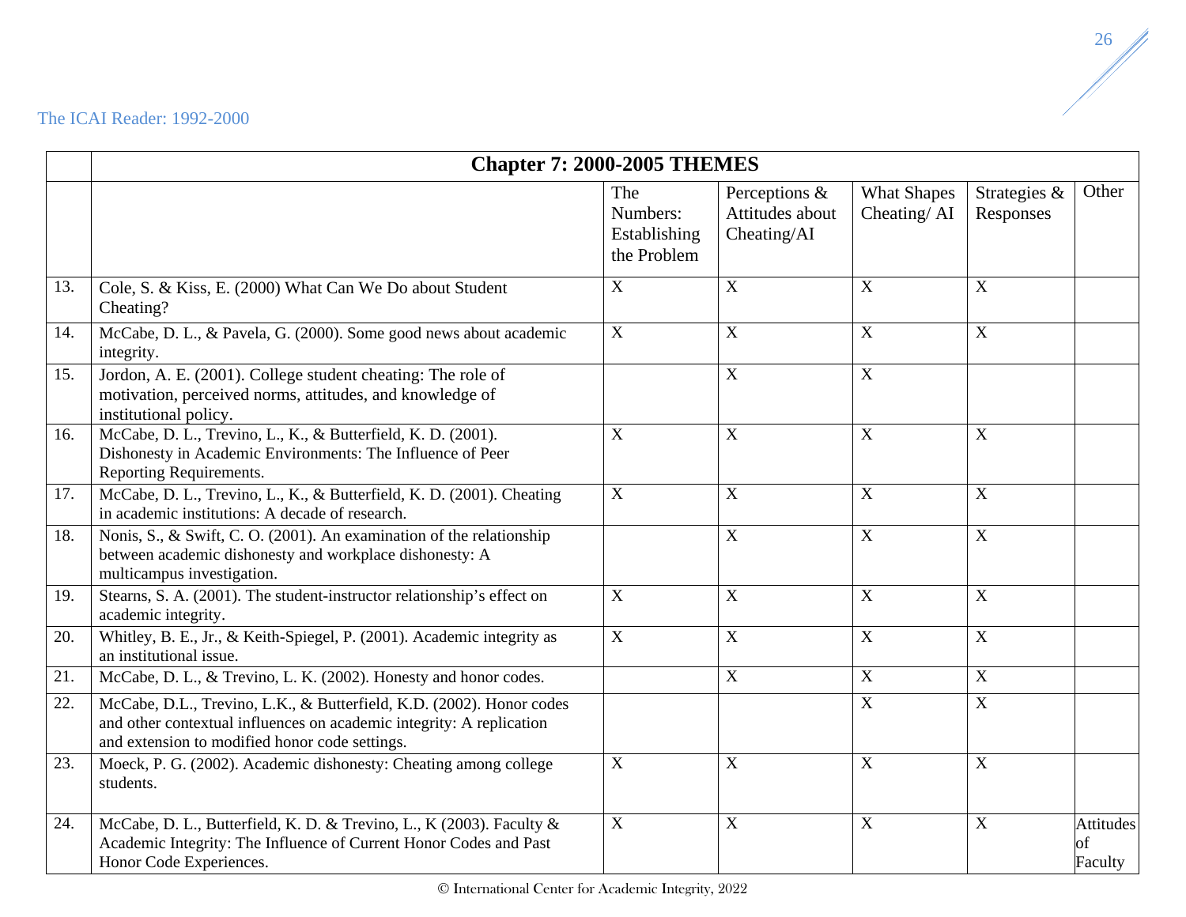| | Chapter 7: 2000-2005 THEMES | | | | | |
|---|---|---|---|---|---|---|
| | | The Numbers: Establishing the Problem | Perceptions & Attitudes about Cheating/AI | What Shapes Cheating/ AI | Strategies & Responses | Other |
| 13. | Cole, S. & Kiss, E. (2000) What Can We Do about Student Cheating? | X | X | X | X | |
| 14. | McCabe, D. L., & Pavela, G. (2000). Some good news about academic integrity. | X | X | X | X | |
| 15. | Jordon, A. E. (2001). College student cheating: The role of motivation, perceived norms, attitudes, and knowledge of institutional policy. | | X | X | | |
| 16. | McCabe, D. L., Trevino, L., K., & Butterfield, K. D. (2001). Dishonesty in Academic Environments: The Influence of Peer Reporting Requirements. | X | X | X | X | |
| 17. | McCabe, D. L., Trevino, L., K., & Butterfield, K. D. (2001). Cheating in academic institutions: A decade of research. | X | X | X | X | |
| 18. | Nonis, S., & Swift, C. O. (2001). An examination of the relationship between academic dishonesty and workplace dishonesty: A multicampus investigation. | | X | X | X | |
| 19. | Stearns, S. A. (2001). The student-instructor relationship's effect on academic integrity. | X | X | X | X | |
| 20. | Whitley, B. E., Jr., & Keith-Spiegel, P. (2001). Academic integrity as an institutional issue. | X | X | X | X | |
| 21. | McCabe, D. L., & Trevino, L. K. (2002). Honesty and honor codes. | | X | X | X | |
| 22. | McCabe, D.L., Trevino, L.K., & Butterfield, K.D. (2002). Honor codes and other contextual influences on academic integrity: A replication and extension to modified honor code settings. | | | X | X | |
| 23. | Moeck, P. G. (2002). Academic dishonesty: Cheating among college students. | X | X | X | X | |
| 24. | McCabe, D. L., Butterfield, K. D. & Trevino, L., K (2003). Faculty & Academic Integrity: The Influence of Current Honor Codes and Past Honor Code Experiences. | X | X | X | X | Attitudes of Faculty |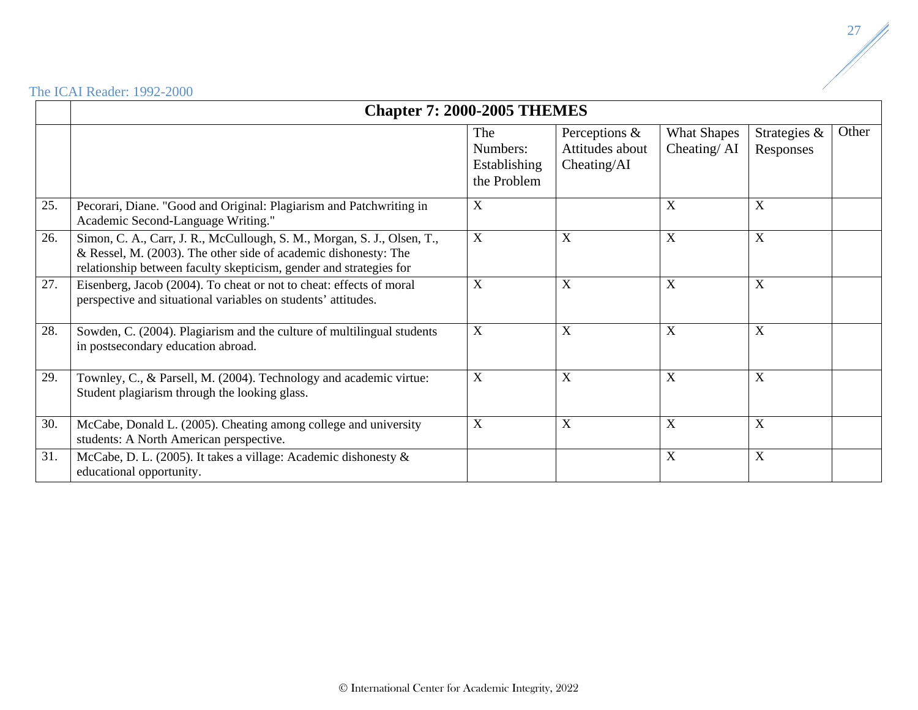| | Chapter 7: 2000-2005 THEMES | | | | | |
|---|---|---|---|---|---|---|
| | | The Numbers: Establishing the Problem | Perceptions & Attitudes about Cheating/AI | What Shapes Cheating/ AI | Strategies & Responses | Other |
| 25. | Pecorari, Diane. "Good and Original: Plagiarism and Patchwriting in Academic Second-Language Writing." | X | | X | X | |
| 26. | Simon, C. A., Carr, J. R., McCullough, S. M., Morgan, S. J., Olsen, T., & Ressel, M. (2003). The other side of academic dishonesty: The relationship between faculty skepticism, gender and strategies for | X | X | X | X | |
| 27. | Eisenberg, Jacob (2004). To cheat or not to cheat: effects of moral perspective and situational variables on students' attitudes. | X | X | X | X | |
| 28. | Sowden, C. (2004). Plagiarism and the culture of multilingual students in postsecondary education abroad. | X | X | X | X | |
| 29. | Townley, C., & Parsell, M. (2004). Technology and academic virtue: Student plagiarism through the looking glass. | X | X | X | X | |
| 30. | McCabe, Donald L. (2005). Cheating among college and university students: A North American perspective. | X | X | X | X | |
| 31. | McCabe, D. L. (2005). It takes a village: Academic dishonesty & educational opportunity. | | | X | X | |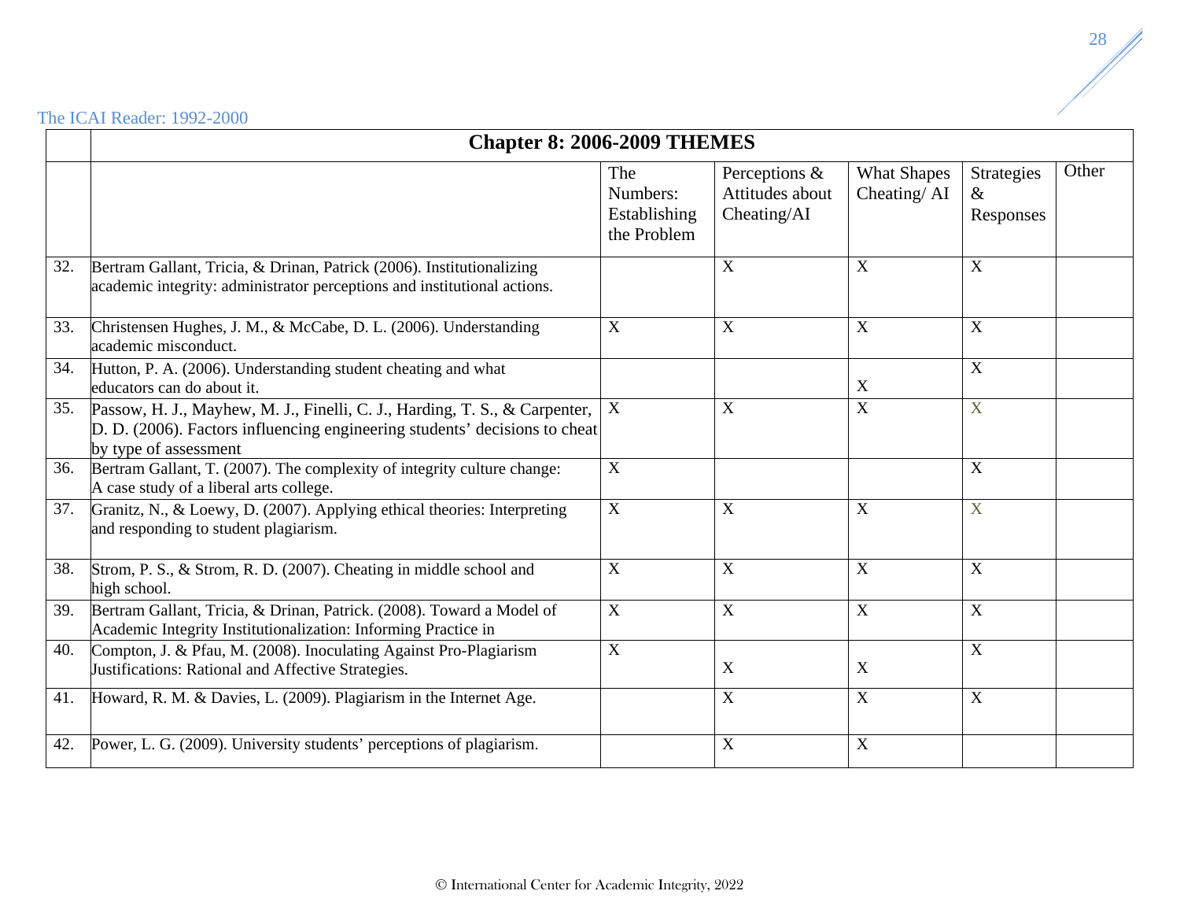| | Chapter 8: 2006-2009 THEMES | | | | | |
|---|---|---|---|---|---|---|
| | | The Numbers: Establishing the Problem | Perceptions & Attitudes about Cheating/AI | What Shapes Cheating/ AI | Strategies & Responses | Other |
| 32. | Bertram Gallant, Tricia, & Drinan, Patrick (2006). Institutionalizing academic integrity: administrator perceptions and institutional actions. | | X | X | X | |
| 33. | Christensen Hughes, J. M., & McCabe, D. L. (2006). Understanding academic misconduct. | X | X | X | X | |
| 34. | Hutton, P. A. (2006). Understanding student cheating and what educators can do about it. | | | X | X | |
| 35. | Passow, H. J., Mayhew, M. J., Finelli, C. J., Harding, T. S., & Carpenter, D. D. (2006). Factors influencing engineering students' decisions to cheat by type of assessment | X | X | X | X | |
| 36. | Bertram Gallant, T. (2007). The complexity of integrity culture change: A case study of a liberal arts college. | X | | | X | |
| 37. | Granitz, N., & Loewy, D. (2007). Applying ethical theories: Interpreting and responding to student plagiarism. | X | X | X | X | |
| 38. | Strom, P. S., & Strom, R. D. (2007). Cheating in middle school and high school. | X | X | X | X | |
| 39. | Bertram Gallant, Tricia, & Drinan, Patrick. (2008). Toward a Model of Academic Integrity Institutionalization: Informing Practice in | X | X | X | X | |
| 40. | Compton, J. & Pfau, M. (2008). Inoculating Against Pro-Plagiarism Justifications: Rational and Affective Strategies. | X | X | X | X | |
| 41. | Howard, R. M. & Davies, L. (2009). Plagiarism in the Internet Age. | | X | X | X | |
| 42. | Power, L. G. (2009). University students' perceptions of plagiarism. | | X | X | | |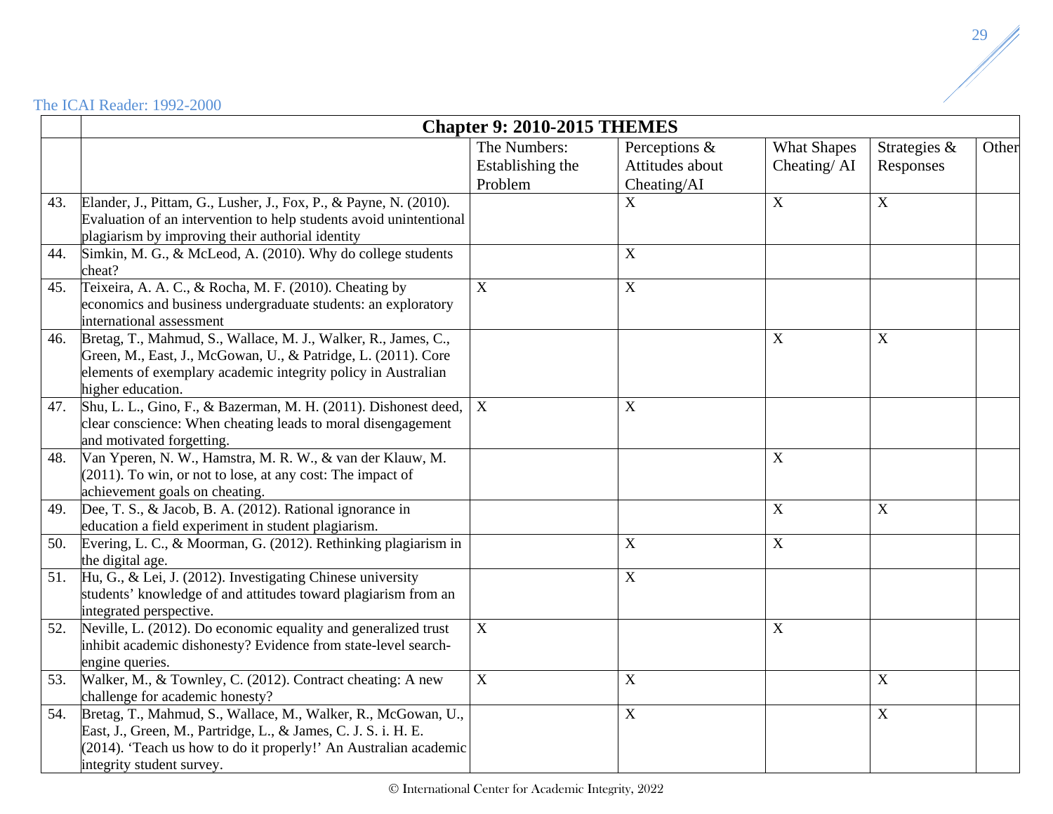| | Chapter 9: 2010-2015 THEMES | | | | | |
|---|---|---|---|---|---|---|
| | | The Numbers: Establishing the Problem | Perceptions & Attitudes about Cheating/AI | What Shapes Cheating/ AI | Strategies & Responses | Other |
| 43. | Elander, J., Pittam, G., Lusher, J., Fox, P., & Payne, N. (2010). Evaluation of an intervention to help students avoid unintentional plagiarism by improving their authorial identity | | X | X | X | |
| 44. | Simkin, M. G., & McLeod, A. (2010). Why do college students cheat? | | X | | | |
| 45. | Teixeira, A. A. C., & Rocha, M. F. (2010). Cheating by economics and business undergraduate students: an exploratory international assessment | X | X | | | |
| 46. | Bretag, T., Mahmud, S., Wallace, M. J., Walker, R., James, C., Green, M., East, J., McGowan, U., & Patridge, L. (2011). Core elements of exemplary academic integrity policy in Australian higher education. | | | X | X | |
| 47. | Shu, L. L., Gino, F., & Bazerman, M. H. (2011). Dishonest deed, clear conscience: When cheating leads to moral disengagement and motivated forgetting. | X | X | | | |
| 48. | Van Yperen, N. W., Hamstra, M. R. W., & van der Klauw, M. (2011). To win, or not to lose, at any cost: The impact of achievement goals on cheating. | | | X | | |
| 49. | Dee, T. S., & Jacob, B. A. (2012). Rational ignorance in education a field experiment in student plagiarism. | | | X | X | |
| 50. | Evering, L. C., & Moorman, G. (2012). Rethinking plagiarism in the digital age. | | X | X | | |
| 51. | Hu, G., & Lei, J. (2012). Investigating Chinese university students' knowledge of and attitudes toward plagiarism from an integrated perspective. | | X | | | |
| 52. | Neville, L. (2012). Do economic equality and generalized trust inhibit academic dishonesty? Evidence from state-level search-engine queries. | X | | X | | |
| 53. | Walker, M., & Townley, C. (2012). Contract cheating: A new challenge for academic honesty? | X | X | | X | |
| 54. | Bretag, T., Mahmud, S., Wallace, M., Walker, R., McGowan, U., East, J., Green, M., Partridge, L., & James, C. J. S. i. H. E. (2014). 'Teach us how to do it properly!' An Australian academic integrity student survey. | | X | | X | |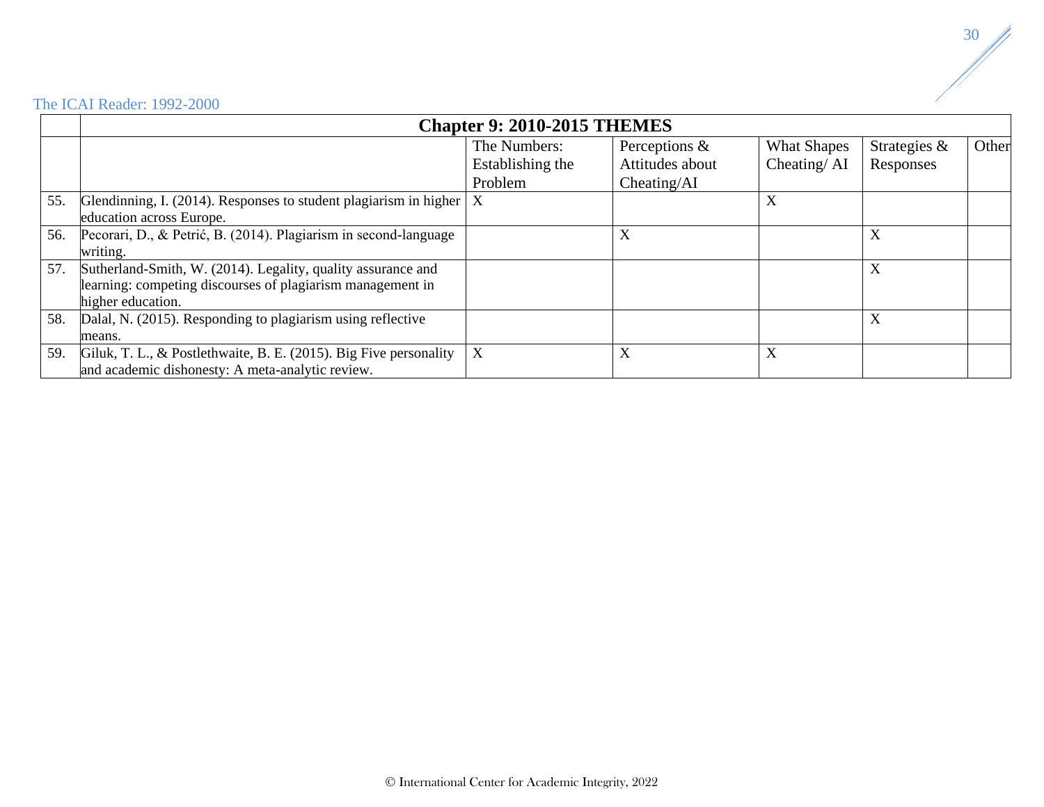| | Chapter 9: 2010-2015 THEMES | | | | | |
|---|---|---|---|---|---|---|
| | | The Numbers: Establishing the Problem | Perceptions & Attitudes about Cheating/AI | What Shapes Cheating/ AI | Strategies & Responses | Other |
| 55. | Glendinning, I. (2014). Responses to student plagiarism in higher education across Europe. | X | | X | | |
| 56. | Pecorari, D., & Petrić, B. (2014). Plagiarism in second-language writing. | | X | | X | |
| 57. | Sutherland-Smith, W. (2014). Legality, quality assurance and learning: competing discourses of plagiarism management in higher education. | | | | X | |
| 58. | Dalal, N. (2015). Responding to plagiarism using reflective means. | | | | X | |
| 59. | Giluk, T. L., & Postlethwaite, B. E. (2015). Big Five personality and academic dishonesty: A meta-analytic review. | X | X | X | | |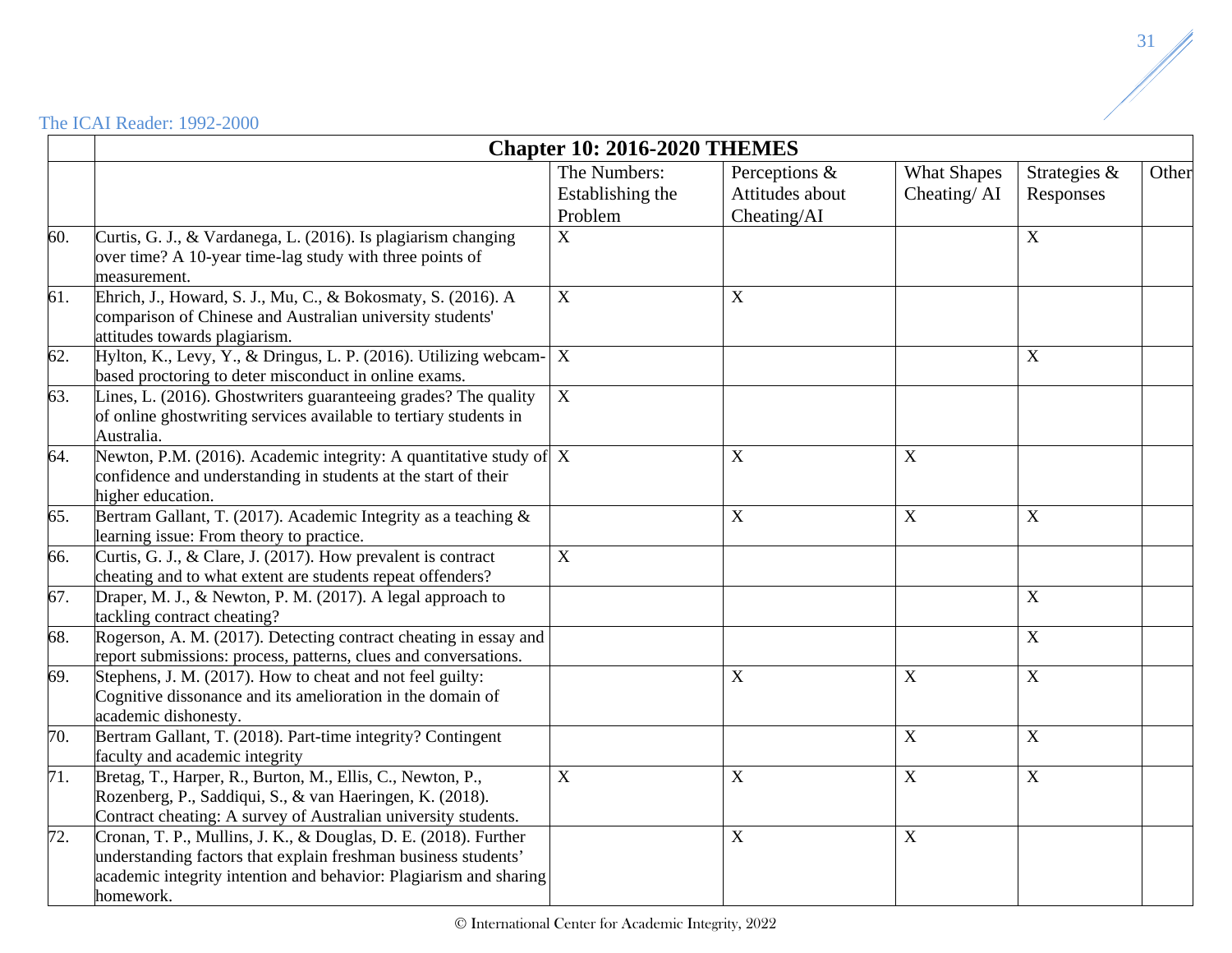| | Chapter 10: 2016-2020 THEMES | | | | | |
|---|---|---|---|---|---|---|
| | | The Numbers: Establishing the Problem | Perceptions & Attitudes about Cheating/AI | What Shapes Cheating/ AI | Strategies & Responses | Other |
| 60. | Curtis, G. J., & Vardanega, L. (2016). Is plagiarism changing over time? A 10-year time-lag study with three points of measurement. | X | | | X | |
| 61. | Ehrich, J., Howard, S. J., Mu, C., & Bokosmaty, S. (2016). A comparison of Chinese and Australian university students' attitudes towards plagiarism. | X | X | | | |
| 62. | Hylton, K., Levy, Y., & Dringus, L. P. (2016). Utilizing webcam-based proctoring to deter misconduct in online exams. | X | | | X | |
| 63. | Lines, L. (2016). Ghostwriters guaranteeing grades? The quality of online ghostwriting services available to tertiary students in Australia. | X | | | | |
| 64. | Newton, P.M. (2016). Academic integrity: A quantitative study of confidence and understanding in students at the start of their higher education. | X | X | X | | |
| 65. | Bertram Gallant, T. (2017). Academic Integrity as a teaching & learning issue: From theory to practice. | | X | X | X | |
| 66. | Curtis, G. J., & Clare, J. (2017). How prevalent is contract cheating and to what extent are students repeat offenders? | X | | | | |
| 67. | Draper, M. J., & Newton, P. M. (2017). A legal approach to tackling contract cheating? | | | | X | |
| 68. | Rogerson, A. M. (2017). Detecting contract cheating in essay and report submissions: process, patterns, clues and conversations. | | | | X | |
| 69. | Stephens, J. M. (2017). How to cheat and not feel guilty: Cognitive dissonance and its amelioration in the domain of academic dishonesty. | | X | X | X | |
| 70. | Bertram Gallant, T. (2018). Part-time integrity? Contingent faculty and academic integrity | | | X | X | |
| 71. | Bretag, T., Harper, R., Burton, M., Ellis, C., Newton, P., Rozenberg, P., Saddiqui, S., & van Haeringen, K. (2018). Contract cheating: A survey of Australian university students. | X | X | X | X | |
| 72. | Cronan, T. P., Mullins, J. K., & Douglas, D. E. (2018). Further understanding factors that explain freshman business students' academic integrity intention and behavior: Plagiarism and sharing homework. | | X | X | | |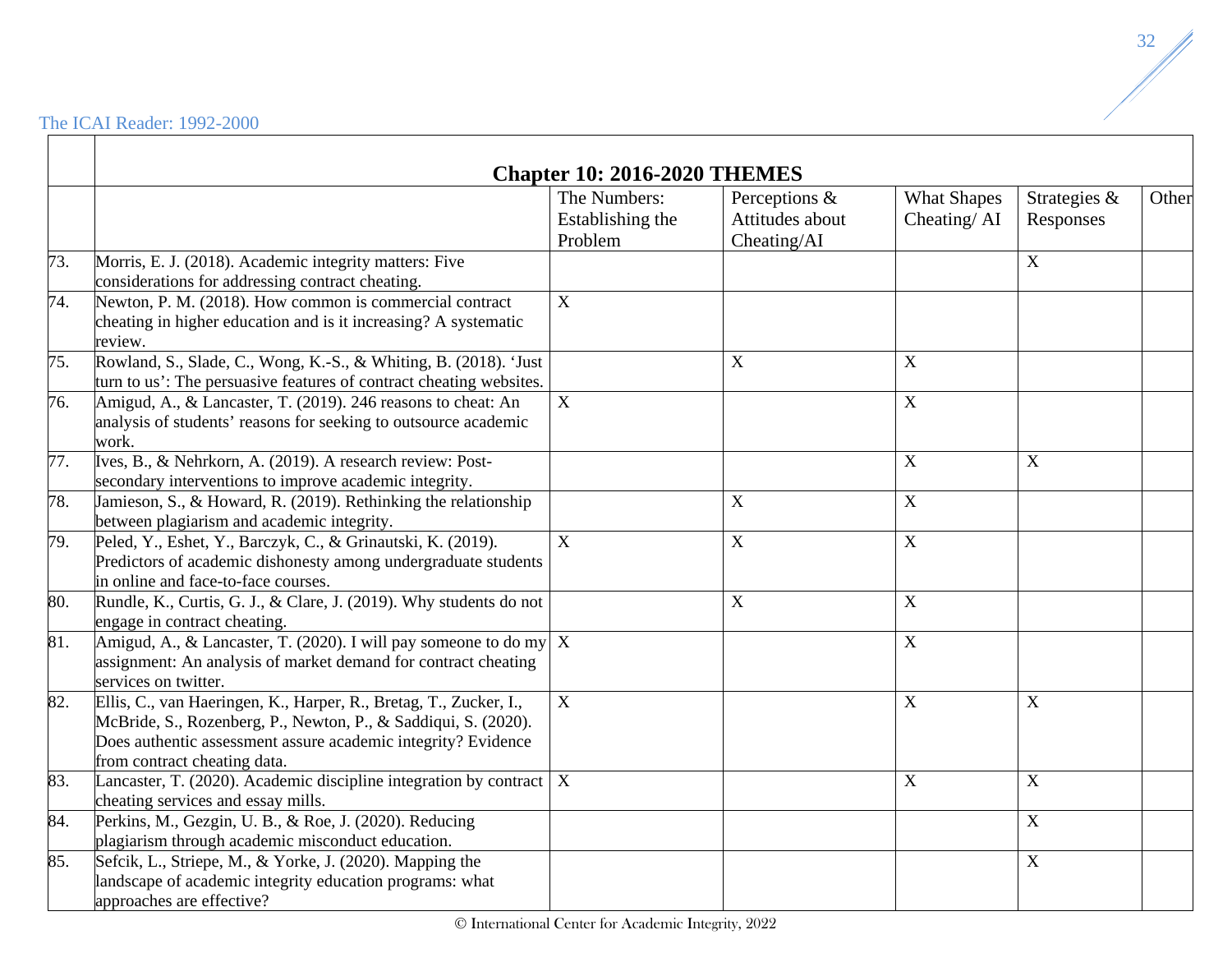| | Chapter 10: 2016-2020 THEMES | | | | | |
|---|---|---|---|---|---|---|
| | | The Numbers: Establishing the Problem | Perceptions & Attitudes about Cheating/AI | What Shapes Cheating/ AI | Strategies & Responses | Other |
| 73. | Morris, E. J. (2018). Academic integrity matters: Five considerations for addressing contract cheating. | | | | X | |
| 74. | Newton, P. M. (2018). How common is commercial contract cheating in higher education and is it increasing? A systematic review. | X | | | | |
| 75. | Rowland, S., Slade, C., Wong, K.-S., & Whiting, B. (2018). 'Just turn to us': The persuasive features of contract cheating websites. | | X | X | | |
| 76. | Amigud, A., & Lancaster, T. (2019). 246 reasons to cheat: An analysis of students' reasons for seeking to outsource academic work. | X | | X | | |
| 77. | Ives, B., & Nehrkorn, A. (2019). A research review: Post-secondary interventions to improve academic integrity. | | | X | X | |
| 78. | Jamieson, S., & Howard, R. (2019). Rethinking the relationship between plagiarism and academic integrity. | | X | X | | |
| 79. | Peled, Y., Eshet, Y., Barczyk, C., & Grinautski, K. (2019). Predictors of academic dishonesty among undergraduate students in online and face-to-face courses. | X | X | X | | |
| 80. | Rundle, K., Curtis, G. J., & Clare, J. (2019). Why students do not engage in contract cheating. | | X | X | | |
| 81. | Amigud, A., & Lancaster, T. (2020). I will pay someone to do my assignment: An analysis of market demand for contract cheating services on twitter. | X | | X | | |
| 82. | Ellis, C., van Haeringen, K., Harper, R., Bretag, T., Zucker, I., McBride, S., Rozenberg, P., Newton, P., & Saddiqui, S. (2020). Does authentic assessment assure academic integrity? Evidence from contract cheating data. | X | | X | X | |
| 83. | Lancaster, T. (2020). Academic discipline integration by contract cheating services and essay mills. | X | | X | X | |
| 84. | Perkins, M., Gezgin, U. B., & Roe, J. (2020). Reducing plagiarism through academic misconduct education. | | | | X | |
| 85. | Sefcik, L., Striepe, M., & Yorke, J. (2020). Mapping the landscape of academic integrity education programs: what approaches are effective? | | | | X | |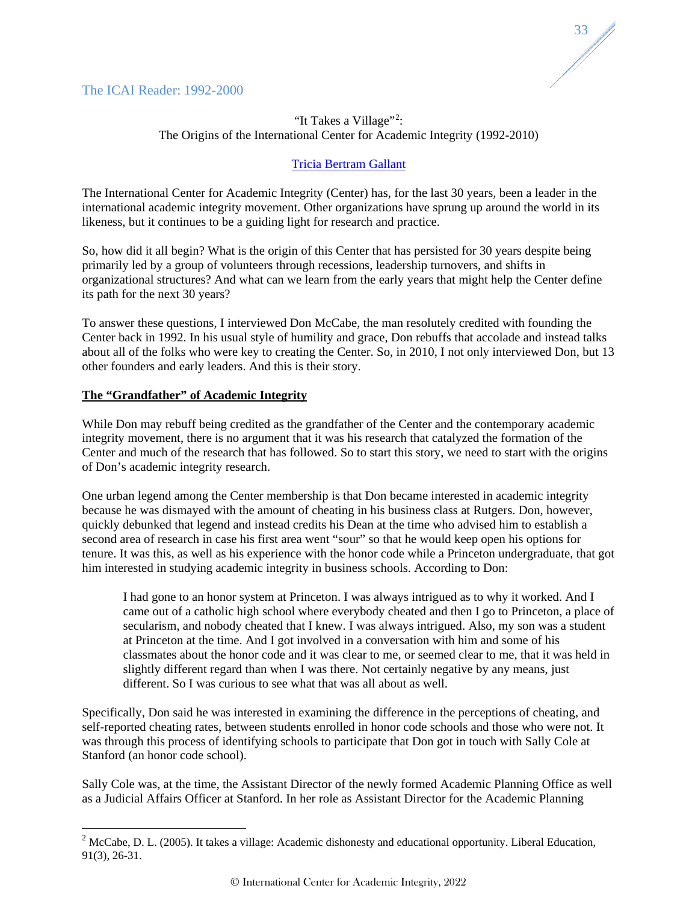"It Takes a Village"[2]:
The Origins of the International Center for Academic Integrity (1992-2010)

Tricia Bertram Gallant

The International Center for Academic Integrity (Center) has, for the last 30 years, been a leader in the international academic integrity movement. Other organizations have sprung up around the world in its likeness, but it continues to be a guiding light for research and practice.

So, how did it all begin? What is the origin of this Center that has persisted for 30 years despite being primarily led by a group of volunteers through recessions, leadership turnovers, and shifts in organizational structures? And what can we learn from the early years that might help the Center define its path for the next 30 years?

To answer these questions, I interviewed Don McCabe, the man resolutely credited with founding the Center back in 1992. In his usual style of humility and grace, Don rebuffs that accolade and instead talks about all of the folks who were key to creating the Center. So, in 2010, I not only interviewed Don, but 13 other founders and early leaders. And this is their story.

**The "Grandfather" of Academic Integrity**

While Don may rebuff being credited as the grandfather of the Center and the contemporary academic integrity movement, there is no argument that it was his research that catalyzed the formation of the Center and much of the research that has followed. So to start this story, we need to start with the origins of Don's academic integrity research.

One urban legend among the Center membership is that Don became interested in academic integrity because he was dismayed with the amount of cheating in his business class at Rutgers. Don, however, quickly debunked that legend and instead credits his Dean at the time who advised him to establish a second area of research in case his first area went "sour" so that he would keep open his options for tenure. It was this, as well as his experience with the honor code while a Princeton undergraduate, that got him interested in studying academic integrity in business schools. According to Don:

> I had gone to an honor system at Princeton. I was always intrigued as to why it worked. And I came out of a catholic high school where everybody cheated and then I go to Princeton, a place of secularism, and nobody cheated that I knew. I was always intrigued. Also, my son was a student at Princeton at the time. And I got involved in a conversation with him and some of his classmates about the honor code and it was clear to me, or seemed clear to me, that it was held in slightly different regard than when I was there. Not certainly negative by any means, just different. So I was curious to see what that was all about as well.

Specifically, Don said he was interested in examining the difference in the perceptions of cheating, and self-reported cheating rates, between students enrolled in honor code schools and those who were not. It was through this process of identifying schools to participate that Don got in touch with Sally Cole at Stanford (an honor code school).

Sally Cole was, at the time, the Assistant Director of the newly formed Academic Planning Office as well as a Judicial Affairs Officer at Stanford. In her role as Assistant Director for the Academic Planning

[2] McCabe, D. L. (2005). It takes a village: Academic dishonesty and educational opportunity. Liberal Education, 91(3), 26-31.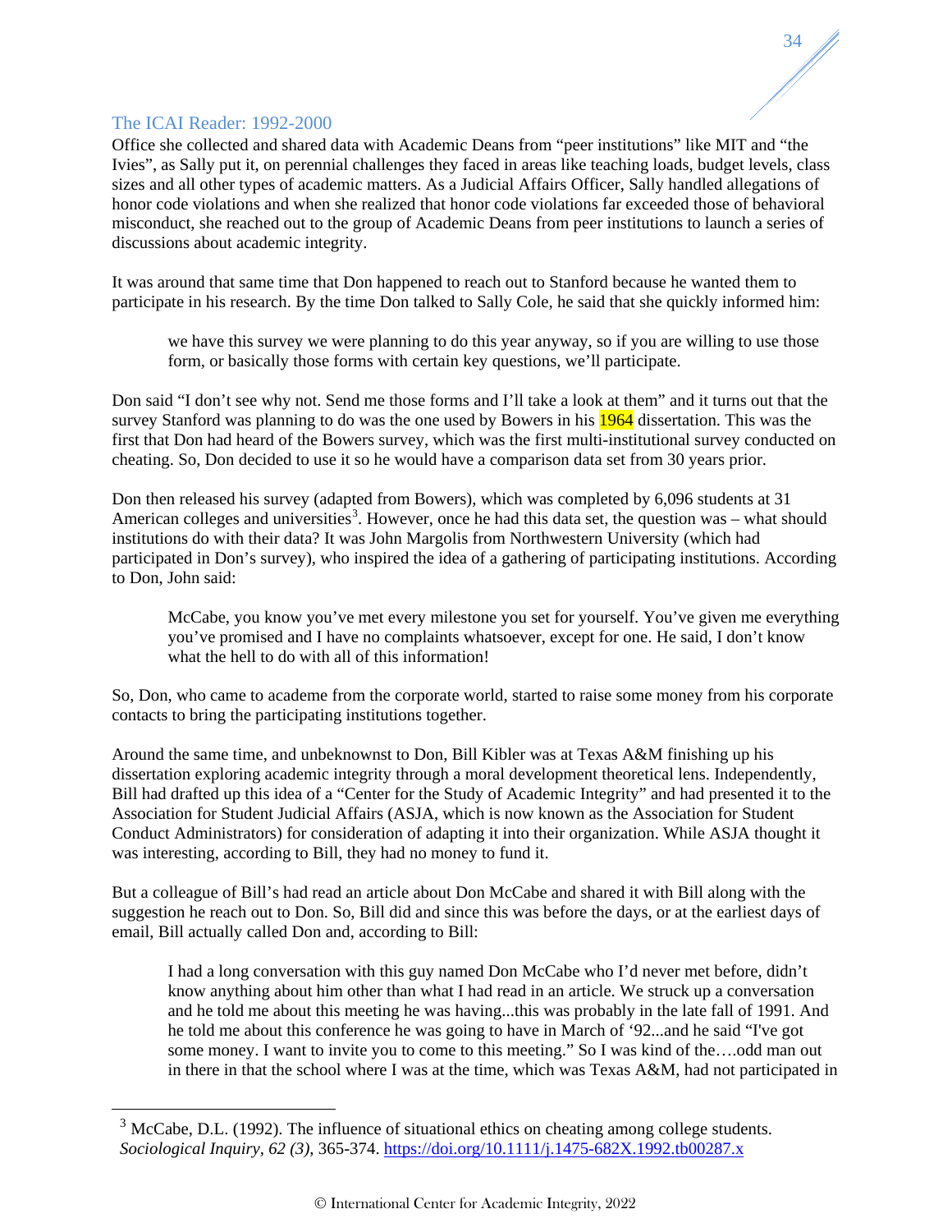Office she collected and shared data with Academic Deans from "peer institutions" like MIT and "the Ivies", as Sally put it, on perennial challenges they faced in areas like teaching loads, budget levels, class sizes and all other types of academic matters. As a Judicial Affairs Officer, Sally handled allegations of honor code violations and when she realized that honor code violations far exceeded those of behavioral misconduct, she reached out to the group of Academic Deans from peer institutions to launch a series of discussions about academic integrity.

It was around that same time that Don happened to reach out to Stanford because he wanted them to participate in his research. By the time Don talked to Sally Cole, he said that she quickly informed him:

> we have this survey we were planning to do this year anyway, so if you are willing to use those form, or basically those forms with certain key questions, we'll participate.

Don said "I don't see why not. Send me those forms and I'll take a look at them" and it turns out that the survey Stanford was planning to do was the one used by Bowers in his 1964 dissertation. This was the first that Don had heard of the Bowers survey, which was the first multi-institutional survey conducted on cheating. So, Don decided to use it so he would have a comparison data set from 30 years prior.

Don then released his survey (adapted from Bowers), which was completed by 6,096 students at 31 American colleges and universities[3]. However, once he had this data set, the question was – what should institutions do with their data? It was John Margolis from Northwestern University (which had participated in Don's survey), who inspired the idea of a gathering of participating institutions. According to Don, John said:

> McCabe, you know you've met every milestone you set for yourself. You've given me everything you've promised and I have no complaints whatsoever, except for one. He said, I don't know what the hell to do with all of this information!

So, Don, who came to academe from the corporate world, started to raise some money from his corporate contacts to bring the participating institutions together.

Around the same time, and unbeknownst to Don, Bill Kibler was at Texas A&M finishing up his dissertation exploring academic integrity through a moral development theoretical lens. Independently, Bill had drafted up this idea of a "Center for the Study of Academic Integrity" and had presented it to the Association for Student Judicial Affairs (ASJA, which is now known as the Association for Student Conduct Administrators) for consideration of adapting it into their organization. While ASJA thought it was interesting, according to Bill, they had no money to fund it.

But a colleague of Bill's had read an article about Don McCabe and shared it with Bill along with the suggestion he reach out to Don. So, Bill did and since this was before the days, or at the earliest days of email, Bill actually called Don and, according to Bill:

> I had a long conversation with this guy named Don McCabe who I'd never met before, didn't know anything about him other than what I had read in an article. We struck up a conversation and he told me about this meeting he was having...this was probably in the late fall of 1991. And he told me about this conference he was going to have in March of '92...and he said "I've got some money. I want to invite you to come to this meeting." So I was kind of the….odd man out in there in that the school where I was at the time, which was Texas A&M, had not participated in

---

[3] McCabe, D.L. (1992). The influence of situational ethics on cheating among college students. *Sociological Inquiry, 62 (3)*, 365-374. https://doi.org/10.1111/j.1475-682X.1992.tb00287.x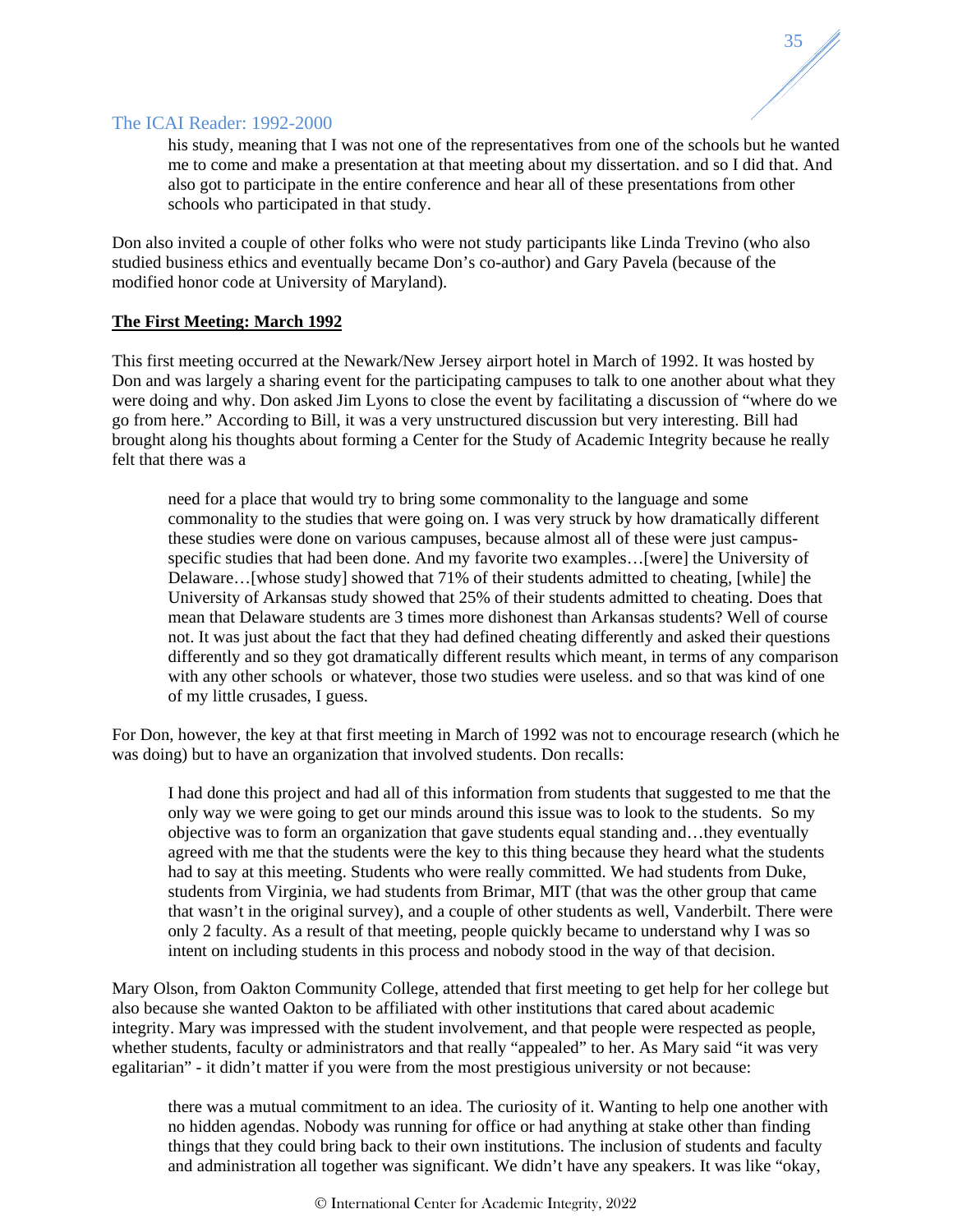> his study, meaning that I was not one of the representatives from one of the schools but he wanted me to come and make a presentation at that meeting about my dissertation. and so I did that. And also got to participate in the entire conference and hear all of these presentations from other schools who participated in that study.

Don also invited a couple of other folks who were not study participants like Linda Trevino (who also studied business ethics and eventually became Don's co-author) and Gary Pavela (because of the modified honor code at University of Maryland).

**The First Meeting: March 1992**

This first meeting occurred at the Newark/New Jersey airport hotel in March of 1992. It was hosted by Don and was largely a sharing event for the participating campuses to talk to one another about what they were doing and why. Don asked Jim Lyons to close the event by facilitating a discussion of "where do we go from here." According to Bill, it was a very unstructured discussion but very interesting. Bill had brought along his thoughts about forming a Center for the Study of Academic Integrity because he really felt that there was a

> need for a place that would try to bring some commonality to the language and some commonality to the studies that were going on. I was very struck by how dramatically different these studies were done on various campuses, because almost all of these were just campus-specific studies that had been done. And my favorite two examples…[were] the University of Delaware…[whose study] showed that 71% of their students admitted to cheating, [while] the University of Arkansas study showed that 25% of their students admitted to cheating. Does that mean that Delaware students are 3 times more dishonest than Arkansas students? Well of course not. It was just about the fact that they had defined cheating differently and asked their questions differently and so they got dramatically different results which meant, in terms of any comparison with any other schools or whatever, those two studies were useless. and so that was kind of one of my little crusades, I guess.

For Don, however, the key at that first meeting in March of 1992 was not to encourage research (which he was doing) but to have an organization that involved students. Don recalls:

> I had done this project and had all of this information from students that suggested to me that the only way we were going to get our minds around this issue was to look to the students. So my objective was to form an organization that gave students equal standing and…they eventually agreed with me that the students were the key to this thing because they heard what the students had to say at this meeting. Students who were really committed. We had students from Duke, students from Virginia, we had students from Brimar, MIT (that was the other group that came that wasn't in the original survey), and a couple of other students as well, Vanderbilt. There were only 2 faculty. As a result of that meeting, people quickly became to understand why I was so intent on including students in this process and nobody stood in the way of that decision.

Mary Olson, from Oakton Community College, attended that first meeting to get help for her college but also because she wanted Oakton to be affiliated with other institutions that cared about academic integrity. Mary was impressed with the student involvement, and that people were respected as people, whether students, faculty or administrators and that really "appealed" to her. As Mary said "it was very egalitarian" - it didn't matter if you were from the most prestigious university or not because:

> there was a mutual commitment to an idea. The curiosity of it. Wanting to help one another with no hidden agendas. Nobody was running for office or had anything at stake other than finding things that they could bring back to their own institutions. The inclusion of students and faculty and administration all together was significant. We didn't have any speakers. It was like "okay,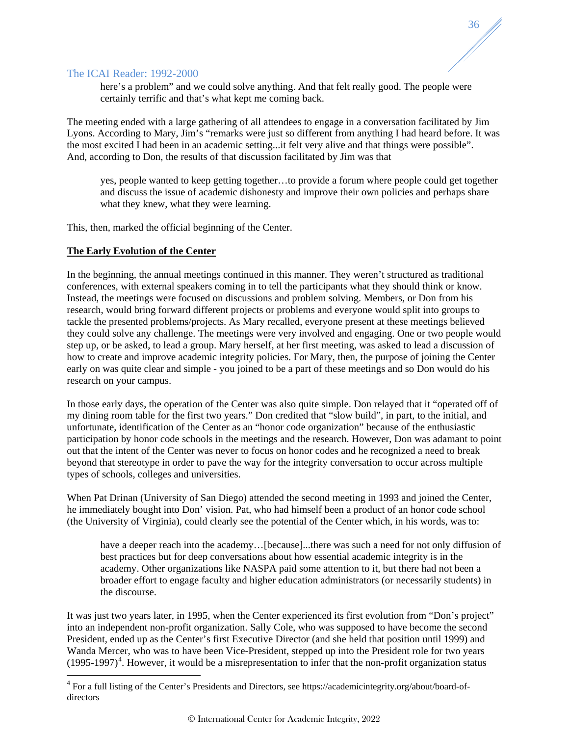> here's a problem" and we could solve anything. And that felt really good. The people were certainly terrific and that's what kept me coming back.

The meeting ended with a large gathering of all attendees to engage in a conversation facilitated by Jim Lyons. According to Mary, Jim's "remarks were just so different from anything I had heard before. It was the most excited I had been in an academic setting...it felt very alive and that things were possible". And, according to Don, the results of that discussion facilitated by Jim was that

> yes, people wanted to keep getting together…to provide a forum where people could get together and discuss the issue of academic dishonesty and improve their own policies and perhaps share what they knew, what they were learning.

This, then, marked the official beginning of the Center.

**The Early Evolution of the Center**

In the beginning, the annual meetings continued in this manner. They weren't structured as traditional conferences, with external speakers coming in to tell the participants what they should think or know. Instead, the meetings were focused on discussions and problem solving. Members, or Don from his research, would bring forward different projects or problems and everyone would split into groups to tackle the presented problems/projects. As Mary recalled, everyone present at these meetings believed they could solve any challenge. The meetings were very involved and engaging. One or two people would step up, or be asked, to lead a group. Mary herself, at her first meeting, was asked to lead a discussion of how to create and improve academic integrity policies. For Mary, then, the purpose of joining the Center early on was quite clear and simple - you joined to be a part of these meetings and so Don would do his research on your campus.

In those early days, the operation of the Center was also quite simple. Don relayed that it "operated off of my dining room table for the first two years." Don credited that "slow build", in part, to the initial, and unfortunate, identification of the Center as an "honor code organization" because of the enthusiastic participation by honor code schools in the meetings and the research. However, Don was adamant to point out that the intent of the Center was never to focus on honor codes and he recognized a need to break beyond that stereotype in order to pave the way for the integrity conversation to occur across multiple types of schools, colleges and universities.

When Pat Drinan (University of San Diego) attended the second meeting in 1993 and joined the Center, he immediately bought into Don' vision. Pat, who had himself been a product of an honor code school (the University of Virginia), could clearly see the potential of the Center which, in his words, was to:

> have a deeper reach into the academy…[because]...there was such a need for not only diffusion of best practices but for deep conversations about how essential academic integrity is in the academy. Other organizations like NASPA paid some attention to it, but there had not been a broader effort to engage faculty and higher education administrators (or necessarily students) in the discourse.

It was just two years later, in 1995, when the Center experienced its first evolution from "Don's project" into an independent non-profit organization. Sally Cole, who was supposed to have become the second President, ended up as the Center's first Executive Director (and she held that position until 1999) and Wanda Mercer, who was to have been Vice-President, stepped up into the President role for two years (1995-1997)[4]. However, it would be a misrepresentation to infer that the non-profit organization status

[4] For a full listing of the Center's Presidents and Directors, see https://academicintegrity.org/about/board-of-directors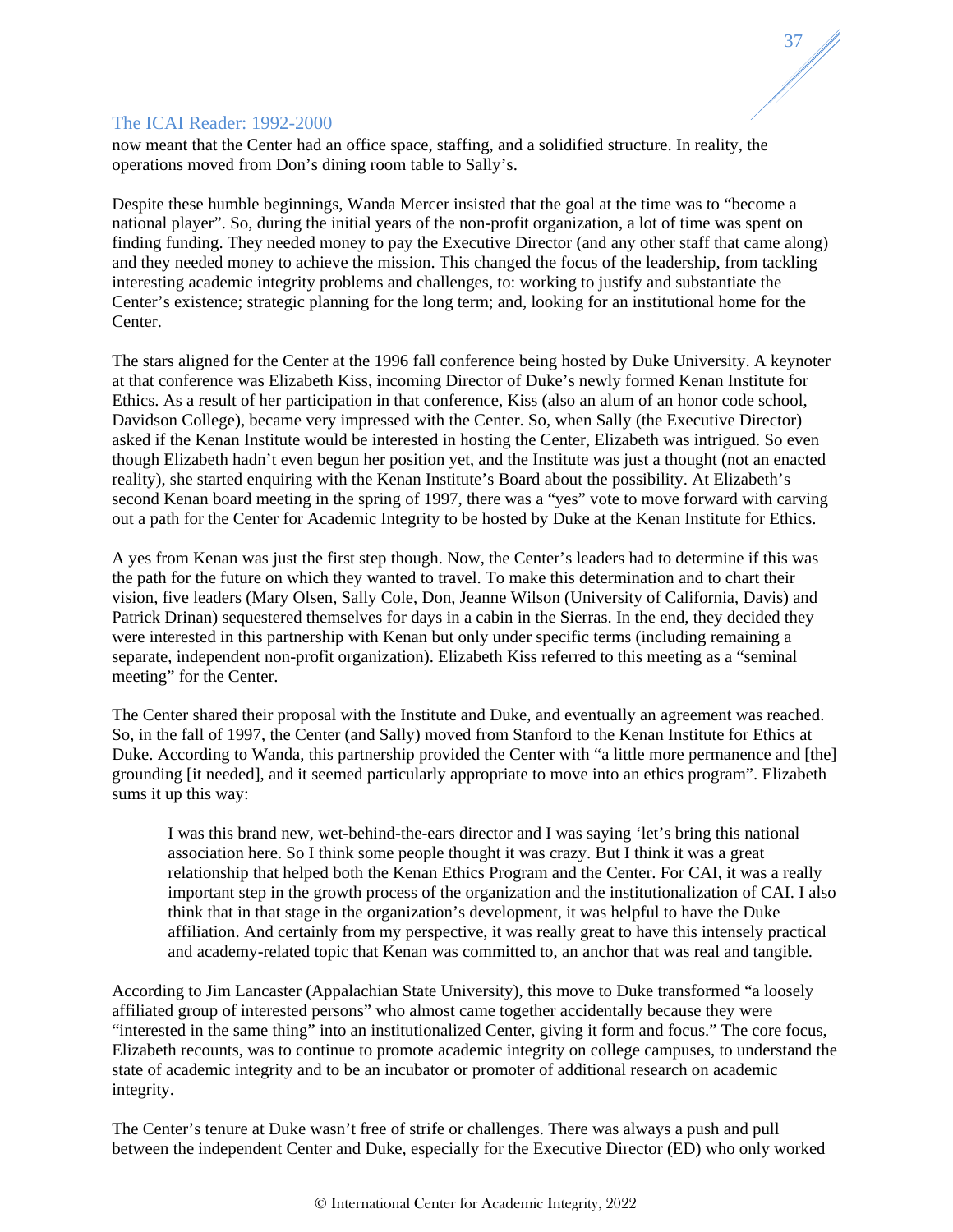now meant that the Center had an office space, staffing, and a solidified structure. In reality, the operations moved from Don's dining room table to Sally's.

Despite these humble beginnings, Wanda Mercer insisted that the goal at the time was to "become a national player". So, during the initial years of the non-profit organization, a lot of time was spent on finding funding. They needed money to pay the Executive Director (and any other staff that came along) and they needed money to achieve the mission. This changed the focus of the leadership, from tackling interesting academic integrity problems and challenges, to: working to justify and substantiate the Center's existence; strategic planning for the long term; and, looking for an institutional home for the Center.

The stars aligned for the Center at the 1996 fall conference being hosted by Duke University. A keynoter at that conference was Elizabeth Kiss, incoming Director of Duke's newly formed Kenan Institute for Ethics. As a result of her participation in that conference, Kiss (also an alum of an honor code school, Davidson College), became very impressed with the Center. So, when Sally (the Executive Director) asked if the Kenan Institute would be interested in hosting the Center, Elizabeth was intrigued. So even though Elizabeth hadn't even begun her position yet, and the Institute was just a thought (not an enacted reality), she started enquiring with the Kenan Institute's Board about the possibility. At Elizabeth's second Kenan board meeting in the spring of 1997, there was a "yes" vote to move forward with carving out a path for the Center for Academic Integrity to be hosted by Duke at the Kenan Institute for Ethics.

A yes from Kenan was just the first step though. Now, the Center's leaders had to determine if this was the path for the future on which they wanted to travel. To make this determination and to chart their vision, five leaders (Mary Olsen, Sally Cole, Don, Jeanne Wilson (University of California, Davis) and Patrick Drinan) sequestered themselves for days in a cabin in the Sierras. In the end, they decided they were interested in this partnership with Kenan but only under specific terms (including remaining a separate, independent non-profit organization). Elizabeth Kiss referred to this meeting as a "seminal meeting" for the Center.

The Center shared their proposal with the Institute and Duke, and eventually an agreement was reached. So, in the fall of 1997, the Center (and Sally) moved from Stanford to the Kenan Institute for Ethics at Duke. According to Wanda, this partnership provided the Center with "a little more permanence and [the] grounding [it needed], and it seemed particularly appropriate to move into an ethics program". Elizabeth sums it up this way:

> I was this brand new, wet-behind-the-ears director and I was saying 'let's bring this national association here. So I think some people thought it was crazy. But I think it was a great relationship that helped both the Kenan Ethics Program and the Center. For CAI, it was a really important step in the growth process of the organization and the institutionalization of CAI. I also think that in that stage in the organization's development, it was helpful to have the Duke affiliation. And certainly from my perspective, it was really great to have this intensely practical and academy-related topic that Kenan was committed to, an anchor that was real and tangible.

According to Jim Lancaster (Appalachian State University), this move to Duke transformed "a loosely affiliated group of interested persons" who almost came together accidentally because they were "interested in the same thing" into an institutionalized Center, giving it form and focus." The core focus, Elizabeth recounts, was to continue to promote academic integrity on college campuses, to understand the state of academic integrity and to be an incubator or promoter of additional research on academic integrity.

The Center's tenure at Duke wasn't free of strife or challenges. There was always a push and pull between the independent Center and Duke, especially for the Executive Director (ED) who only worked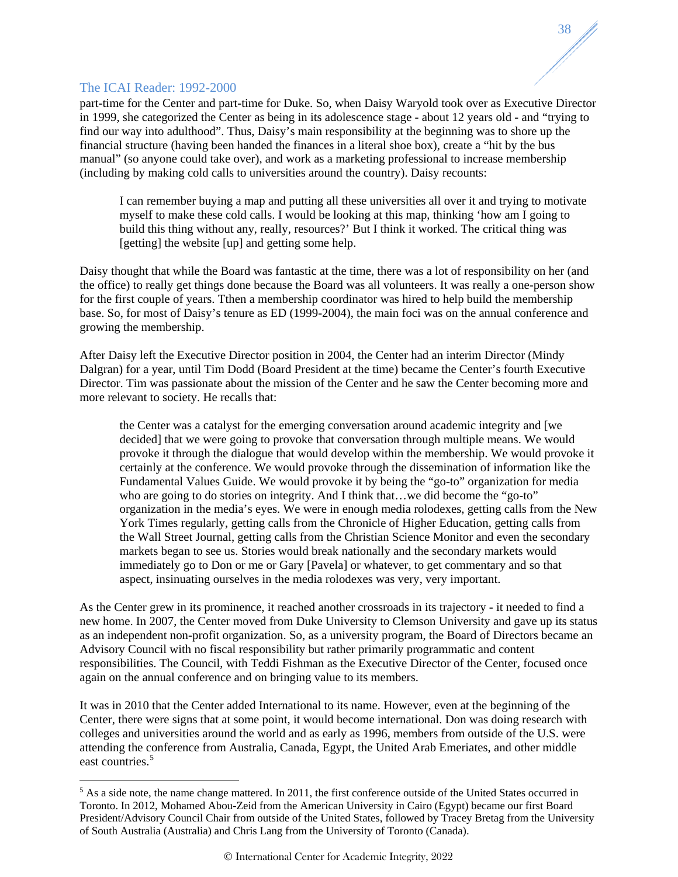part-time for the Center and part-time for Duke. So, when Daisy Waryold took over as Executive Director in 1999, she categorized the Center as being in its adolescence stage - about 12 years old - and “trying to find our way into adulthood”. Thus, Daisy’s main responsibility at the beginning was to shore up the financial structure (having been handed the finances in a literal shoe box), create a “hit by the bus manual” (so anyone could take over), and work as a marketing professional to increase membership (including by making cold calls to universities around the country). Daisy recounts:

> I can remember buying a map and putting all these universities all over it and trying to motivate myself to make these cold calls. I would be looking at this map, thinking ‘how am I going to build this thing without any, really, resources?’ But I think it worked. The critical thing was [getting] the website [up] and getting some help.

Daisy thought that while the Board was fantastic at the time, there was a lot of responsibility on her (and the office) to really get things done because the Board was all volunteers. It was really a one-person show for the first couple of years. Tthen a membership coordinator was hired to help build the membership base. So, for most of Daisy’s tenure as ED (1999-2004), the main foci was on the annual conference and growing the membership.

After Daisy left the Executive Director position in 2004, the Center had an interim Director (Mindy Dalgran) for a year, until Tim Dodd (Board President at the time) became the Center’s fourth Executive Director. Tim was passionate about the mission of the Center and he saw the Center becoming more and more relevant to society. He recalls that:

> the Center was a catalyst for the emerging conversation around academic integrity and [we decided] that we were going to provoke that conversation through multiple means. We would provoke it through the dialogue that would develop within the membership. We would provoke it certainly at the conference. We would provoke through the dissemination of information like the Fundamental Values Guide. We would provoke it by being the “go-to” organization for media who are going to do stories on integrity. And I think that…we did become the “go-to” organization in the media’s eyes. We were in enough media rolodexes, getting calls from the New York Times regularly, getting calls from the Chronicle of Higher Education, getting calls from the Wall Street Journal, getting calls from the Christian Science Monitor and even the secondary markets began to see us. Stories would break nationally and the secondary markets would immediately go to Don or me or Gary [Pavela] or whatever, to get commentary and so that aspect, insinuating ourselves in the media rolodexes was very, very important.

As the Center grew in its prominence, it reached another crossroads in its trajectory - it needed to find a new home. In 2007, the Center moved from Duke University to Clemson University and gave up its status as an independent non-profit organization. So, as a university program, the Board of Directors became an Advisory Council with no fiscal responsibility but rather primarily programmatic and content responsibilities. The Council, with Teddi Fishman as the Executive Director of the Center, focused once again on the annual conference and on bringing value to its members.

It was in 2010 that the Center added International to its name. However, even at the beginning of the Center, there were signs that at some point, it would become international. Don was doing research with colleges and universities around the world and as early as 1996, members from outside of the U.S. were attending the conference from Australia, Canada, Egypt, the United Arab Emeriates, and other middle east countries.[5]

---

[5] As a side note, the name change mattered. In 2011, the first conference outside of the United States occurred in Toronto. In 2012, Mohamed Abou-Zeid from the American University in Cairo (Egypt) became our first Board President/Advisory Council Chair from outside of the United States, followed by Tracey Bretag from the University of South Australia (Australia) and Chris Lang from the University of Toronto (Canada).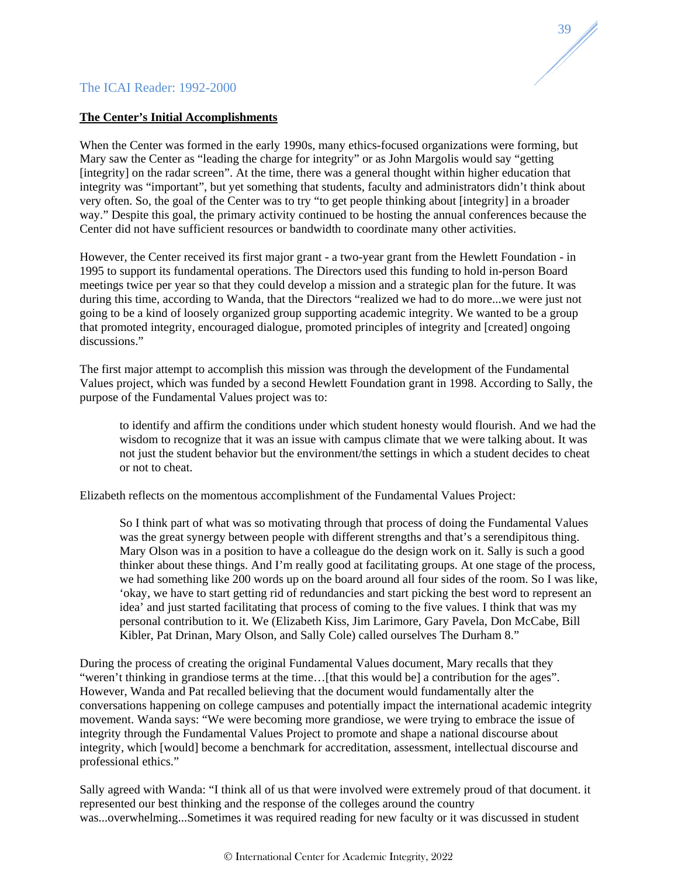**The Center's Initial Accomplishments**

When the Center was formed in the early 1990s, many ethics-focused organizations were forming, but Mary saw the Center as "leading the charge for integrity" or as John Margolis would say "getting [integrity] on the radar screen". At the time, there was a general thought within higher education that integrity was "important", but yet something that students, faculty and administrators didn't think about very often. So, the goal of the Center was to try "to get people thinking about [integrity] in a broader way." Despite this goal, the primary activity continued to be hosting the annual conferences because the Center did not have sufficient resources or bandwidth to coordinate many other activities.

However, the Center received its first major grant - a two-year grant from the Hewlett Foundation - in 1995 to support its fundamental operations. The Directors used this funding to hold in-person Board meetings twice per year so that they could develop a mission and a strategic plan for the future. It was during this time, according to Wanda, that the Directors "realized we had to do more...we were just not going to be a kind of loosely organized group supporting academic integrity. We wanted to be a group that promoted integrity, encouraged dialogue, promoted principles of integrity and [created] ongoing discussions."

The first major attempt to accomplish this mission was through the development of the Fundamental Values project, which was funded by a second Hewlett Foundation grant in 1998. According to Sally, the purpose of the Fundamental Values project was to:

> to identify and affirm the conditions under which student honesty would flourish. And we had the wisdom to recognize that it was an issue with campus climate that we were talking about. It was not just the student behavior but the environment/the settings in which a student decides to cheat or not to cheat.

Elizabeth reflects on the momentous accomplishment of the Fundamental Values Project:

> So I think part of what was so motivating through that process of doing the Fundamental Values was the great synergy between people with different strengths and that's a serendipitous thing. Mary Olson was in a position to have a colleague do the design work on it. Sally is such a good thinker about these things. And I'm really good at facilitating groups. At one stage of the process, we had something like 200 words up on the board around all four sides of the room. So I was like, 'okay, we have to start getting rid of redundancies and start picking the best word to represent an idea' and just started facilitating that process of coming to the five values. I think that was my personal contribution to it. We (Elizabeth Kiss, Jim Larimore, Gary Pavela, Don McCabe, Bill Kibler, Pat Drinan, Mary Olson, and Sally Cole) called ourselves The Durham 8."

During the process of creating the original Fundamental Values document, Mary recalls that they "weren't thinking in grandiose terms at the time…[that this would be] a contribution for the ages". However, Wanda and Pat recalled believing that the document would fundamentally alter the conversations happening on college campuses and potentially impact the international academic integrity movement. Wanda says: "We were becoming more grandiose, we were trying to embrace the issue of integrity through the Fundamental Values Project to promote and shape a national discourse about integrity, which [would] become a benchmark for accreditation, assessment, intellectual discourse and professional ethics."

Sally agreed with Wanda: "I think all of us that were involved were extremely proud of that document. it represented our best thinking and the response of the colleges around the country was...overwhelming...Sometimes it was required reading for new faculty or it was discussed in student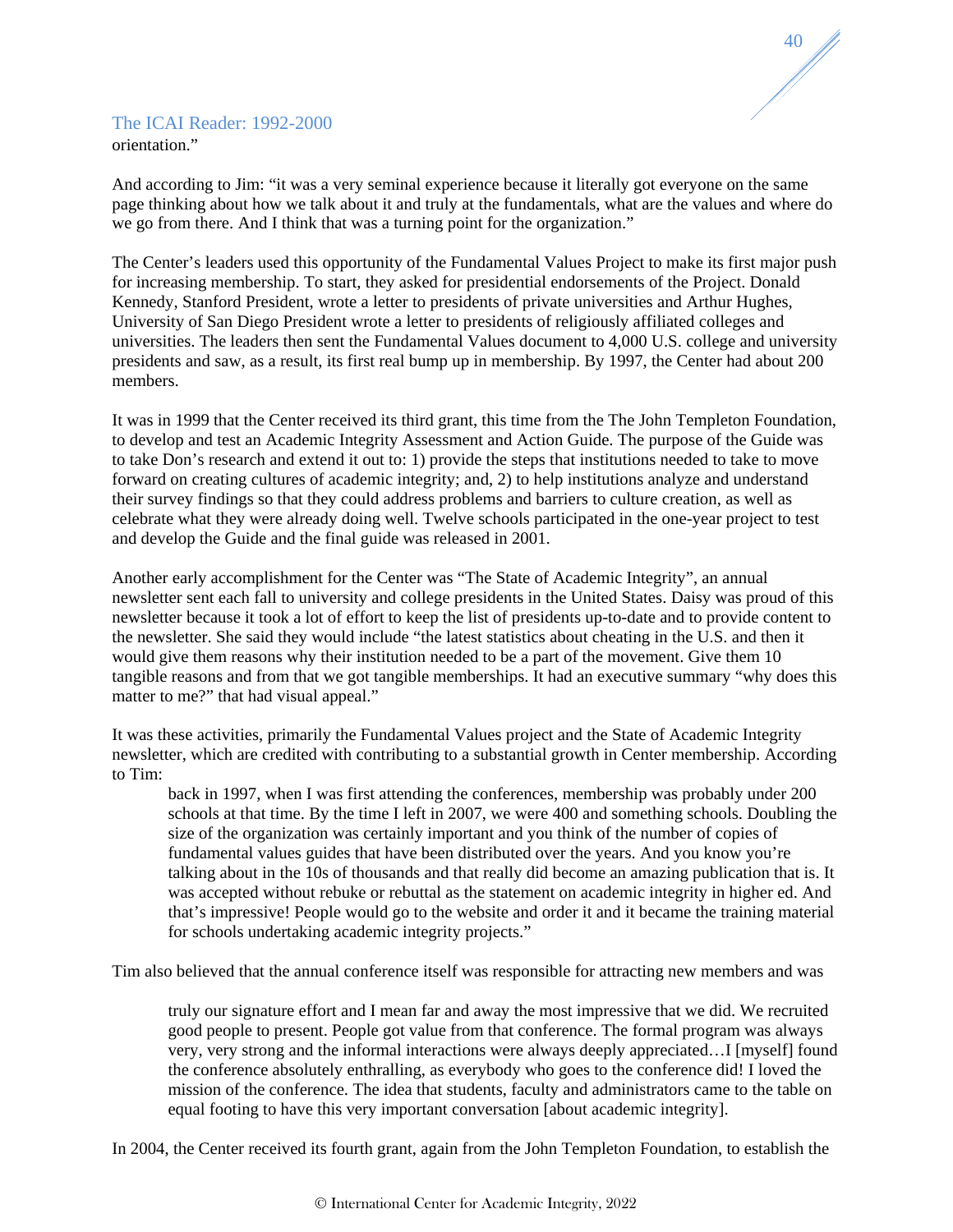orientation."

And according to Jim: "it was a very seminal experience because it literally got everyone on the same page thinking about how we talk about it and truly at the fundamentals, what are the values and where do we go from there. And I think that was a turning point for the organization."

The Center's leaders used this opportunity of the Fundamental Values Project to make its first major push for increasing membership. To start, they asked for presidential endorsements of the Project. Donald Kennedy, Stanford President, wrote a letter to presidents of private universities and Arthur Hughes, University of San Diego President wrote a letter to presidents of religiously affiliated colleges and universities. The leaders then sent the Fundamental Values document to 4,000 U.S. college and university presidents and saw, as a result, its first real bump up in membership. By 1997, the Center had about 200 members.

It was in 1999 that the Center received its third grant, this time from the The John Templeton Foundation, to develop and test an Academic Integrity Assessment and Action Guide. The purpose of the Guide was to take Don's research and extend it out to: 1) provide the steps that institutions needed to take to move forward on creating cultures of academic integrity; and, 2) to help institutions analyze and understand their survey findings so that they could address problems and barriers to culture creation, as well as celebrate what they were already doing well. Twelve schools participated in the one-year project to test and develop the Guide and the final guide was released in 2001.

Another early accomplishment for the Center was "The State of Academic Integrity", an annual newsletter sent each fall to university and college presidents in the United States. Daisy was proud of this newsletter because it took a lot of effort to keep the list of presidents up-to-date and to provide content to the newsletter. She said they would include "the latest statistics about cheating in the U.S. and then it would give them reasons why their institution needed to be a part of the movement. Give them 10 tangible reasons and from that we got tangible memberships. It had an executive summary "why does this matter to me?" that had visual appeal."

It was these activities, primarily the Fundamental Values project and the State of Academic Integrity newsletter, which are credited with contributing to a substantial growth in Center membership. According to Tim:

> back in 1997, when I was first attending the conferences, membership was probably under 200 schools at that time. By the time I left in 2007, we were 400 and something schools. Doubling the size of the organization was certainly important and you think of the number of copies of fundamental values guides that have been distributed over the years. And you know you're talking about in the 10s of thousands and that really did become an amazing publication that is. It was accepted without rebuke or rebuttal as the statement on academic integrity in higher ed. And that's impressive! People would go to the website and order it and it became the training material for schools undertaking academic integrity projects."

Tim also believed that the annual conference itself was responsible for attracting new members and was

> truly our signature effort and I mean far and away the most impressive that we did. We recruited good people to present. People got value from that conference. The formal program was always very, very strong and the informal interactions were always deeply appreciated…I [myself] found the conference absolutely enthralling, as everybody who goes to the conference did! I loved the mission of the conference. The idea that students, faculty and administrators came to the table on equal footing to have this very important conversation [about academic integrity].

In 2004, the Center received its fourth grant, again from the John Templeton Foundation, to establish the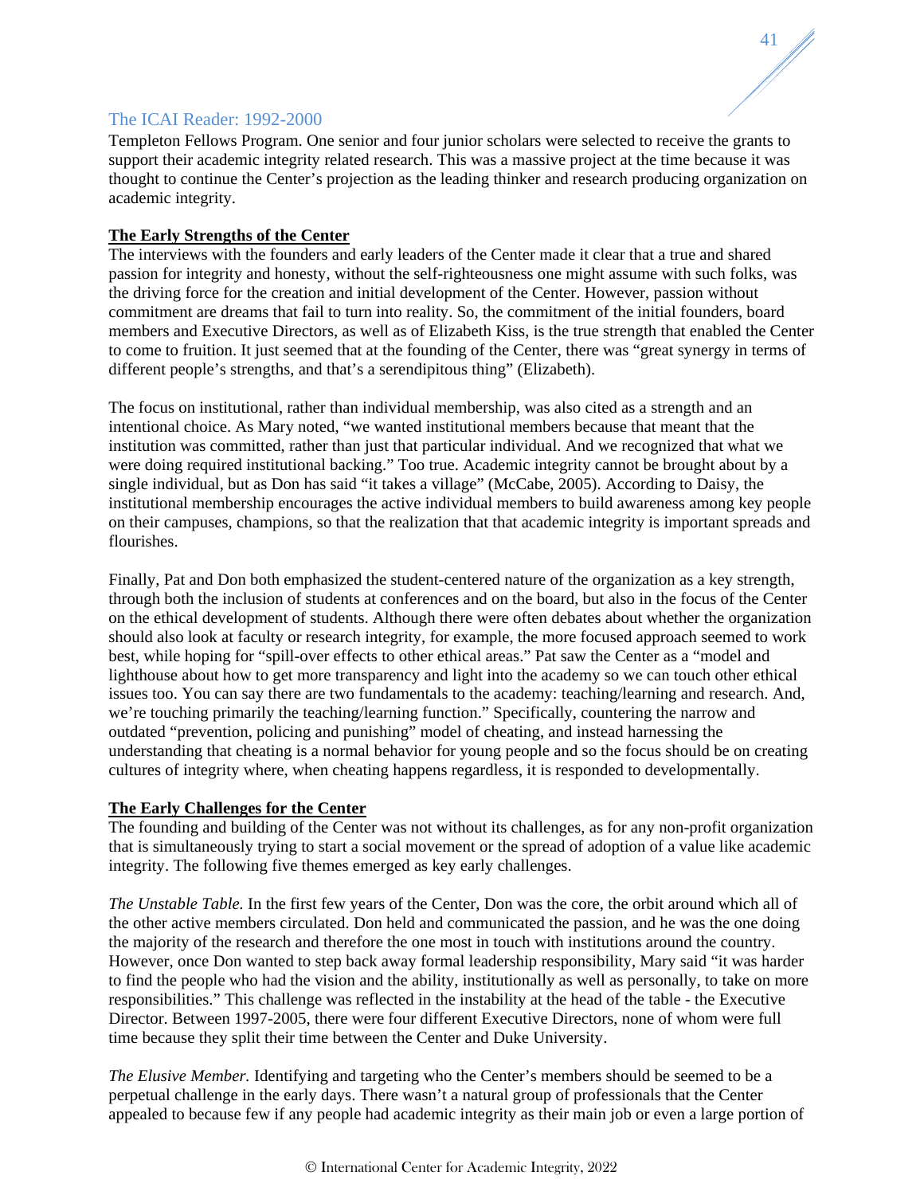Templeton Fellows Program. One senior and four junior scholars were selected to receive the grants to support their academic integrity related research. This was a massive project at the time because it was thought to continue the Center's projection as the leading thinker and research producing organization on academic integrity.

**The Early Strengths of the Center**

The interviews with the founders and early leaders of the Center made it clear that a true and shared passion for integrity and honesty, without the self-righteousness one might assume with such folks, was the driving force for the creation and initial development of the Center. However, passion without commitment are dreams that fail to turn into reality. So, the commitment of the initial founders, board members and Executive Directors, as well as of Elizabeth Kiss, is the true strength that enabled the Center to come to fruition. It just seemed that at the founding of the Center, there was "great synergy in terms of different people's strengths, and that's a serendipitous thing" (Elizabeth).

The focus on institutional, rather than individual membership, was also cited as a strength and an intentional choice. As Mary noted, "we wanted institutional members because that meant that the institution was committed, rather than just that particular individual. And we recognized that what we were doing required institutional backing." Too true. Academic integrity cannot be brought about by a single individual, but as Don has said "it takes a village" (McCabe, 2005). According to Daisy, the institutional membership encourages the active individual members to build awareness among key people on their campuses, champions, so that the realization that that academic integrity is important spreads and flourishes.

Finally, Pat and Don both emphasized the student-centered nature of the organization as a key strength, through both the inclusion of students at conferences and on the board, but also in the focus of the Center on the ethical development of students. Although there were often debates about whether the organization should also look at faculty or research integrity, for example, the more focused approach seemed to work best, while hoping for "spill-over effects to other ethical areas." Pat saw the Center as a "model and lighthouse about how to get more transparency and light into the academy so we can touch other ethical issues too. You can say there are two fundamentals to the academy: teaching/learning and research. And, we're touching primarily the teaching/learning function." Specifically, countering the narrow and outdated "prevention, policing and punishing" model of cheating, and instead harnessing the understanding that cheating is a normal behavior for young people and so the focus should be on creating cultures of integrity where, when cheating happens regardless, it is responded to developmentally.

**The Early Challenges for the Center**

The founding and building of the Center was not without its challenges, as for any non-profit organization that is simultaneously trying to start a social movement or the spread of adoption of a value like academic integrity. The following five themes emerged as key early challenges.

*The Unstable Table.* In the first few years of the Center, Don was the core, the orbit around which all of the other active members circulated. Don held and communicated the passion, and he was the one doing the majority of the research and therefore the one most in touch with institutions around the country. However, once Don wanted to step back away formal leadership responsibility, Mary said "it was harder to find the people who had the vision and the ability, institutionally as well as personally, to take on more responsibilities." This challenge was reflected in the instability at the head of the table - the Executive Director. Between 1997-2005, there were four different Executive Directors, none of whom were full time because they split their time between the Center and Duke University.

*The Elusive Member.* Identifying and targeting who the Center's members should be seemed to be a perpetual challenge in the early days. There wasn't a natural group of professionals that the Center appealed to because few if any people had academic integrity as their main job or even a large portion of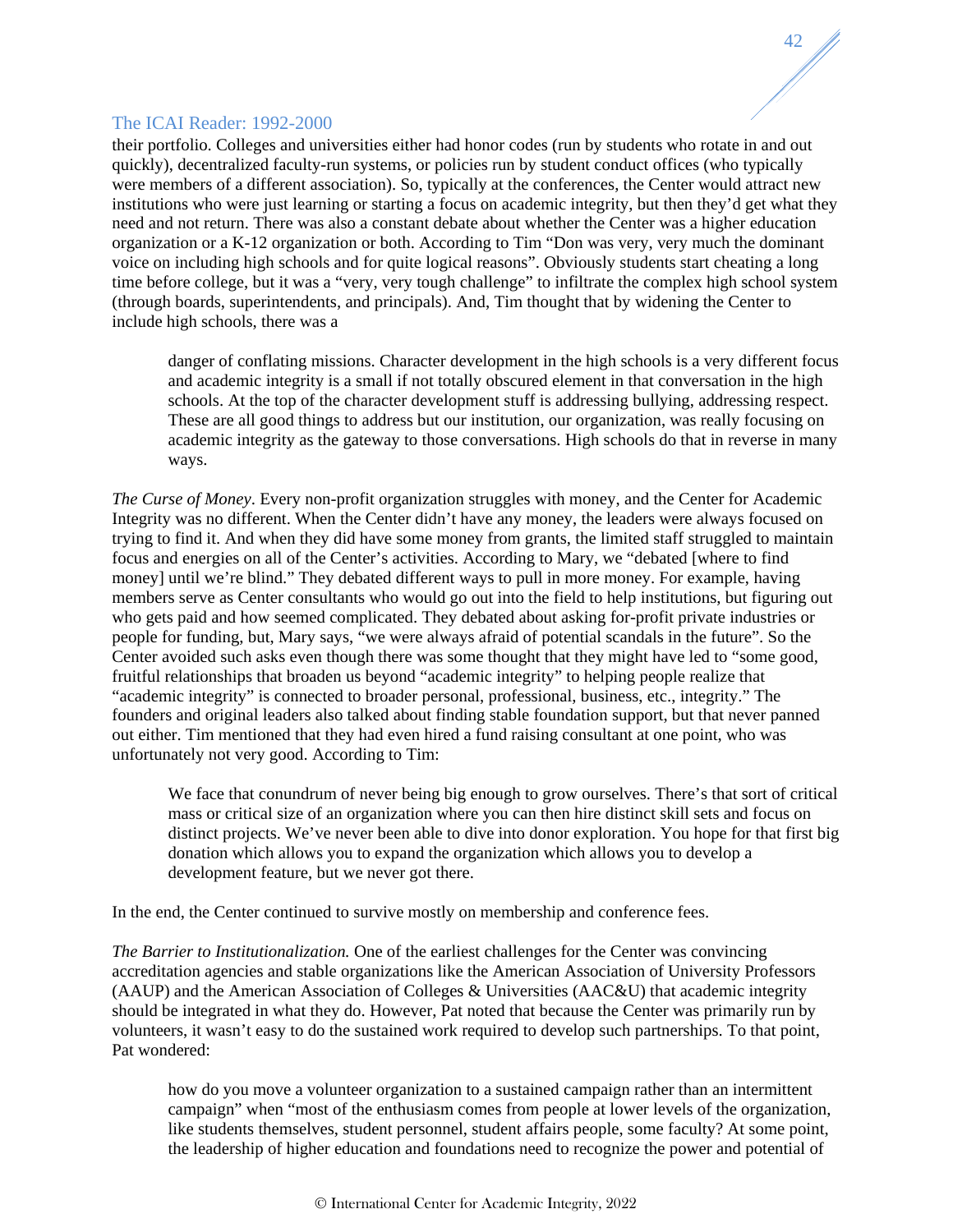their portfolio. Colleges and universities either had honor codes (run by students who rotate in and out quickly), decentralized faculty-run systems, or policies run by student conduct offices (who typically were members of a different association). So, typically at the conferences, the Center would attract new institutions who were just learning or starting a focus on academic integrity, but then they'd get what they need and not return. There was also a constant debate about whether the Center was a higher education organization or a K-12 organization or both. According to Tim "Don was very, very much the dominant voice on including high schools and for quite logical reasons". Obviously students start cheating a long time before college, but it was a "very, very tough challenge" to infiltrate the complex high school system (through boards, superintendents, and principals). And, Tim thought that by widening the Center to include high schools, there was a

> danger of conflating missions. Character development in the high schools is a very different focus and academic integrity is a small if not totally obscured element in that conversation in the high schools. At the top of the character development stuff is addressing bullying, addressing respect. These are all good things to address but our institution, our organization, was really focusing on academic integrity as the gateway to those conversations. High schools do that in reverse in many ways.

*The Curse of Money*. Every non-profit organization struggles with money, and the Center for Academic Integrity was no different. When the Center didn't have any money, the leaders were always focused on trying to find it. And when they did have some money from grants, the limited staff struggled to maintain focus and energies on all of the Center's activities. According to Mary, we "debated [where to find money] until we're blind." They debated different ways to pull in more money. For example, having members serve as Center consultants who would go out into the field to help institutions, but figuring out who gets paid and how seemed complicated. They debated about asking for-profit private industries or people for funding, but, Mary says, "we were always afraid of potential scandals in the future". So the Center avoided such asks even though there was some thought that they might have led to "some good, fruitful relationships that broaden us beyond "academic integrity" to helping people realize that "academic integrity" is connected to broader personal, professional, business, etc., integrity." The founders and original leaders also talked about finding stable foundation support, but that never panned out either. Tim mentioned that they had even hired a fund raising consultant at one point, who was unfortunately not very good. According to Tim:

> We face that conundrum of never being big enough to grow ourselves. There's that sort of critical mass or critical size of an organization where you can then hire distinct skill sets and focus on distinct projects. We've never been able to dive into donor exploration. You hope for that first big donation which allows you to expand the organization which allows you to develop a development feature, but we never got there.

In the end, the Center continued to survive mostly on membership and conference fees.

*The Barrier to Institutionalization.* One of the earliest challenges for the Center was convincing accreditation agencies and stable organizations like the American Association of University Professors (AAUP) and the American Association of Colleges & Universities (AAC&U) that academic integrity should be integrated in what they do. However, Pat noted that because the Center was primarily run by volunteers, it wasn't easy to do the sustained work required to develop such partnerships. To that point, Pat wondered:

> how do you move a volunteer organization to a sustained campaign rather than an intermittent campaign" when "most of the enthusiasm comes from people at lower levels of the organization, like students themselves, student personnel, student affairs people, some faculty? At some point, the leadership of higher education and foundations need to recognize the power and potential of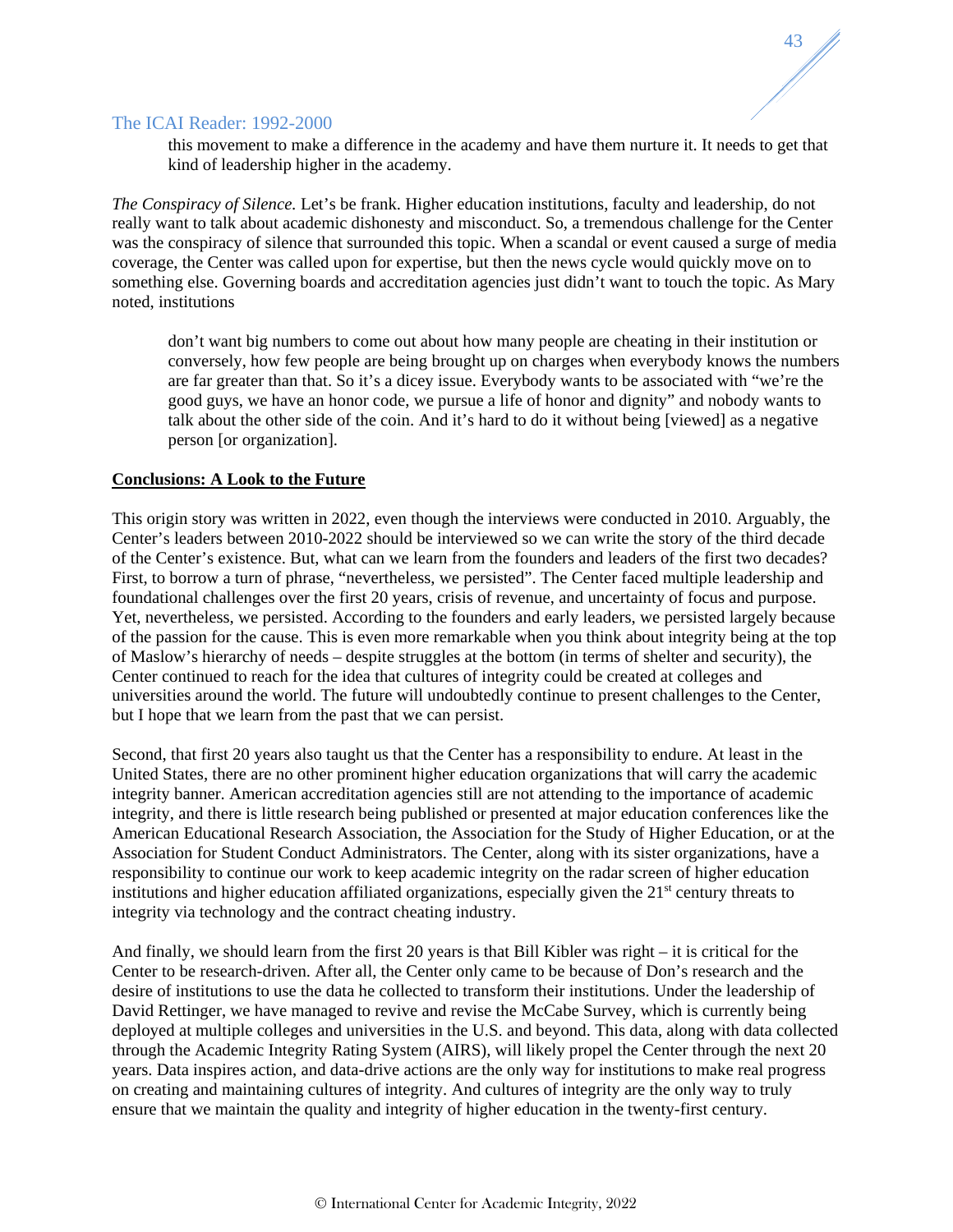this movement to make a difference in the academy and have them nurture it. It needs to get that kind of leadership higher in the academy.

*The Conspiracy of Silence.* Let's be frank. Higher education institutions, faculty and leadership, do not really want to talk about academic dishonesty and misconduct. So, a tremendous challenge for the Center was the conspiracy of silence that surrounded this topic. When a scandal or event caused a surge of media coverage, the Center was called upon for expertise, but then the news cycle would quickly move on to something else. Governing boards and accreditation agencies just didn't want to touch the topic. As Mary noted, institutions

> don't want big numbers to come out about how many people are cheating in their institution or conversely, how few people are being brought up on charges when everybody knows the numbers are far greater than that. So it's a dicey issue. Everybody wants to be associated with "we're the good guys, we have an honor code, we pursue a life of honor and dignity" and nobody wants to talk about the other side of the coin. And it's hard to do it without being [viewed] as a negative person [or organization].

**<u>Conclusions: A Look to the Future</u>**

This origin story was written in 2022, even though the interviews were conducted in 2010. Arguably, the Center's leaders between 2010-2022 should be interviewed so we can write the story of the third decade of the Center's existence. But, what can we learn from the founders and leaders of the first two decades? First, to borrow a turn of phrase, "nevertheless, we persisted". The Center faced multiple leadership and foundational challenges over the first 20 years, crisis of revenue, and uncertainty of focus and purpose. Yet, nevertheless, we persisted. According to the founders and early leaders, we persisted largely because of the passion for the cause. This is even more remarkable when you think about integrity being at the top of Maslow's hierarchy of needs – despite struggles at the bottom (in terms of shelter and security), the Center continued to reach for the idea that cultures of integrity could be created at colleges and universities around the world. The future will undoubtedly continue to present challenges to the Center, but I hope that we learn from the past that we can persist.

Second, that first 20 years also taught us that the Center has a responsibility to endure. At least in the United States, there are no other prominent higher education organizations that will carry the academic integrity banner. American accreditation agencies still are not attending to the importance of academic integrity, and there is little research being published or presented at major education conferences like the American Educational Research Association, the Association for the Study of Higher Education, or at the Association for Student Conduct Administrators. The Center, along with its sister organizations, have a responsibility to continue our work to keep academic integrity on the radar screen of higher education institutions and higher education affiliated organizations, especially given the 21st century threats to integrity via technology and the contract cheating industry.

And finally, we should learn from the first 20 years is that Bill Kibler was right – it is critical for the Center to be research-driven. After all, the Center only came to be because of Don's research and the desire of institutions to use the data he collected to transform their institutions. Under the leadership of David Rettinger, we have managed to revive and revise the McCabe Survey, which is currently being deployed at multiple colleges and universities in the U.S. and beyond. This data, along with data collected through the Academic Integrity Rating System (AIRS), will likely propel the Center through the next 20 years. Data inspires action, and data-drive actions are the only way for institutions to make real progress on creating and maintaining cultures of integrity. And cultures of integrity are the only way to truly ensure that we maintain the quality and integrity of higher education in the twenty-first century.